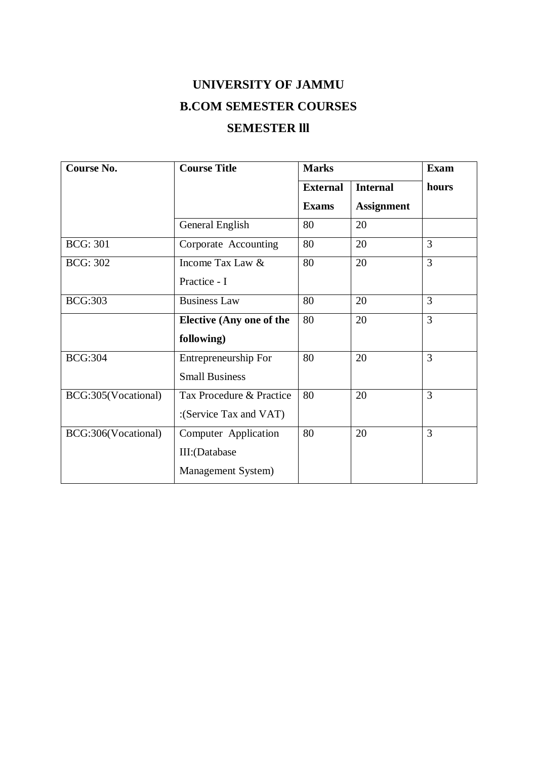# UNIVERSITY OF JAMMU

## B.COM SEMESTER COURSES

## SEMESTER lll

| Course No. | Course Title | Marks | | Exam hours |
|---|---|---|---|---|
| | | External Exams | Internal Assignment | |
| | General English | 80 | 20 | |
| BCG: 301 | Corporate Accounting | 80 | 20 | 3 |
| BCG: 302 | Income Tax Law & Practice - I | 80 | 20 | 3 |
| BCG:303 | Business Law | 80 | 20 | 3 |
| | **Elective (Any one of the following)** | 80 | 20 | 3 |
| BCG:304 | Entrepreneurship For Small Business | 80 | 20 | 3 |
| BCG:305(Vocational) | Tax Procedure & Practice :(Service Tax and VAT) | 80 | 20 | 3 |
| BCG:306(Vocational) | Computer Application III:(Database Management System) | 80 | 20 | 3 |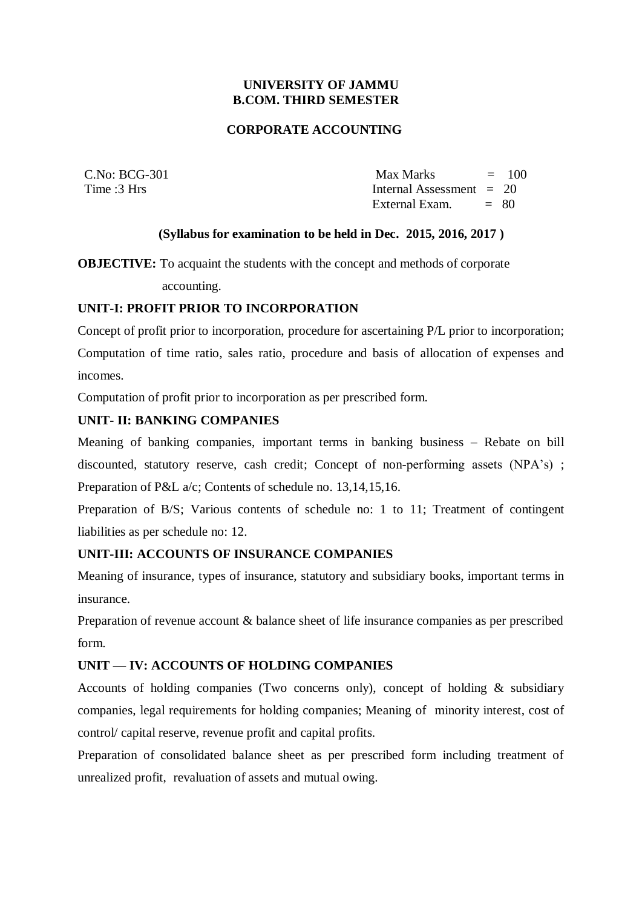# UNIVERSITY OF JAMMU
## B.COM. THIRD SEMESTER

## CORPORATE ACCOUNTING

C.No: BCG-301 | Max Marks = 100
Time :3 Hrs | Internal Assessment = 20
External Exam. = 80

**(Syllabus for examination to be held in Dec. 2015, 2016, 2017 )**

**OBJECTIVE:** To acquaint the students with the concept and methods of corporate accounting.

### UNIT-I: PROFIT PRIOR TO INCORPORATION

Concept of profit prior to incorporation, procedure for ascertaining P/L prior to incorporation; Computation of time ratio, sales ratio, procedure and basis of allocation of expenses and incomes.

Computation of profit prior to incorporation as per prescribed form.

### UNIT- II: BANKING COMPANIES

Meaning of banking companies, important terms in banking business – Rebate on bill discounted, statutory reserve, cash credit; Concept of non-performing assets (NPA's) ; Preparation of P&L a/c; Contents of schedule no. 13,14,15,16.

Preparation of B/S; Various contents of schedule no: 1 to 11; Treatment of contingent liabilities as per schedule no: 12.

### UNIT-III: ACCOUNTS OF INSURANCE COMPANIES

Meaning of insurance, types of insurance, statutory and subsidiary books, important terms in insurance.

Preparation of revenue account & balance sheet of life insurance companies as per prescribed form.

### UNIT — IV: ACCOUNTS OF HOLDING COMPANIES

Accounts of holding companies (Two concerns only), concept of holding & subsidiary companies, legal requirements for holding companies; Meaning of minority interest, cost of control/ capital reserve, revenue profit and capital profits.

Preparation of consolidated balance sheet as per prescribed form including treatment of unrealized profit, revaluation of assets and mutual owing.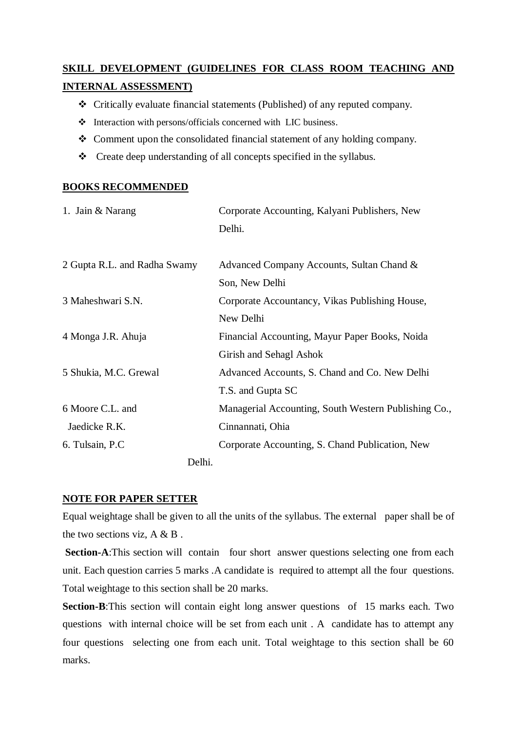**SKILL DEVELOPMENT (GUIDELINES FOR CLASS ROOM TEACHING AND INTERNAL ASSESSMENT)**

- Critically evaluate financial statements (Published) of any reputed company.
- Interaction with persons/officials concerned with LIC business.
- Comment upon the consolidated financial statement of any holding company.
- Create deep understanding of all concepts specified in the syllabus.

**BOOKS RECOMMENDED**

| | |
|---|---|
| 1. Jain & Narang | Corporate Accounting, Kalyani Publishers, New Delhi. |
| 2 Gupta R.L. and Radha Swamy | Advanced Company Accounts, Sultan Chand & Son, New Delhi |
| 3 Maheshwari S.N. | Corporate Accountancy, Vikas Publishing House, New Delhi |
| 4 Monga J.R. Ahuja | Financial Accounting, Mayur Paper Books, Noida Girish and Sehagl Ashok |
| 5 Shukia, M.C. Grewal | Advanced Accounts, S. Chand and Co. New Delhi T.S. and Gupta SC |
| 6 Moore C.L. and Jaedicke R.K. | Managerial Accounting, South Western Publishing Co., Cinnannati, Ohia |
| 6. Tulsain, P.C | Corporate Accounting, S. Chand Publication, New Delhi. |

**NOTE FOR PAPER SETTER**

Equal weightage shall be given to all the units of the syllabus. The external paper shall be of the two sections viz, A & B .

**Section-A**:This section will contain four short answer questions selecting one from each unit. Each question carries 5 marks .A candidate is required to attempt all the four questions. Total weightage to this section shall be 20 marks.

**Section-B**:This section will contain eight long answer questions of 15 marks each. Two questions with internal choice will be set from each unit . A candidate has to attempt any four questions selecting one from each unit. Total weightage to this section shall be 60 marks.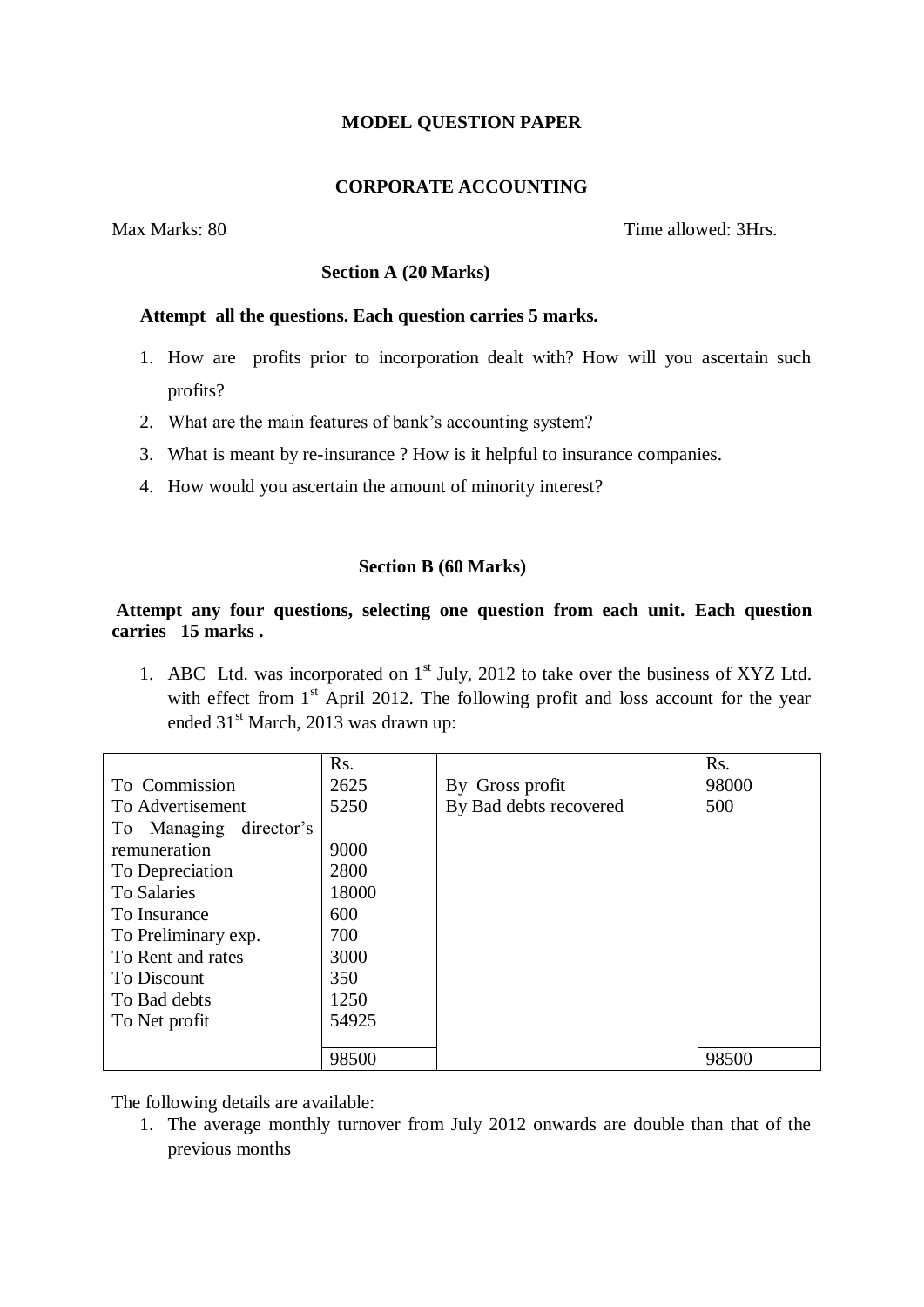**MODEL QUESTION PAPER**

**CORPORATE ACCOUNTING**

Max Marks: 80 Time allowed: 3Hrs.

**Section A (20 Marks)**

**Attempt all the questions. Each question carries 5 marks.**

1. How are profits prior to incorporation dealt with? How will you ascertain such profits?
2. What are the main features of bank's accounting system?
3. What is meant by re-insurance ? How is it helpful to insurance companies.
4. How would you ascertain the amount of minority interest?

**Section B (60 Marks)**

**Attempt any four questions, selecting one question from each unit. Each question carries 15 marks .**

1. ABC Ltd. was incorporated on 1st July, 2012 to take over the business of XYZ Ltd. with effect from 1st April 2012. The following profit and loss account for the year ended 31st March, 2013 was drawn up:

| | Rs. | | Rs. |
|---|---|---|---|
| To Commission | 2625 | By Gross profit | 98000 |
| To Advertisement | 5250 | By Bad debts recovered | 500 |
| To Managing director's remuneration | 9000 | | |
| To Depreciation | 2800 | | |
| To Salaries | 18000 | | |
| To Insurance | 600 | | |
| To Preliminary exp. | 700 | | |
| To Rent and rates | 3000 | | |
| To Discount | 350 | | |
| To Bad debts | 1250 | | |
| To Net profit | 54925 | | |
| | 98500 | | 98500 |

The following details are available:

1. The average monthly turnover from July 2012 onwards are double than that of the previous months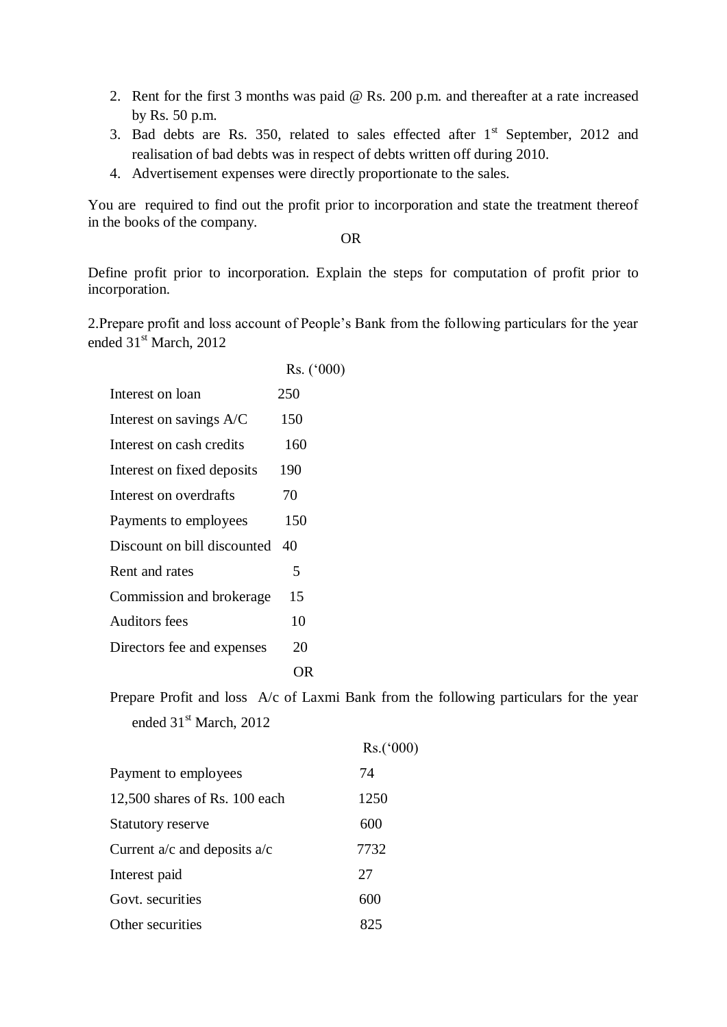2. Rent for the first 3 months was paid @ Rs. 200 p.m. and thereafter at a rate increased by Rs. 50 p.m.
3. Bad debts are Rs. 350, related to sales effected after 1st September, 2012 and realisation of bad debts was in respect of debts written off during 2010.
4. Advertisement expenses were directly proportionate to the sales.

You are required to find out the profit prior to incorporation and state the treatment thereof in the books of the company.

OR

Define profit prior to incorporation. Explain the steps for computation of profit prior to incorporation.

2.Prepare profit and loss account of People's Bank from the following particulars for the year ended 31st March, 2012

| | Rs. ('000) |
|---|---|
| Interest on loan | 250 |
| Interest on savings A/C | 150 |
| Interest on cash credits | 160 |
| Interest on fixed deposits | 190 |
| Interest on overdrafts | 70 |
| Payments to employees | 150 |
| Discount on bill discounted | 40 |
| Rent and rates | 5 |
| Commission and brokerage | 15 |
| Auditors fees | 10 |
| Directors fee and expenses | 20 |

OR

Prepare Profit and loss A/c of Laxmi Bank from the following particulars for the year ended 31st March, 2012

| | Rs.('000) |
|---|---|
| Payment to employees | 74 |
| 12,500 shares of Rs. 100 each | 1250 |
| Statutory reserve | 600 |
| Current a/c and deposits a/c | 7732 |
| Interest paid | 27 |
| Govt. securities | 600 |
| Other securities | 825 |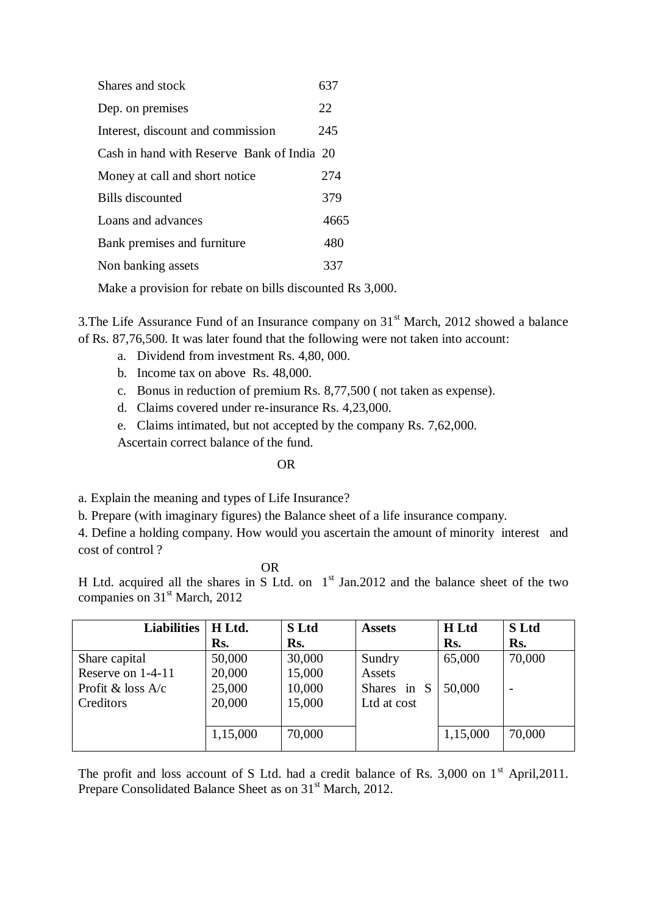| | |
|---|---|
| Shares and stock | 637 |
| Dep. on premises | 22 |
| Interest, discount and commission | 245 |
| Cash in hand with Reserve Bank of India | 20 |
| Money at call and short notice | 274 |
| Bills discounted | 379 |
| Loans and advances | 4665 |
| Bank premises and furniture | 480 |
| Non banking assets | 337 |

Make a provision for rebate on bills discounted Rs 3,000.

3.The Life Assurance Fund of an Insurance company on 31st March, 2012 showed a balance of Rs. 87,76,500. It was later found that the following were not taken into account:

a. Dividend from investment Rs. 4,80, 000.
b. Income tax on above Rs. 48,000.
c. Bonus in reduction of premium Rs. 8,77,500 ( not taken as expense).
d. Claims covered under re-insurance Rs. 4,23,000.
e. Claims intimated, but not accepted by the company Rs. 7,62,000.

Ascertain correct balance of the fund.

OR

a. Explain the meaning and types of Life Insurance?

b. Prepare (with imaginary figures) the Balance sheet of a life insurance company.

4. Define a holding company. How would you ascertain the amount of minority interest and cost of control ?

OR

H Ltd. acquired all the shares in S Ltd. on 1st Jan.2012 and the balance sheet of the two companies on 31st March, 2012

| Liabilities | H Ltd. Rs. | S Ltd Rs. | Assets | H Ltd Rs. | S Ltd Rs. |
|---|---|---|---|---|---|
| Share capital | 50,000 | 30,000 | Sundry Assets | 65,000 | 70,000 |
| Reserve on 1-4-11 | 20,000 | 15,000 | | | |
| Profit & loss A/c | 25,000 | 10,000 | Shares in S Ltd at cost | 50,000 | - |
| Creditors | 20,000 | 15,000 | | | |
| | 1,15,000 | 70,000 | | 1,15,000 | 70,000 |

The profit and loss account of S Ltd. had a credit balance of Rs. 3,000 on 1st April,2011. Prepare Consolidated Balance Sheet as on 31st March, 2012.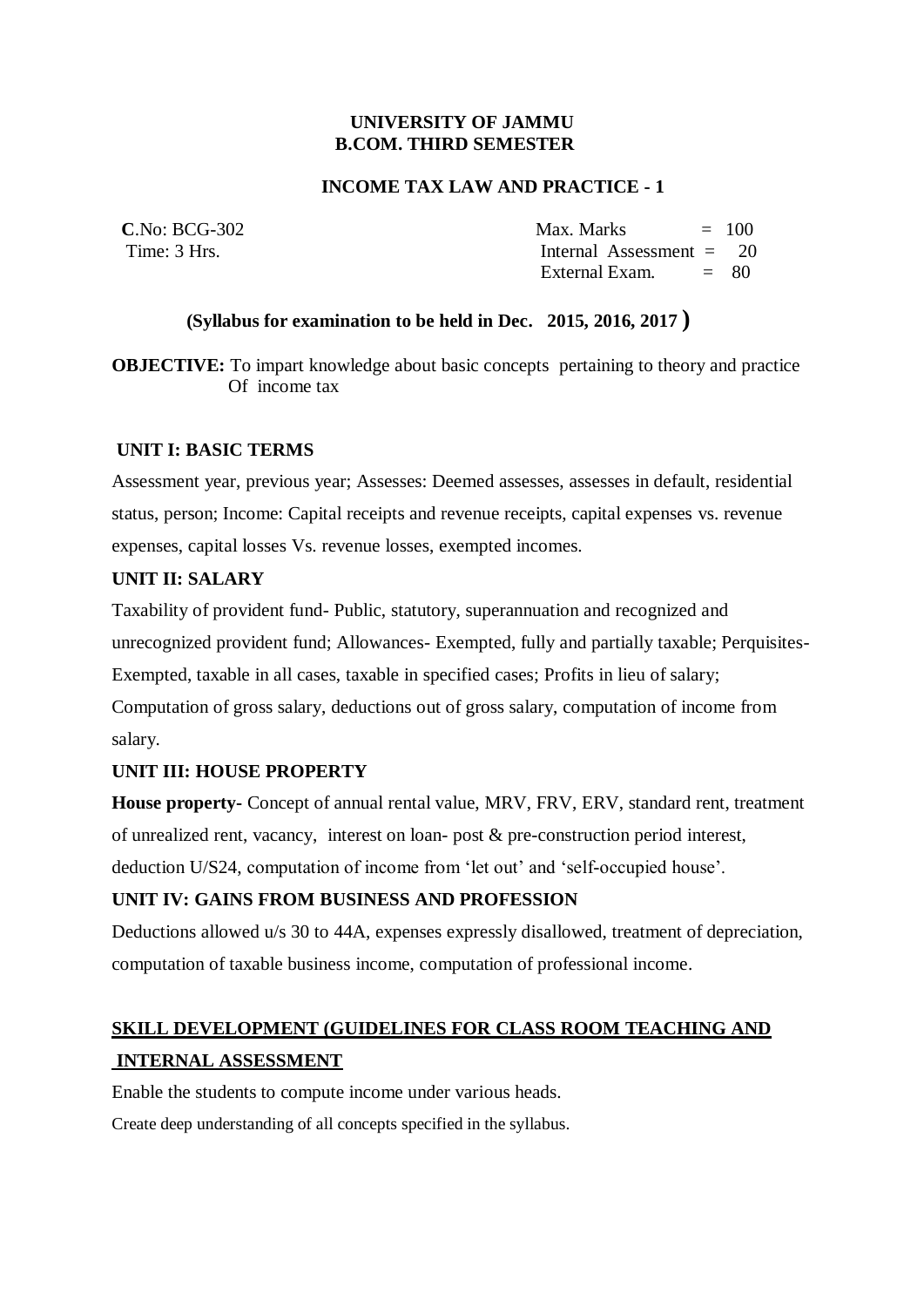**UNIVERSITY OF JAMMU**
**B.COM. THIRD SEMESTER**

**INCOME TAX LAW AND PRACTICE - 1**

**C**.No: BCG-302
Time: 3 Hrs.

Max. Marks = 100
Internal Assessment = 20
External Exam. = 80

**(Syllabus for examination to be held in Dec. 2015, 2016, 2017 )**

**OBJECTIVE:** To impart knowledge about basic concepts pertaining to theory and practice Of income tax

**UNIT I: BASIC TERMS**

Assessment year, previous year; Assesses: Deemed assesses, assesses in default, residential status, person; Income: Capital receipts and revenue receipts, capital expenses vs. revenue expenses, capital losses Vs. revenue losses, exempted incomes.

**UNIT II: SALARY**

Taxability of provident fund- Public, statutory, superannuation and recognized and unrecognized provident fund; Allowances- Exempted, fully and partially taxable; Perquisites- Exempted, taxable in all cases, taxable in specified cases; Profits in lieu of salary; Computation of gross salary, deductions out of gross salary, computation of income from salary.

**UNIT III: HOUSE PROPERTY**

**House property-** Concept of annual rental value, MRV, FRV, ERV, standard rent, treatment of unrealized rent, vacancy, interest on loan- post & pre-construction period interest, deduction U/S24, computation of income from 'let out' and 'self-occupied house'.

**UNIT IV: GAINS FROM BUSINESS AND PROFESSION**

Deductions allowed u/s 30 to 44A, expenses expressly disallowed, treatment of depreciation, computation of taxable business income, computation of professional income.

**SKILL DEVELOPMENT (GUIDELINES FOR CLASS ROOM TEACHING AND INTERNAL ASSESSMENT**

Enable the students to compute income under various heads.

Create deep understanding of all concepts specified in the syllabus.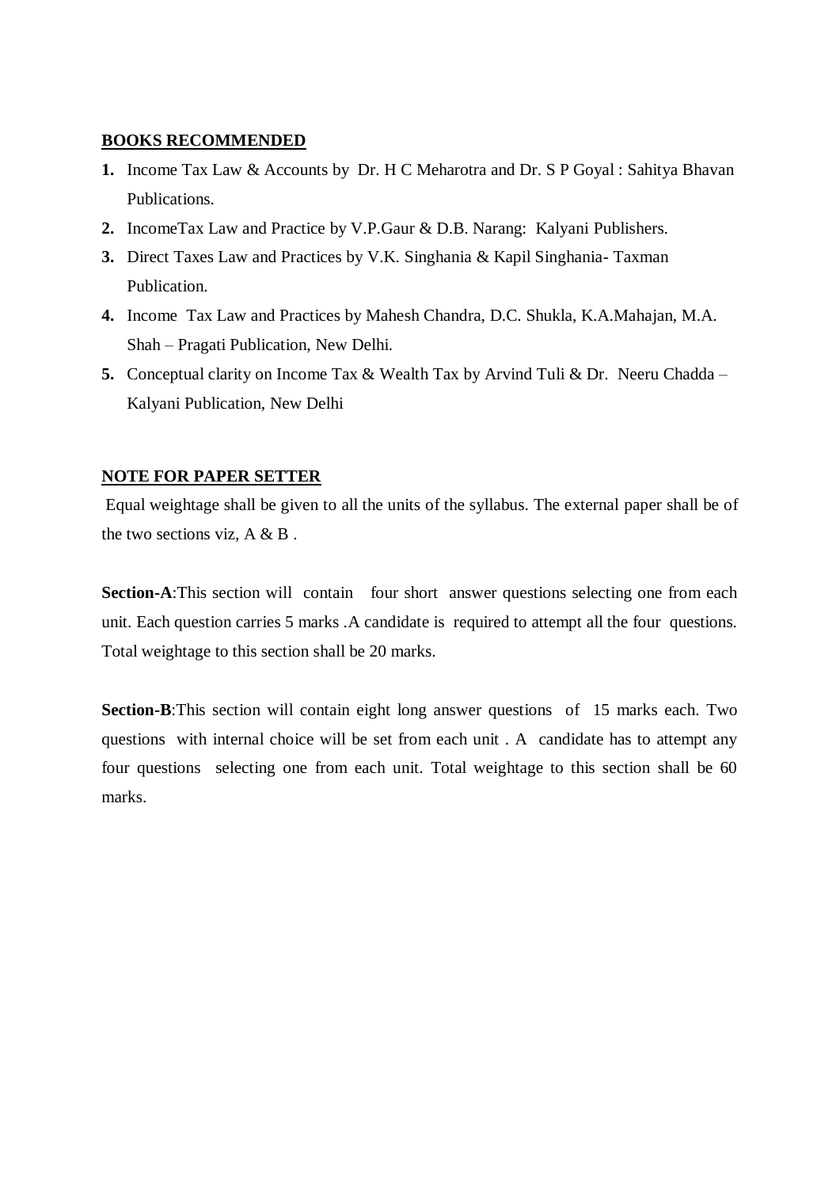**BOOKS RECOMMENDED**

1. Income Tax Law & Accounts by Dr. H C Meharotra and Dr. S P Goyal : Sahitya Bhavan Publications.
2. IncomeTax Law and Practice by V.P.Gaur & D.B. Narang: Kalyani Publishers.
3. Direct Taxes Law and Practices by V.K. Singhania & Kapil Singhania- Taxman Publication.
4. Income Tax Law and Practices by Mahesh Chandra, D.C. Shukla, K.A.Mahajan, M.A. Shah – Pragati Publication, New Delhi.
5. Conceptual clarity on Income Tax & Wealth Tax by Arvind Tuli & Dr. Neeru Chadda – Kalyani Publication, New Delhi

**NOTE FOR PAPER SETTER**

Equal weightage shall be given to all the units of the syllabus. The external paper shall be of the two sections viz, A & B .

**Section-A**:This section will contain four short answer questions selecting one from each unit. Each question carries 5 marks .A candidate is required to attempt all the four questions. Total weightage to this section shall be 20 marks.

**Section-B**:This section will contain eight long answer questions of 15 marks each. Two questions with internal choice will be set from each unit . A candidate has to attempt any four questions selecting one from each unit. Total weightage to this section shall be 60 marks.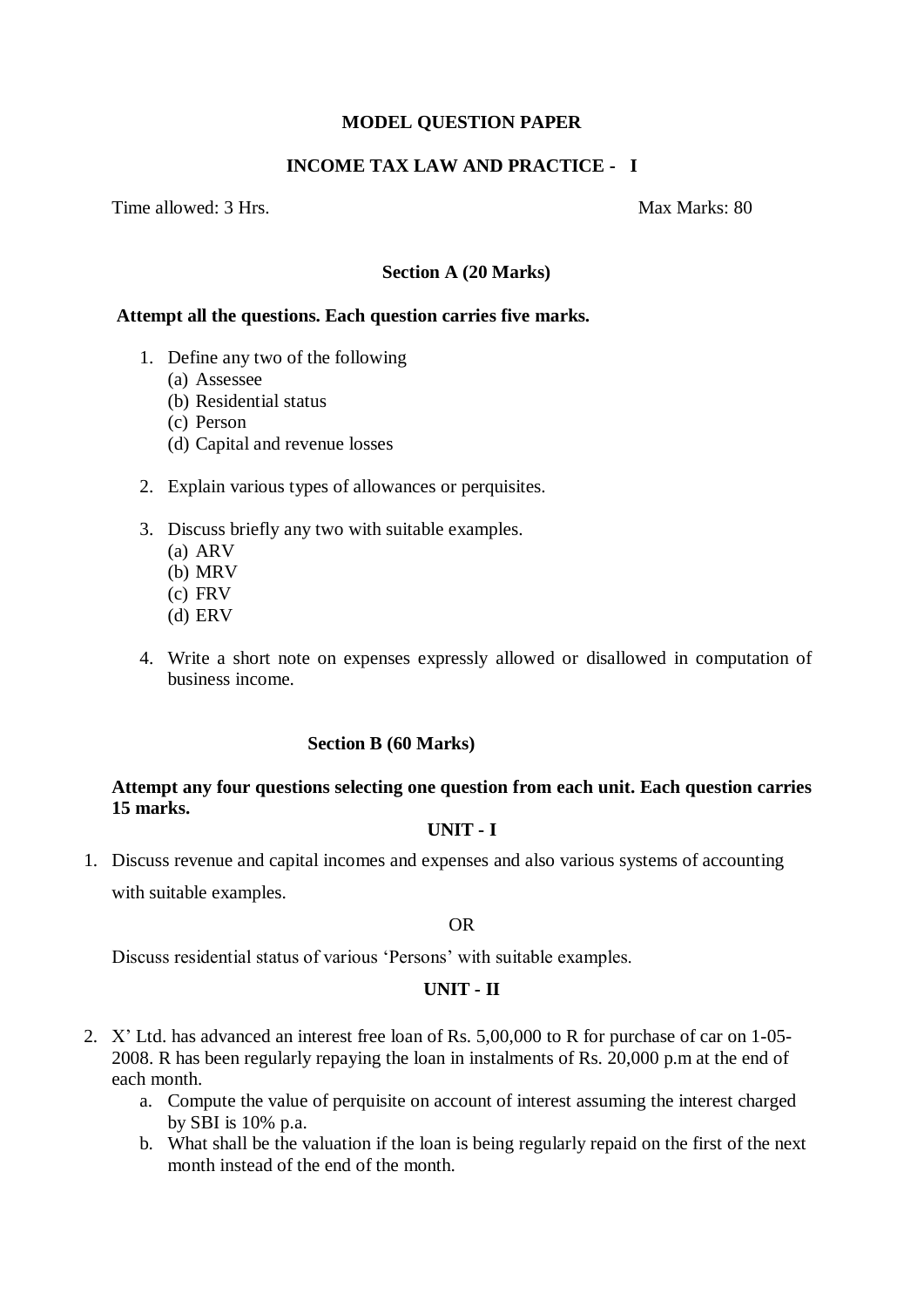# MODEL QUESTION PAPER

## INCOME TAX LAW AND PRACTICE - I

Time allowed: 3 Hrs. Max Marks: 80

### Section A (20 Marks)

**Attempt all the questions. Each question carries five marks.**

1. Define any two of the following
   (a) Assessee
   (b) Residential status
   (c) Person
   (d) Capital and revenue losses

2. Explain various types of allowances or perquisites.

3. Discuss briefly any two with suitable examples.
   (a) ARV
   (b) MRV
   (c) FRV
   (d) ERV

4. Write a short note on expenses expressly allowed or disallowed in computation of business income.

### Section B (60 Marks)

**Attempt any four questions selecting one question from each unit. Each question carries 15 marks.**

#### UNIT - I

1. Discuss revenue and capital incomes and expenses and also various systems of accounting with suitable examples.

OR

Discuss residential status of various 'Persons' with suitable examples.

#### UNIT - II

2. X' Ltd. has advanced an interest free loan of Rs. 5,00,000 to R for purchase of car on 1-05-2008. R has been regularly repaying the loan in instalments of Rs. 20,000 p.m at the end of each month.
   a. Compute the value of perquisite on account of interest assuming the interest charged by SBI is 10% p.a.
   b. What shall be the valuation if the loan is being regularly repaid on the first of the next month instead of the end of the month.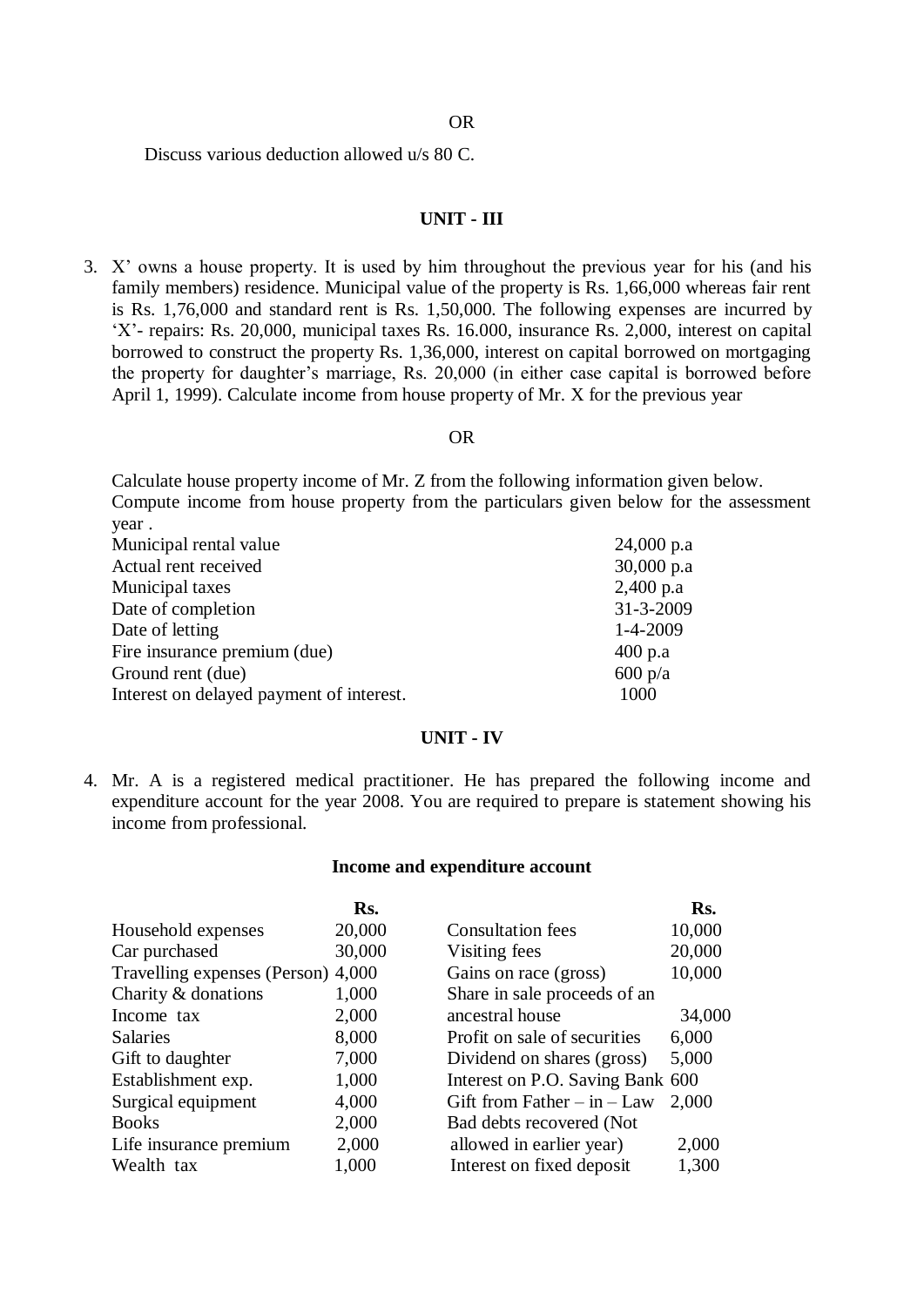OR

Discuss various deduction allowed u/s 80 C.

### UNIT - III

3. X' owns a house property. It is used by him throughout the previous year for his (and his family members) residence. Municipal value of the property is Rs. 1,66,000 whereas fair rent is Rs. 1,76,000 and standard rent is Rs. 1,50,000. The following expenses are incurred by 'X'- repairs: Rs. 20,000, municipal taxes Rs. 16.000, insurance Rs. 2,000, interest on capital borrowed to construct the property Rs. 1,36,000, interest on capital borrowed on mortgaging the property for daughter's marriage, Rs. 20,000 (in either case capital is borrowed before April 1, 1999). Calculate income from house property of Mr. X for the previous year

OR

Calculate house property income of Mr. Z from the following information given below. Compute income from house property from the particulars given below for the assessment year .

| | |
|---|---|
| Municipal rental value | 24,000 p.a |
| Actual rent received | 30,000 p.a |
| Municipal taxes | 2,400 p.a |
| Date of completion | 31-3-2009 |
| Date of letting | 1-4-2009 |
| Fire insurance premium (due) | 400 p.a |
| Ground rent (due) | 600 p/a |
| Interest on delayed payment of interest. | 1000 |

### UNIT - IV

4. Mr. A is a registered medical practitioner. He has prepared the following income and expenditure account for the year 2008. You are required to prepare is statement showing his income from professional.

**Income and expenditure account**

| | Rs. | | Rs. |
|---|---|---|---|
| Household expenses | 20,000 | Consultation fees | 10,000 |
| Car purchased | 30,000 | Visiting fees | 20,000 |
| Travelling expenses (Person) | 4,000 | Gains on race (gross) | 10,000 |
| Charity & donations | 1,000 | Share in sale proceeds of an ancestral house | 34,000 |
| Income tax | 2,000 | | |
| Salaries | 8,000 | Profit on sale of securities | 6,000 |
| Gift to daughter | 7,000 | Dividend on shares (gross) | 5,000 |
| Establishment exp. | 1,000 | Interest on P.O. Saving Bank | 600 |
| Surgical equipment | 4,000 | Gift from Father – in – Law | 2,000 |
| Books | 2,000 | Bad debts recovered (Not | |
| Life insurance premium | 2,000 | allowed in earlier year) | 2,000 |
| Wealth tax | 1,000 | Interest on fixed deposit | 1,300 |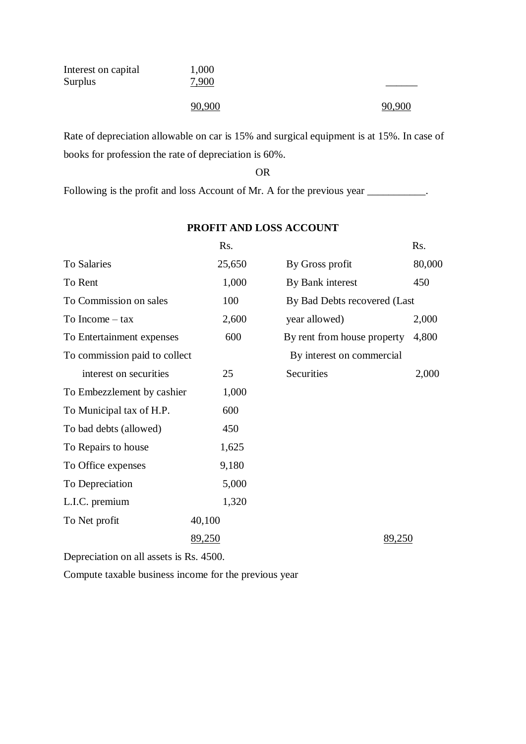| | | | |
|---|---|---|---|
| Interest on capital | 1,000 | | |
| Surplus | 7,900 | | ______ |
| | 90,900 | | 90,900 |

Rate of depreciation allowable on car is 15% and surgical equipment is at 15%. In case of books for profession the rate of depreciation is 60%.

OR

Following is the profit and loss Account of Mr. A for the previous year ___________.

**PROFIT AND LOSS ACCOUNT**

| | Rs. | | Rs. |
|---|---|---|---|
| To Salaries | 25,650 | By Gross profit | 80,000 |
| To Rent | 1,000 | By Bank interest | 450 |
| To Commission on sales | 100 | By Bad Debts recovered (Last year allowed) | 2,000 |
| To Income – tax | 2,600 | By rent from house property | 4,800 |
| To Entertainment expenses | 600 | By interest on commercial Securities | 2,000 |
| To commission paid to collect interest on securities | 25 | | |
| To Embezzlement by cashier | 1,000 | | |
| To Municipal tax of H.P. | 600 | | |
| To bad debts (allowed) | 450 | | |
| To Repairs to house | 1,625 | | |
| To Office expenses | 9,180 | | |
| To Depreciation | 5,000 | | |
| L.I.C. premium | 1,320 | | |
| To Net profit | 40,100 | | |
| | 89,250 | | 89,250 |

Depreciation on all assets is Rs. 4500.

Compute taxable business income for the previous year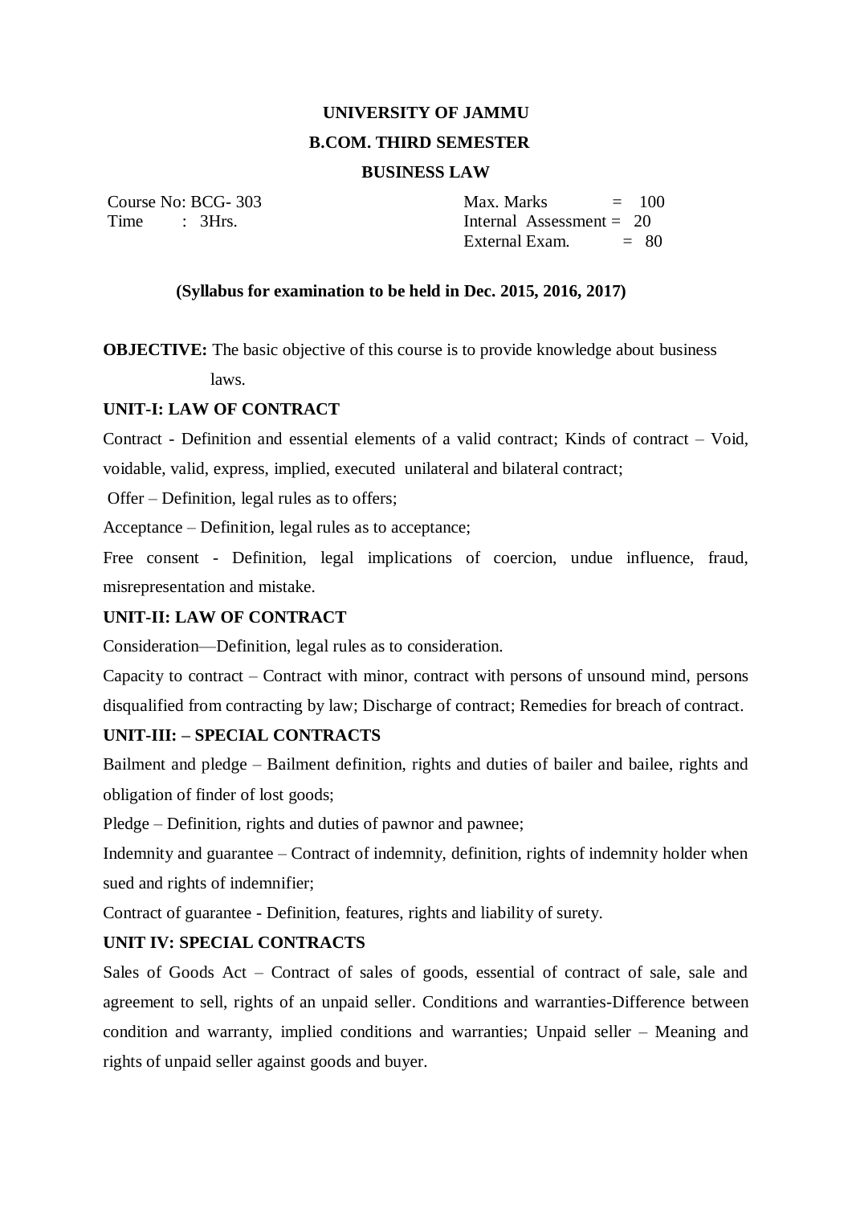# UNIVERSITY OF JAMMU

## B.COM. THIRD SEMESTER

## BUSINESS LAW

Course No: BCG- 303  
Time : 3Hrs.

Max. Marks = 100  
Internal Assessment = 20  
External Exam. = 80

**(Syllabus for examination to be held in Dec. 2015, 2016, 2017)**

**OBJECTIVE:** The basic objective of this course is to provide knowledge about business laws.

### UNIT-I: LAW OF CONTRACT

Contract - Definition and essential elements of a valid contract; Kinds of contract – Void, voidable, valid, express, implied, executed unilateral and bilateral contract;

Offer – Definition, legal rules as to offers;

Acceptance – Definition, legal rules as to acceptance;

Free consent - Definition, legal implications of coercion, undue influence, fraud, misrepresentation and mistake.

### UNIT-II: LAW OF CONTRACT

Consideration—Definition, legal rules as to consideration.

Capacity to contract – Contract with minor, contract with persons of unsound mind, persons disqualified from contracting by law; Discharge of contract; Remedies for breach of contract.

### UNIT-III: – SPECIAL CONTRACTS

Bailment and pledge – Bailment definition, rights and duties of bailer and bailee, rights and obligation of finder of lost goods;

Pledge – Definition, rights and duties of pawnor and pawnee;

Indemnity and guarantee – Contract of indemnity, definition, rights of indemnity holder when sued and rights of indemnifier;

Contract of guarantee - Definition, features, rights and liability of surety.

### UNIT IV: SPECIAL CONTRACTS

Sales of Goods Act – Contract of sales of goods, essential of contract of sale, sale and agreement to sell, rights of an unpaid seller. Conditions and warranties-Difference between condition and warranty, implied conditions and warranties; Unpaid seller – Meaning and rights of unpaid seller against goods and buyer.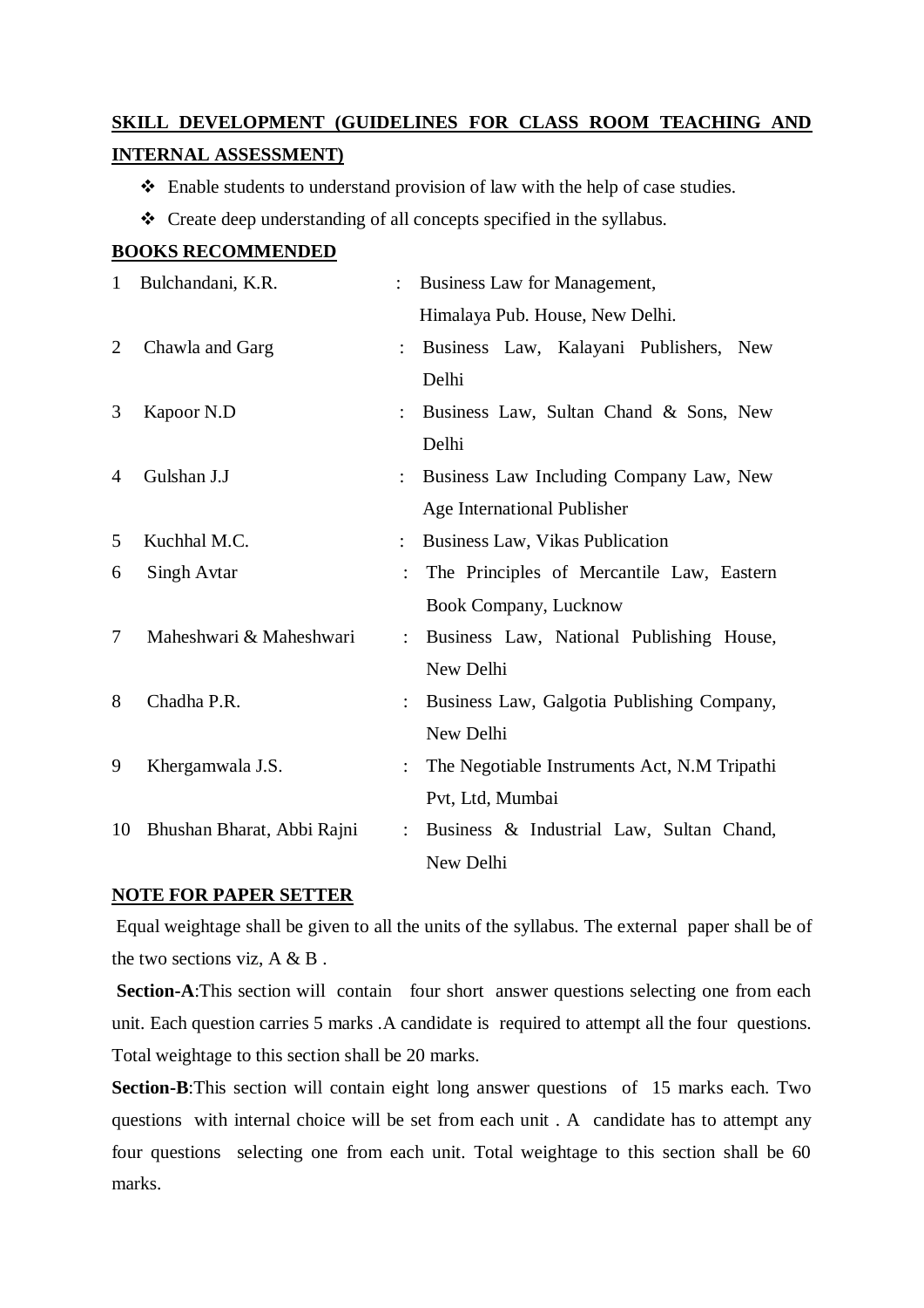**SKILL DEVELOPMENT (GUIDELINES FOR CLASS ROOM TEACHING AND INTERNAL ASSESSMENT)**

- Enable students to understand provision of law with the help of case studies.
- Create deep understanding of all concepts specified in the syllabus.

**BOOKS RECOMMENDED**

| | | | |
|---|---|---|---|
| 1 | Bulchandani, K.R. | : | Business Law for Management, Himalaya Pub. House, New Delhi. |
| 2 | Chawla and Garg | : | Business Law, Kalayani Publishers, New Delhi |
| 3 | Kapoor N.D | : | Business Law, Sultan Chand & Sons, New Delhi |
| 4 | Gulshan J.J | : | Business Law Including Company Law, New Age International Publisher |
| 5 | Kuchhal M.C. | : | Business Law, Vikas Publication |
| 6 | Singh Avtar | : | The Principles of Mercantile Law, Eastern Book Company, Lucknow |
| 7 | Maheshwari & Maheshwari | : | Business Law, National Publishing House, New Delhi |
| 8 | Chadha P.R. | : | Business Law, Galgotia Publishing Company, New Delhi |
| 9 | Khergamwala J.S. | : | The Negotiable Instruments Act, N.M Tripathi Pvt, Ltd, Mumbai |
| 10 | Bhushan Bharat, Abbi Rajni | : | Business & Industrial Law, Sultan Chand, New Delhi |

**NOTE FOR PAPER SETTER**

Equal weightage shall be given to all the units of the syllabus. The external paper shall be of the two sections viz, A & B .

**Section-A**:This section will contain four short answer questions selecting one from each unit. Each question carries 5 marks .A candidate is required to attempt all the four questions. Total weightage to this section shall be 20 marks.

**Section-B**:This section will contain eight long answer questions of 15 marks each. Two questions with internal choice will be set from each unit . A candidate has to attempt any four questions selecting one from each unit. Total weightage to this section shall be 60 marks.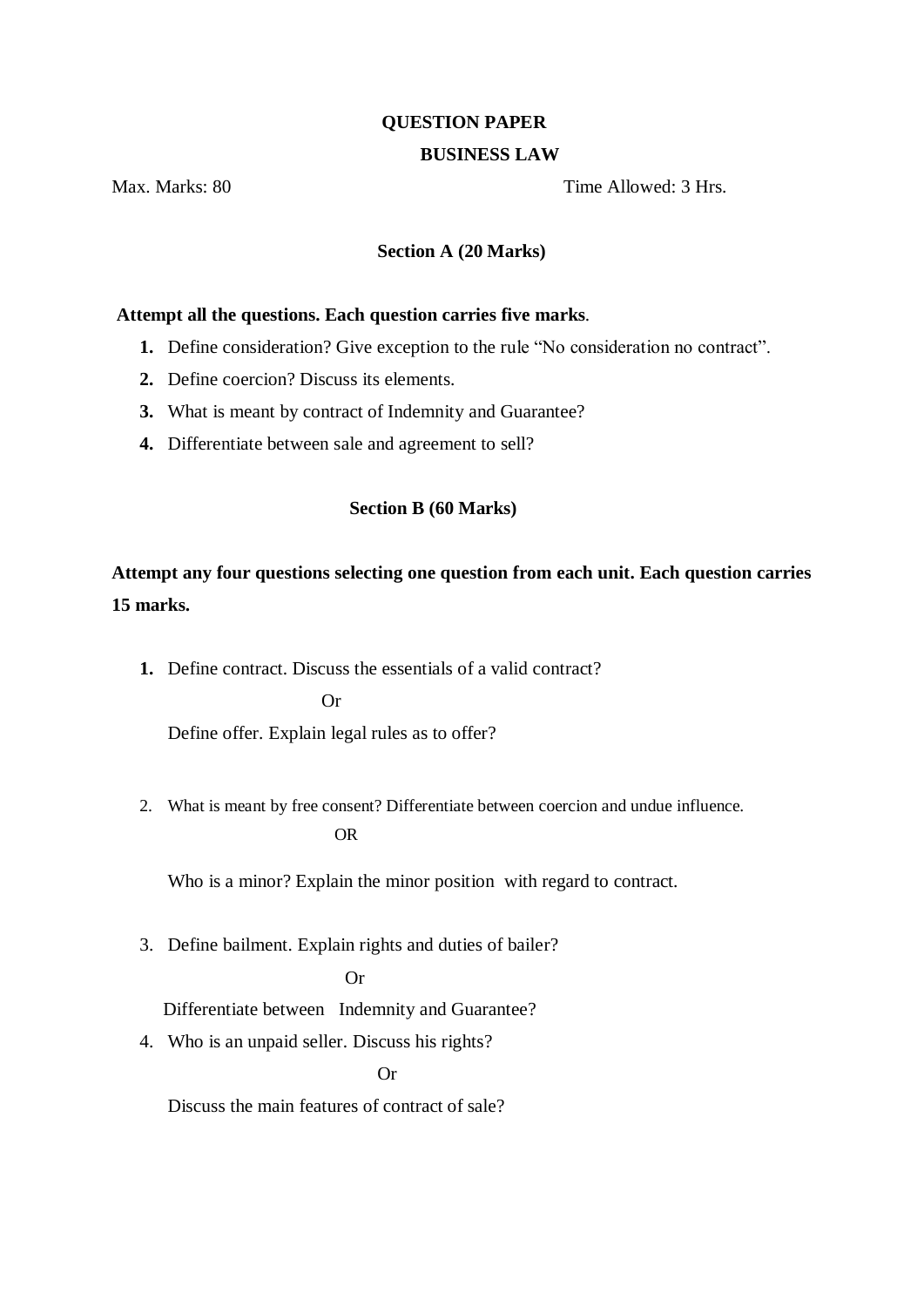# QUESTION PAPER

## BUSINESS LAW

Max. Marks: 80 Time Allowed: 3 Hrs.

### Section A (20 Marks)

**Attempt all the questions. Each question carries five marks**.

1. Define consideration? Give exception to the rule "No consideration no contract".
2. Define coercion? Discuss its elements.
3. What is meant by contract of Indemnity and Guarantee?
4. Differentiate between sale and agreement to sell?

### Section B (60 Marks)

**Attempt any four questions selecting one question from each unit. Each question carries 15 marks.**

1. Define contract. Discuss the essentials of a valid contract?

   Or

   Define offer. Explain legal rules as to offer?

2. What is meant by free consent? Differentiate between coercion and undue influence.

   OR

   Who is a minor? Explain the minor position with regard to contract.

3. Define bailment. Explain rights and duties of bailer?

   Or

   Differentiate between Indemnity and Guarantee?

4. Who is an unpaid seller. Discuss his rights?

   Or

   Discuss the main features of contract of sale?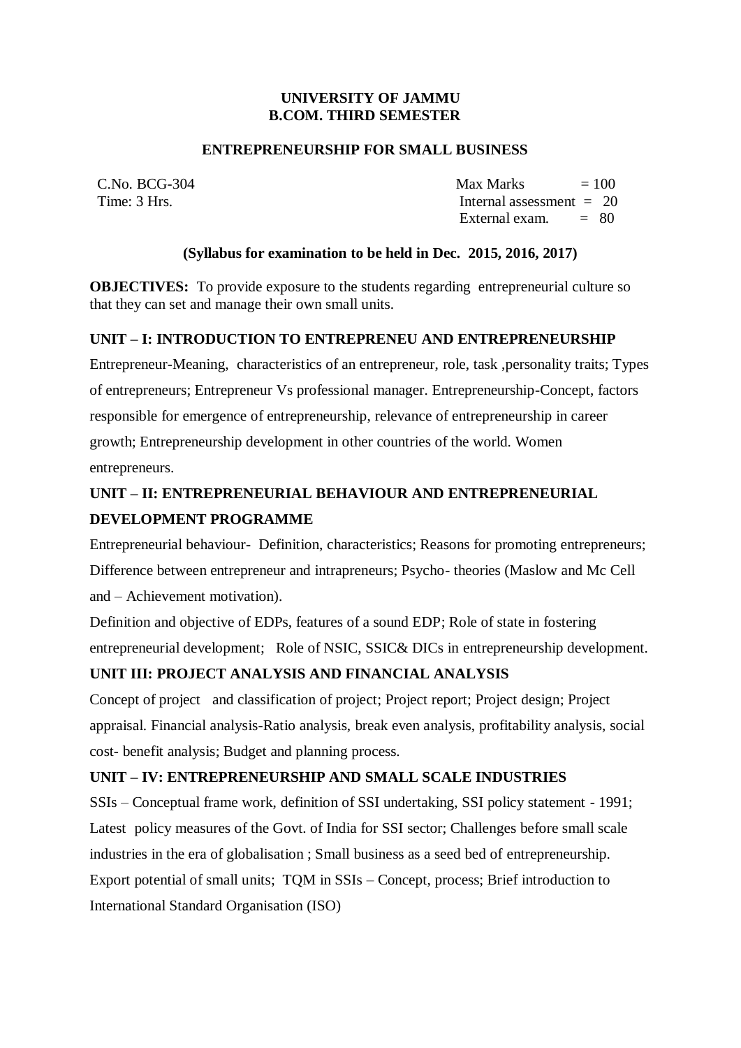**UNIVERSITY OF JAMMU**
**B.COM. THIRD SEMESTER**

**ENTREPRENEURSHIP FOR SMALL BUSINESS**

| | |
|---|---|
| C.No. BCG-304 | Max Marks = 100 |
| Time: 3 Hrs. | Internal assessment = 20 |
| | External exam. = 80 |

**(Syllabus for examination to be held in Dec. 2015, 2016, 2017)**

**OBJECTIVES:** To provide exposure to the students regarding entrepreneurial culture so that they can set and manage their own small units.

**UNIT – I: INTRODUCTION TO ENTREPRENEU AND ENTREPRENEURSHIP**

Entrepreneur-Meaning, characteristics of an entrepreneur, role, task ,personality traits; Types of entrepreneurs; Entrepreneur Vs professional manager. Entrepreneurship-Concept, factors responsible for emergence of entrepreneurship, relevance of entrepreneurship in career growth; Entrepreneurship development in other countries of the world. Women entrepreneurs.

**UNIT – II: ENTREPRENEURIAL BEHAVIOUR AND ENTREPRENEURIAL DEVELOPMENT PROGRAMME**

Entrepreneurial behaviour- Definition, characteristics; Reasons for promoting entrepreneurs; Difference between entrepreneur and intrapreneurs; Psycho- theories (Maslow and Mc Cell and – Achievement motivation).

Definition and objective of EDPs, features of a sound EDP; Role of state in fostering entrepreneurial development; Role of NSIC, SSIC& DICs in entrepreneurship development.

**UNIT III: PROJECT ANALYSIS AND FINANCIAL ANALYSIS**

Concept of project and classification of project; Project report; Project design; Project appraisal. Financial analysis-Ratio analysis, break even analysis, profitability analysis, social cost- benefit analysis; Budget and planning process.

**UNIT – IV: ENTREPRENEURSHIP AND SMALL SCALE INDUSTRIES**

SSIs – Conceptual frame work, definition of SSI undertaking, SSI policy statement - 1991; Latest policy measures of the Govt. of India for SSI sector; Challenges before small scale industries in the era of globalisation ; Small business as a seed bed of entrepreneurship. Export potential of small units; TQM in SSIs – Concept, process; Brief introduction to International Standard Organisation (ISO)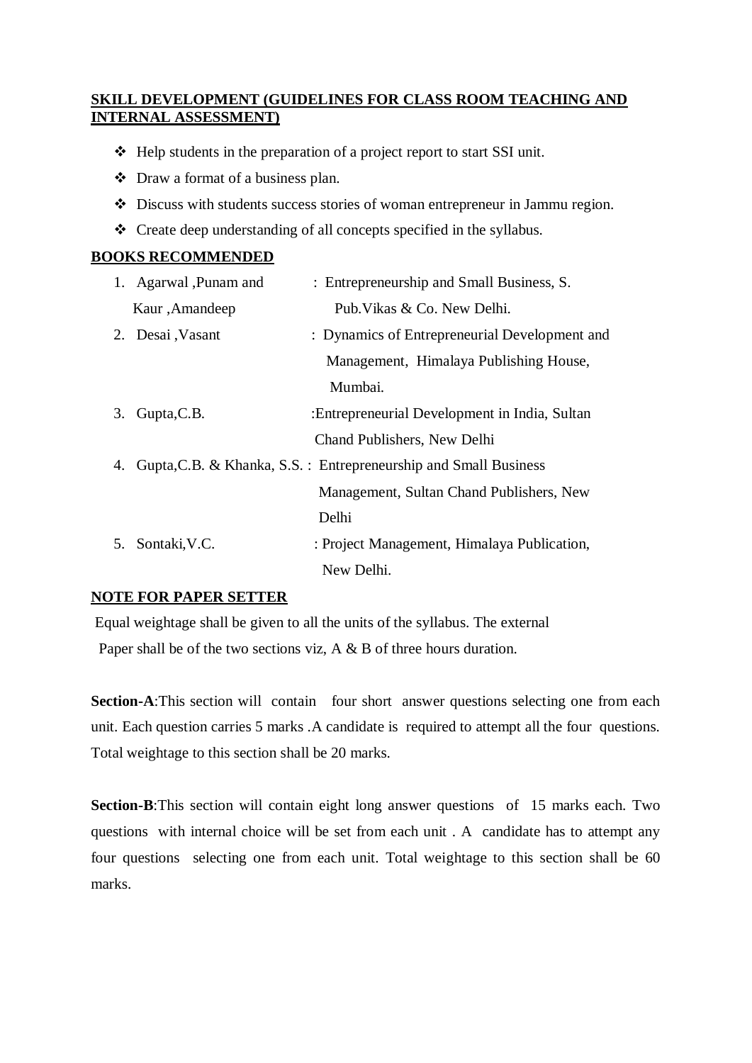**SKILL DEVELOPMENT (GUIDELINES FOR CLASS ROOM TEACHING AND INTERNAL ASSESSMENT)**

- Help students in the preparation of a project report to start SSI unit.
- Draw a format of a business plan.
- Discuss with students success stories of woman entrepreneur in Jammu region.
- Create deep understanding of all concepts specified in the syllabus.

**BOOKS RECOMMENDED**

1. Agarwal ,Punam and Kaur ,Amandeep : Entrepreneurship and Small Business, S. Pub.Vikas & Co. New Delhi.
2. Desai ,Vasant : Dynamics of Entrepreneurial Development and Management, Himalaya Publishing House, Mumbai.
3. Gupta,C.B. :Entrepreneurial Development in India, Sultan Chand Publishers, New Delhi
4. Gupta,C.B. & Khanka, S.S. : Entrepreneurship and Small Business Management, Sultan Chand Publishers, New Delhi
5. Sontaki,V.C. : Project Management, Himalaya Publication, New Delhi.

**NOTE FOR PAPER SETTER**

Equal weightage shall be given to all the units of the syllabus. The external Paper shall be of the two sections viz, A & B of three hours duration.

**Section-A**:This section will contain four short answer questions selecting one from each unit. Each question carries 5 marks .A candidate is required to attempt all the four questions. Total weightage to this section shall be 20 marks.

**Section-B**:This section will contain eight long answer questions of 15 marks each. Two questions with internal choice will be set from each unit . A candidate has to attempt any four questions selecting one from each unit. Total weightage to this section shall be 60 marks.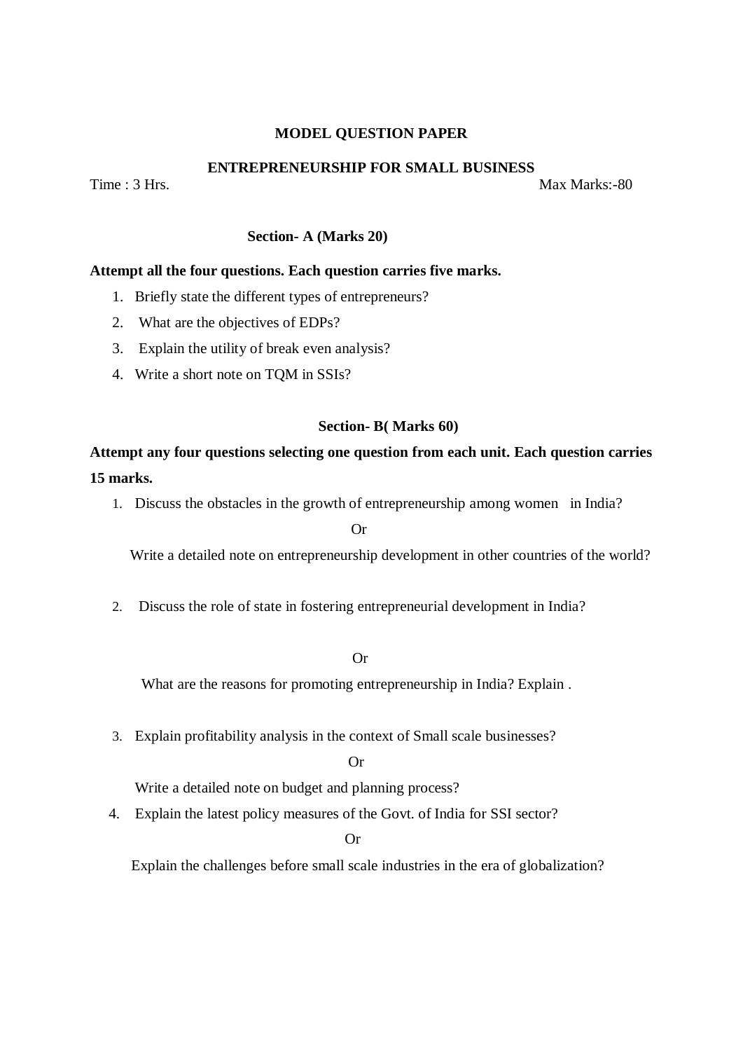**MODEL QUESTION PAPER**

**ENTREPRENEURSHIP FOR SMALL BUSINESS**

Time : 3 Hrs. Max Marks:-80

**Section- A (Marks 20)**

**Attempt all the four questions. Each question carries five marks.**

1. Briefly state the different types of entrepreneurs?
2. What are the objectives of EDPs?
3. Explain the utility of break even analysis?
4. Write a short note on TQM in SSIs?

**Section- B( Marks 60)**

**Attempt any four questions selecting one question from each unit. Each question carries 15 marks.**

1. Discuss the obstacles in the growth of entrepreneurship among women in India?

   Or

   Write a detailed note on entrepreneurship development in other countries of the world?

2. Discuss the role of state in fostering entrepreneurial development in India?

   Or

   What are the reasons for promoting entrepreneurship in India? Explain .

3. Explain profitability analysis in the context of Small scale businesses?

   Or

   Write a detailed note on budget and planning process?

4. Explain the latest policy measures of the Govt. of India for SSI sector?

   Or

   Explain the challenges before small scale industries in the era of globalization?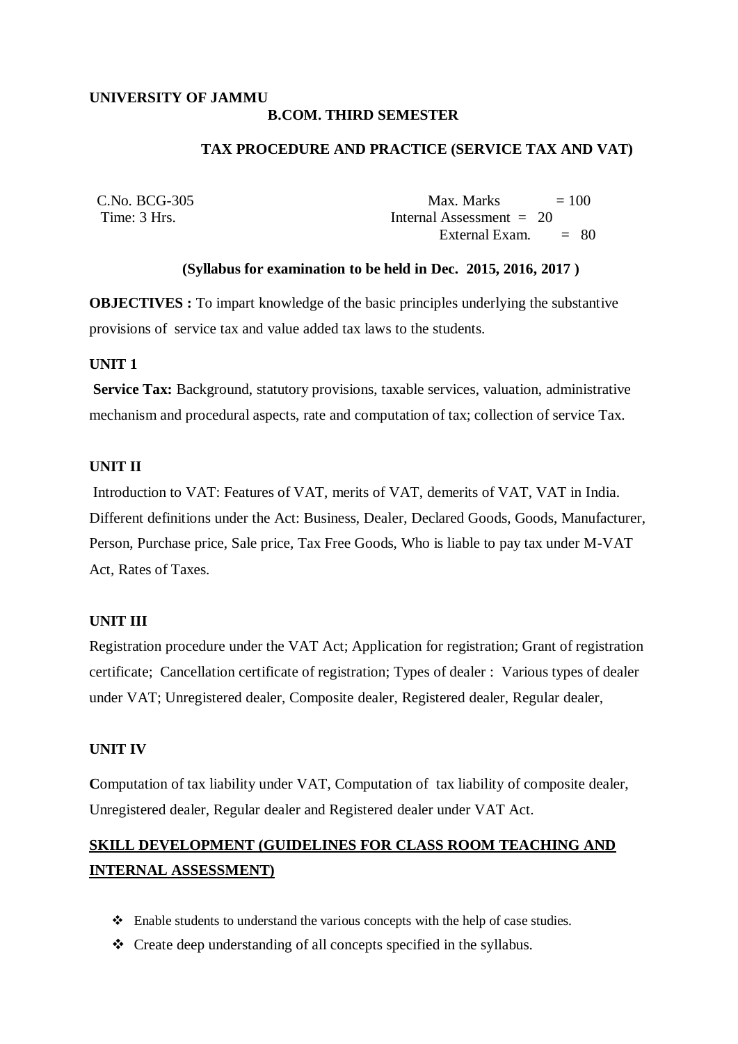**UNIVERSITY OF JAMMU**

**B.COM. THIRD SEMESTER**

**TAX PROCEDURE AND PRACTICE (SERVICE TAX AND VAT)**

C.No. BCG-305 | Max. Marks = 100
Time: 3 Hrs. | Internal Assessment = 20
External Exam. = 80

**(Syllabus for examination to be held in Dec. 2015, 2016, 2017 )**

**OBJECTIVES :** To impart knowledge of the basic principles underlying the substantive provisions of service tax and value added tax laws to the students.

**UNIT 1**

**Service Tax:** Background, statutory provisions, taxable services, valuation, administrative mechanism and procedural aspects, rate and computation of tax; collection of service Tax.

**UNIT II**

Introduction to VAT: Features of VAT, merits of VAT, demerits of VAT, VAT in India. Different definitions under the Act: Business, Dealer, Declared Goods, Goods, Manufacturer, Person, Purchase price, Sale price, Tax Free Goods, Who is liable to pay tax under M-VAT Act, Rates of Taxes.

**UNIT III**

Registration procedure under the VAT Act; Application for registration; Grant of registration certificate; Cancellation certificate of registration; Types of dealer : Various types of dealer under VAT; Unregistered dealer, Composite dealer, Registered dealer, Regular dealer,

**UNIT IV**

**C**omputation of tax liability under VAT, Computation of tax liability of composite dealer, Unregistered dealer, Regular dealer and Registered dealer under VAT Act.

**SKILL DEVELOPMENT (GUIDELINES FOR CLASS ROOM TEACHING AND INTERNAL ASSESSMENT)**

- Enable students to understand the various concepts with the help of case studies.
- Create deep understanding of all concepts specified in the syllabus.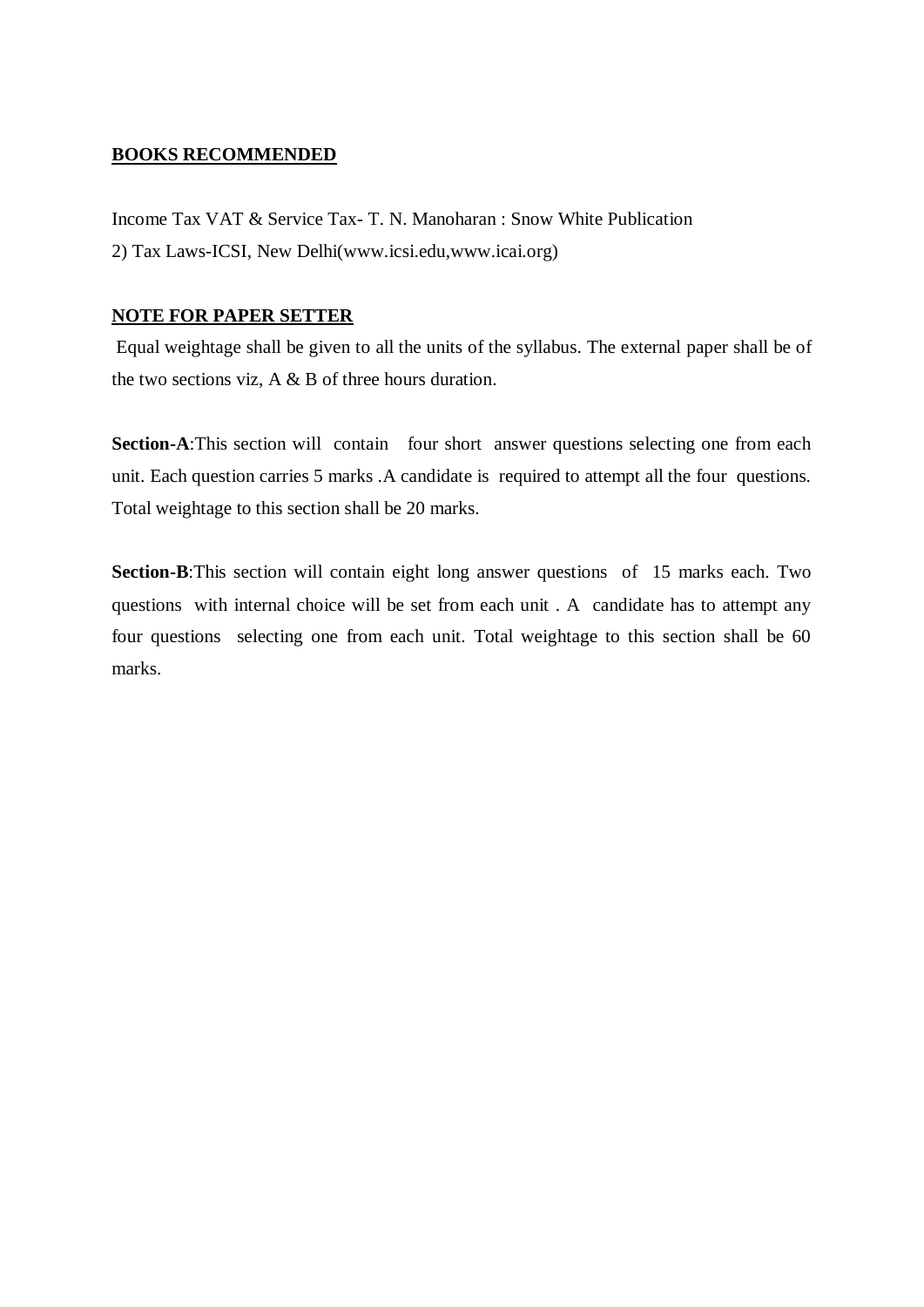**BOOKS RECOMMENDED**

Income Tax VAT & Service Tax- T. N. Manoharan : Snow White Publication

2) Tax Laws-ICSI, New Delhi(www.icsi.edu,www.icai.org)

**NOTE FOR PAPER SETTER**

Equal weightage shall be given to all the units of the syllabus. The external paper shall be of the two sections viz, A & B of three hours duration.

**Section-A**:This section will contain four short answer questions selecting one from each unit. Each question carries 5 marks .A candidate is required to attempt all the four questions. Total weightage to this section shall be 20 marks.

**Section-B**:This section will contain eight long answer questions of 15 marks each. Two questions with internal choice will be set from each unit . A candidate has to attempt any four questions selecting one from each unit. Total weightage to this section shall be 60 marks.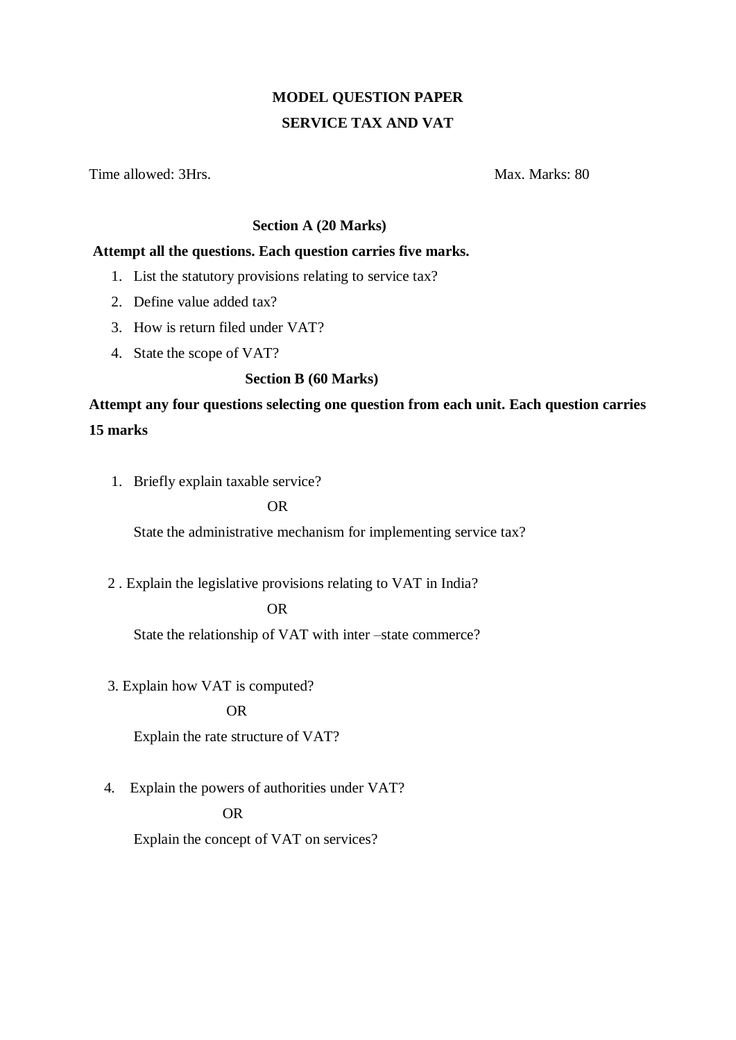**MODEL QUESTION PAPER**

**SERVICE TAX AND VAT**

Time allowed: 3Hrs. Max. Marks: 80

**Section A (20 Marks)**

**Attempt all the questions. Each question carries five marks.**

1. List the statutory provisions relating to service tax?
2. Define value added tax?
3. How is return filed under VAT?
4. State the scope of VAT?

**Section B (60 Marks)**

**Attempt any four questions selecting one question from each unit. Each question carries 15 marks**

1. Briefly explain taxable service?

   OR

   State the administrative mechanism for implementing service tax?

2. Explain the legislative provisions relating to VAT in India?

   OR

   State the relationship of VAT with inter –state commerce?

3. Explain how VAT is computed?

   OR

   Explain the rate structure of VAT?

4. Explain the powers of authorities under VAT?

   OR

   Explain the concept of VAT on services?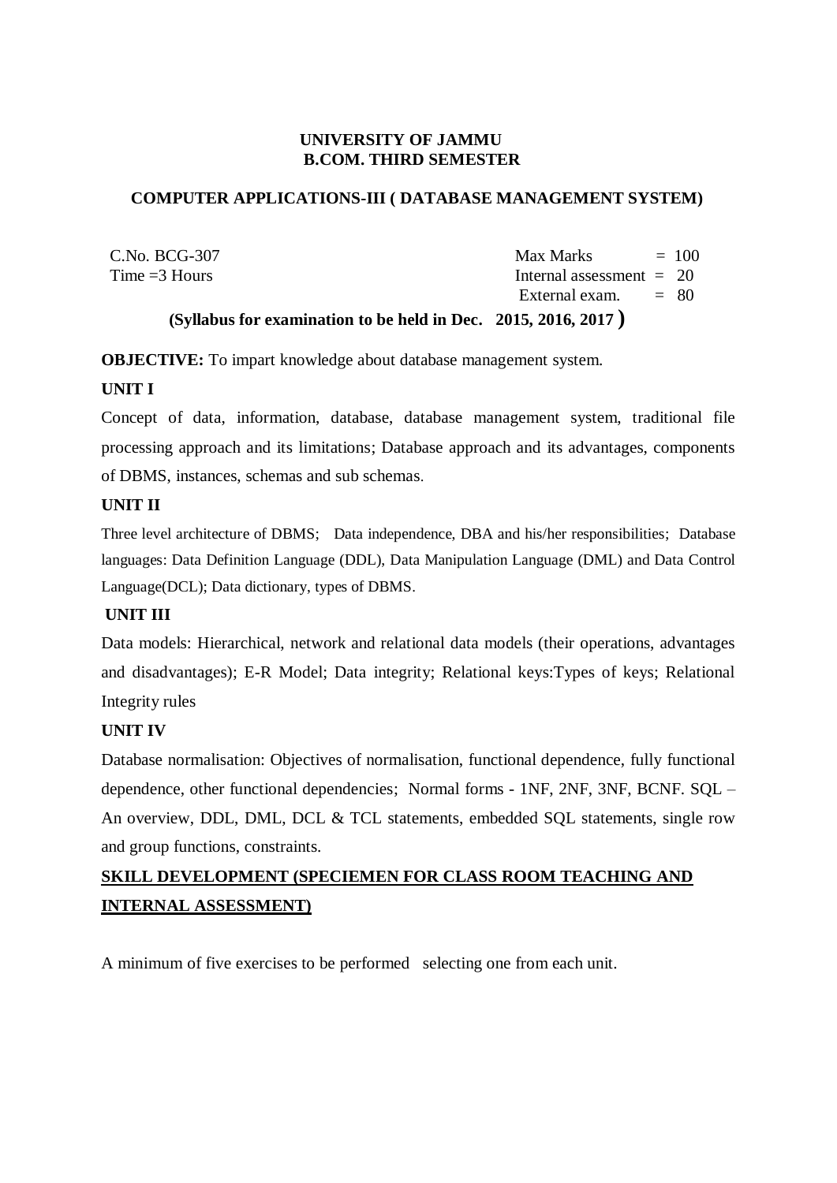# UNIVERSITY OF JAMMU
## B.COM. THIRD SEMESTER

## COMPUTER APPLICATIONS-III ( DATABASE MANAGEMENT SYSTEM)

| | |
|---|---|
| C.No. BCG-307 | Max Marks = 100 |
| Time =3 Hours | Internal assessment = 20 |
| | External exam. = 80 |

**(Syllabus for examination to be held in Dec. 2015, 2016, 2017 )**

**OBJECTIVE:** To impart knowledge about database management system.

**UNIT I**

Concept of data, information, database, database management system, traditional file processing approach and its limitations; Database approach and its advantages, components of DBMS, instances, schemas and sub schemas.

**UNIT II**

Three level architecture of DBMS; Data independence, DBA and his/her responsibilities; Database languages: Data Definition Language (DDL), Data Manipulation Language (DML) and Data Control Language(DCL); Data dictionary, types of DBMS.

**UNIT III**

Data models: Hierarchical, network and relational data models (their operations, advantages and disadvantages); E-R Model; Data integrity; Relational keys:Types of keys; Relational Integrity rules

**UNIT IV**

Database normalisation: Objectives of normalisation, functional dependence, fully functional dependence, other functional dependencies; Normal forms - 1NF, 2NF, 3NF, BCNF. SQL – An overview, DDL, DML, DCL & TCL statements, embedded SQL statements, single row and group functions, constraints.

**SKILL DEVELOPMENT (SPECIEMEN FOR CLASS ROOM TEACHING AND INTERNAL ASSESSMENT)**

A minimum of five exercises to be performed selecting one from each unit.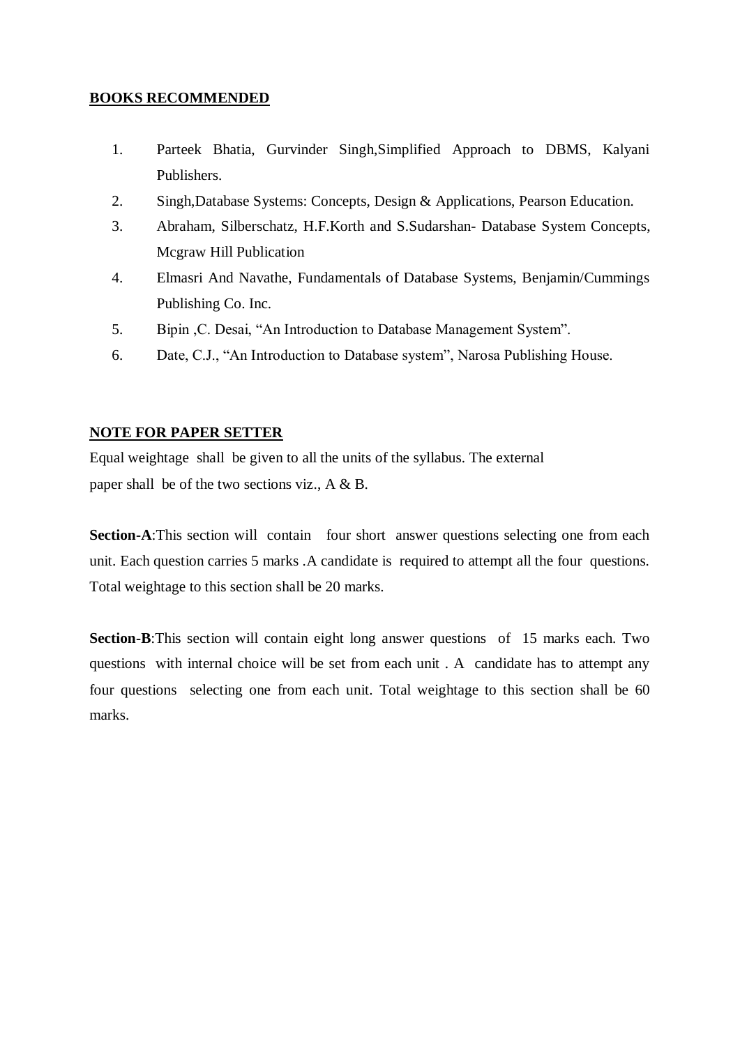**BOOKS RECOMMENDED**

1. Parteek Bhatia, Gurvinder Singh,Simplified Approach to DBMS, Kalyani Publishers.
2. Singh,Database Systems: Concepts, Design & Applications, Pearson Education.
3. Abraham, Silberschatz, H.F.Korth and S.Sudarshan- Database System Concepts, Mcgraw Hill Publication
4. Elmasri And Navathe, Fundamentals of Database Systems, Benjamin/Cummings Publishing Co. Inc.
5. Bipin ,C. Desai, "An Introduction to Database Management System".
6. Date, C.J., "An Introduction to Database system", Narosa Publishing House.

**NOTE FOR PAPER SETTER**

Equal weightage shall be given to all the units of the syllabus. The external paper shall be of the two sections viz., A & B.

**Section-A**:This section will contain four short answer questions selecting one from each unit. Each question carries 5 marks .A candidate is required to attempt all the four questions. Total weightage to this section shall be 20 marks.

**Section-B**:This section will contain eight long answer questions of 15 marks each. Two questions with internal choice will be set from each unit . A candidate has to attempt any four questions selecting one from each unit. Total weightage to this section shall be 60 marks.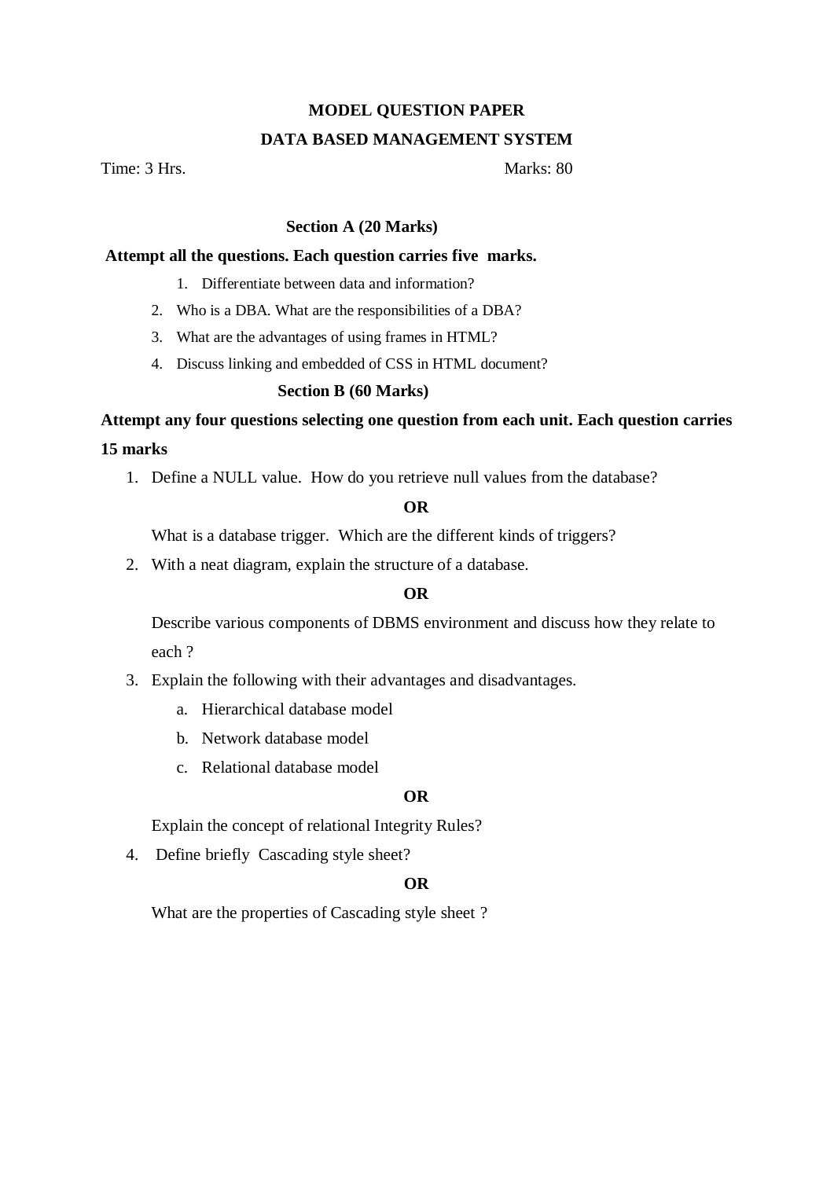# MODEL QUESTION PAPER

## DATA BASED MANAGEMENT SYSTEM

Time: 3 Hrs. Marks: 80

### Section A (20 Marks)

**Attempt all the questions. Each question carries five marks.**

1. Differentiate between data and information?
2. Who is a DBA. What are the responsibilities of a DBA?
3. What are the advantages of using frames in HTML?
4. Discuss linking and embedded of CSS in HTML document?

### Section B (60 Marks)

**Attempt any four questions selecting one question from each unit. Each question carries 15 marks**

1. Define a NULL value. How do you retrieve null values from the database?

   **OR**

   What is a database trigger. Which are the different kinds of triggers?

2. With a neat diagram, explain the structure of a database.

   **OR**

   Describe various components of DBMS environment and discuss how they relate to each ?

3. Explain the following with their advantages and disadvantages.
   a. Hierarchical database model
   b. Network database model
   c. Relational database model

   **OR**

   Explain the concept of relational Integrity Rules?

4. Define briefly Cascading style sheet?

   **OR**

   What are the properties of Cascading style sheet ?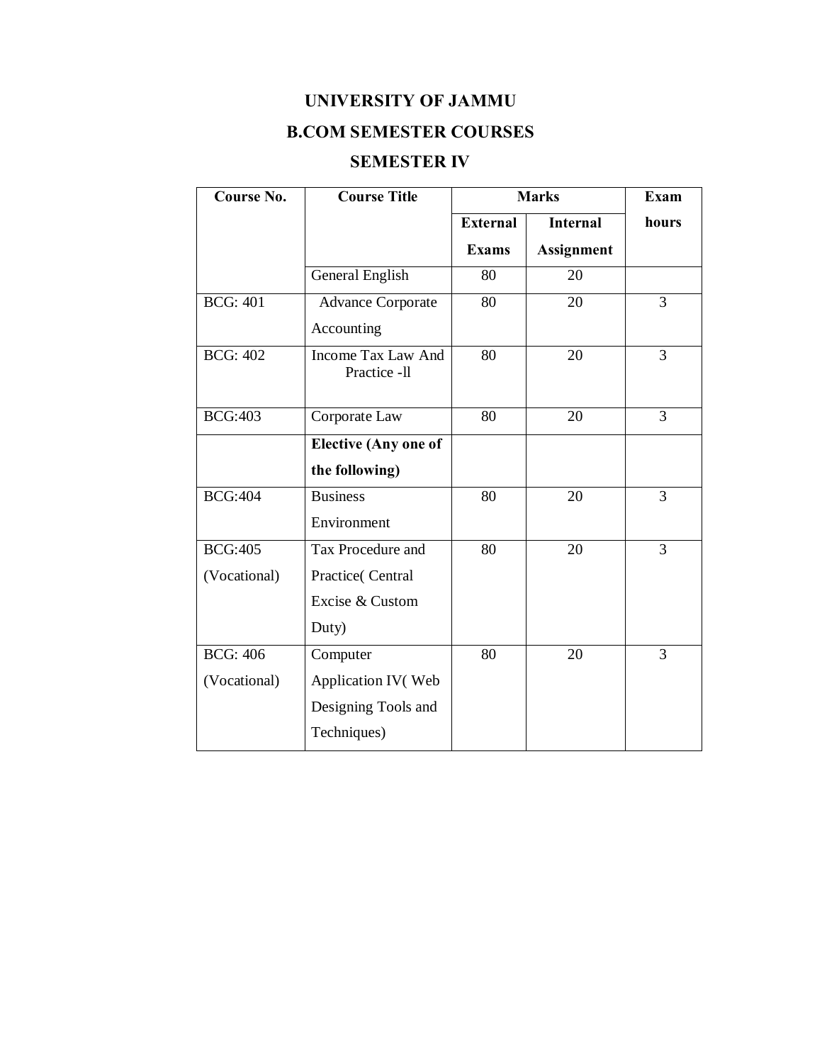# UNIVERSITY OF JAMMU

## B.COM SEMESTER COURSES

## SEMESTER IV

| Course No. | Course Title | Marks | | Exam hours |
|---|---|---|---|---|
| | | External Exams | Internal Assignment | |
| | General English | 80 | 20 | |
| BCG: 401 | Advance Corporate Accounting | 80 | 20 | 3 |
| BCG: 402 | Income Tax Law And Practice -ll | 80 | 20 | 3 |
| BCG:403 | Corporate Law | 80 | 20 | 3 |
| | **Elective (Any one of the following)** | | | |
| BCG:404 | Business Environment | 80 | 20 | 3 |
| BCG:405 (Vocational) | Tax Procedure and Practice( Central Excise & Custom Duty) | 80 | 20 | 3 |
| BCG: 406 (Vocational) | Computer Application IV( Web Designing Tools and Techniques) | 80 | 20 | 3 |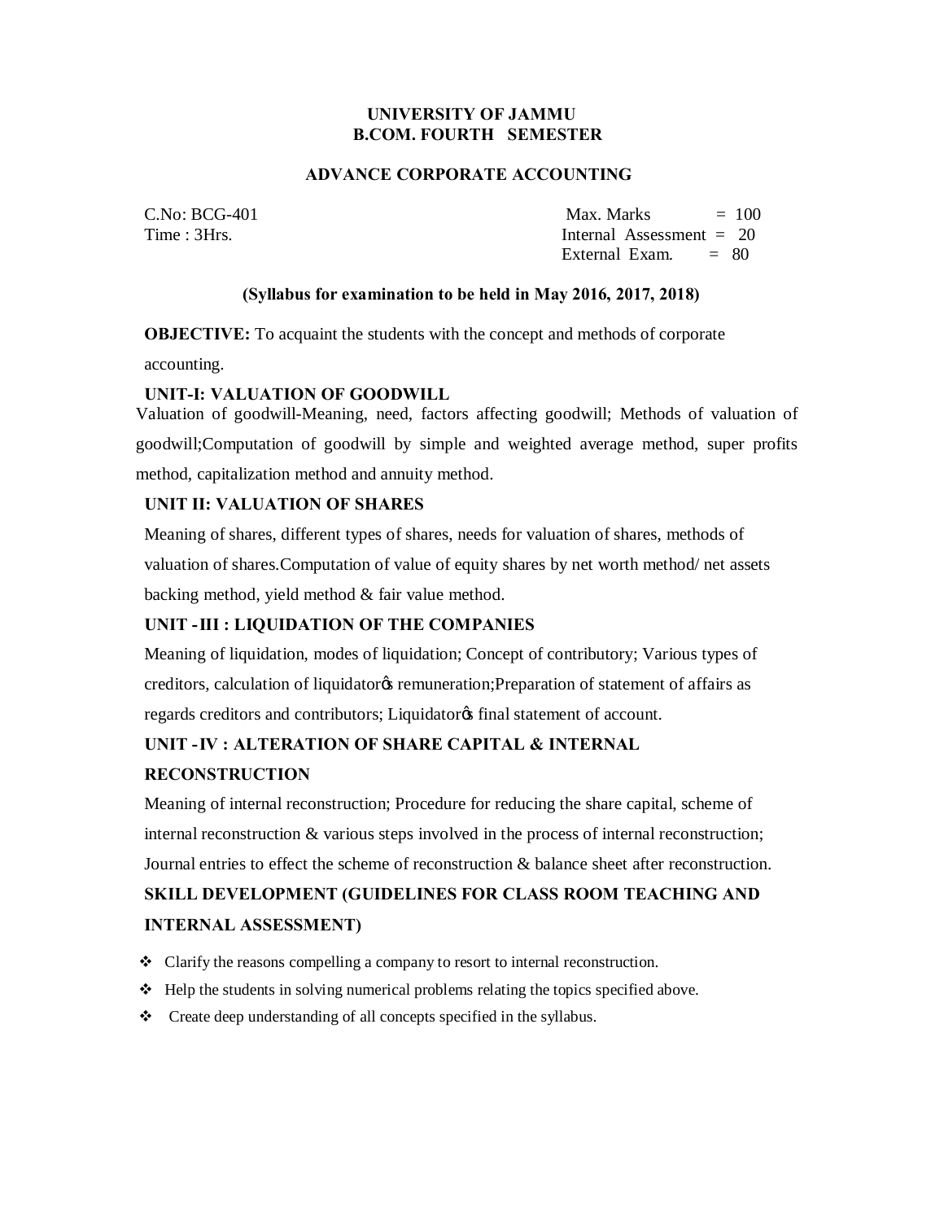# UNIVERSITY OF JAMMU
## B.COM. FOURTH SEMESTER

### ADVANCE CORPORATE ACCOUNTING

| | |
|---|---|
| C.No: BCG-401 | Max. Marks = 100 |
| Time : 3Hrs. | Internal Assessment = 20 |
| | External Exam. = 80 |

**(Syllabus for examination to be held in May 2016, 2017, 2018)**

**OBJECTIVE:** To acquaint the students with the concept and methods of corporate accounting.

**UNIT-I: VALUATION OF GOODWILL**

Valuation of goodwill-Meaning, need, factors affecting goodwill; Methods of valuation of goodwill;Computation of goodwill by simple and weighted average method, super profits method, capitalization method and annuity method.

**UNIT II: VALUATION OF SHARES**

Meaning of shares, different types of shares, needs for valuation of shares, methods of valuation of shares.Computation of value of equity shares by net worth method/ net assets backing method, yield method & fair value method.

**UNIT -III : LIQUIDATION OF THE COMPANIES**

Meaning of liquidation, modes of liquidation; Concept of contributory; Various types of creditors, calculation of liquidator's remuneration;Preparation of statement of affairs as regards creditors and contributors; Liquidator's final statement of account.

**UNIT -IV : ALTERATION OF SHARE CAPITAL & INTERNAL RECONSTRUCTION**

Meaning of internal reconstruction; Procedure for reducing the share capital, scheme of internal reconstruction & various steps involved in the process of internal reconstruction; Journal entries to effect the scheme of reconstruction & balance sheet after reconstruction.

**SKILL DEVELOPMENT (GUIDELINES FOR CLASS ROOM TEACHING AND INTERNAL ASSESSMENT)**

- Clarify the reasons compelling a company to resort to internal reconstruction.
- Help the students in solving numerical problems relating the topics specified above.
- Create deep understanding of all concepts specified in the syllabus.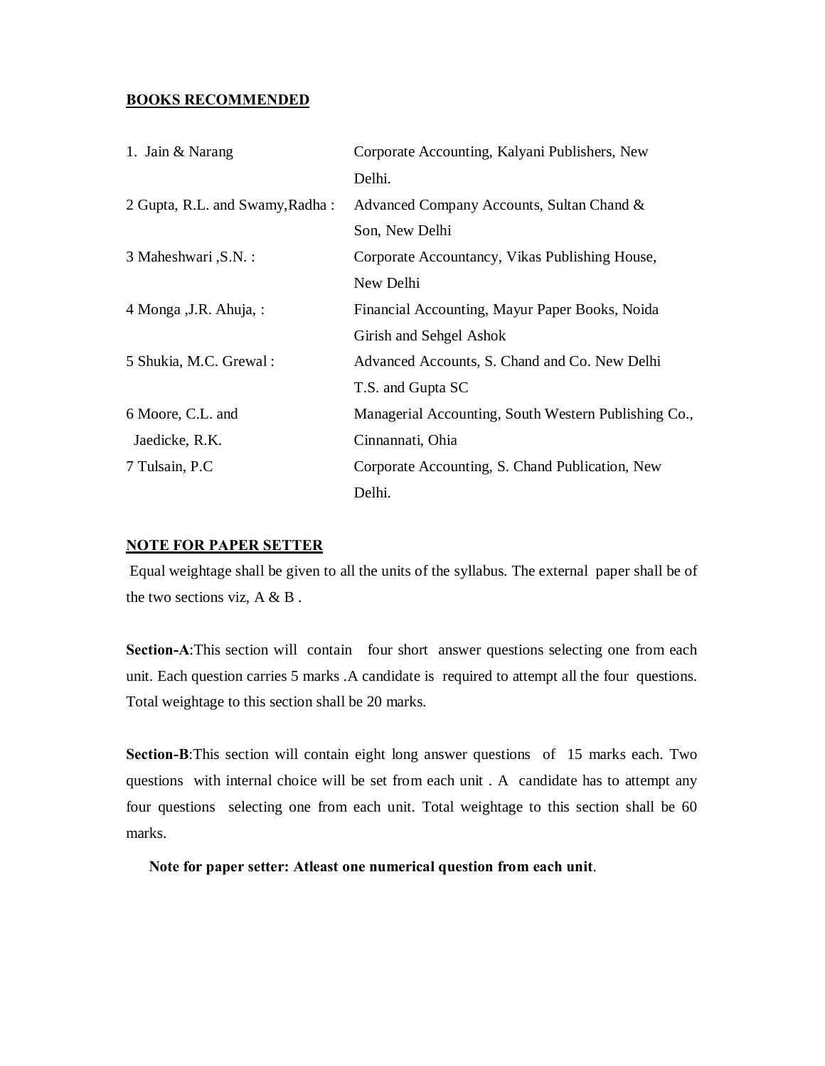## BOOKS RECOMMENDED

| | |
|---|---|
| 1. Jain & Narang | Corporate Accounting, Kalyani Publishers, New Delhi. |
| 2 Gupta, R.L. and Swamy,Radha : | Advanced Company Accounts, Sultan Chand & Son, New Delhi |
| 3 Maheshwari ,S.N. : | Corporate Accountancy, Vikas Publishing House, New Delhi |
| 4 Monga ,J.R. Ahuja, : | Financial Accounting, Mayur Paper Books, Noida Girish and Sehgel Ashok |
| 5 Shukia, M.C. Grewal : | Advanced Accounts, S. Chand and Co. New Delhi T.S. and Gupta SC |
| 6 Moore, C.L. and Jaedicke, R.K. | Managerial Accounting, South Western Publishing Co., Cinnannati, Ohia |
| 7 Tulsain, P.C | Corporate Accounting, S. Chand Publication, New Delhi. |

## NOTE FOR PAPER SETTER

Equal weightage shall be given to all the units of the syllabus. The external paper shall be of the two sections viz, A & B .

**Section-A**:This section will contain four short answer questions selecting one from each unit. Each question carries 5 marks .A candidate is required to attempt all the four questions. Total weightage to this section shall be 20 marks.

**Section-B**:This section will contain eight long answer questions of 15 marks each. Two questions with internal choice will be set from each unit . A candidate has to attempt any four questions selecting one from each unit. Total weightage to this section shall be 60 marks.

**Note for paper setter: Atleast one numerical question from each unit**.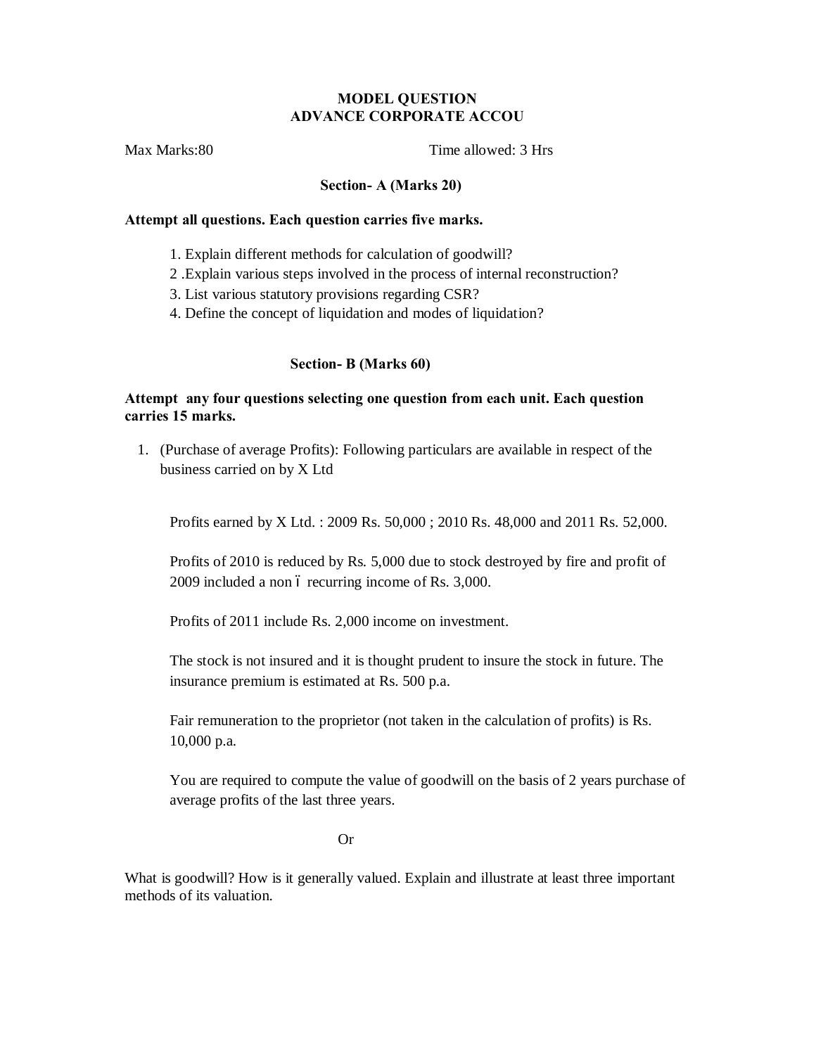**MODEL QUESTION**
**ADVANCE CORPORATE ACCOU**

Max Marks:80 Time allowed: 3 Hrs

**Section- A (Marks 20)**

**Attempt all questions. Each question carries five marks.**

1. Explain different methods for calculation of goodwill?
2 .Explain various steps involved in the process of internal reconstruction?
3. List various statutory provisions regarding CSR?
4. Define the concept of liquidation and modes of liquidation?

**Section- B (Marks 60)**

**Attempt any four questions selecting one question from each unit. Each question carries 15 marks.**

1. (Purchase of average Profits): Following particulars are available in respect of the business carried on by X Ltd

   Profits earned by X Ltd. : 2009 Rs. 50,000 ; 2010 Rs. 48,000 and 2011 Rs. 52,000.

   Profits of 2010 is reduced by Rs. 5,000 due to stock destroyed by fire and profit of 2009 included a non – recurring income of Rs. 3,000.

   Profits of 2011 include Rs. 2,000 income on investment.

   The stock is not insured and it is thought prudent to insure the stock in future. The insurance premium is estimated at Rs. 500 p.a.

   Fair remuneration to the proprietor (not taken in the calculation of profits) is Rs. 10,000 p.a.

   You are required to compute the value of goodwill on the basis of 2 years purchase of average profits of the last three years.

Or

What is goodwill? How is it generally valued. Explain and illustrate at least three important methods of its valuation.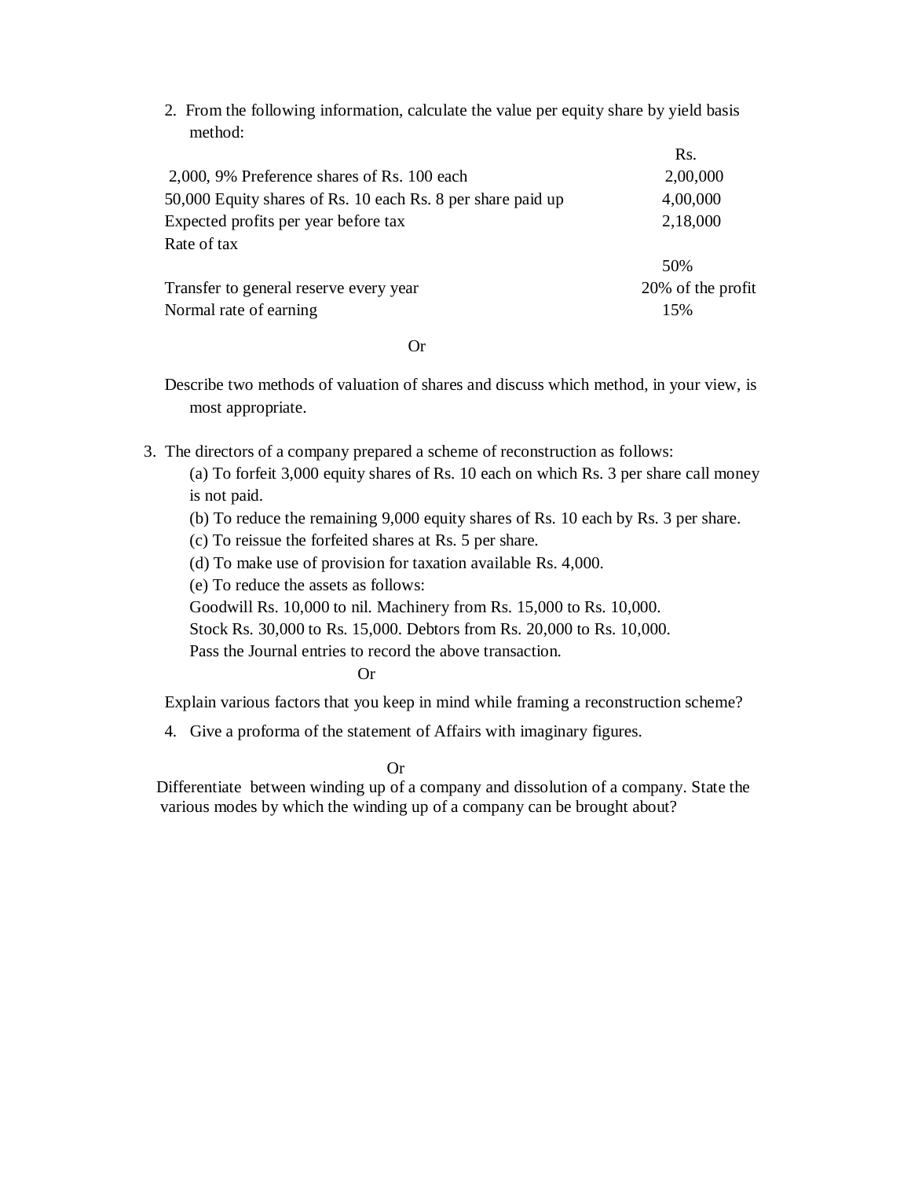2. From the following information, calculate the value per equity share by yield basis method:

| | Rs. |
|---|---|
| 2,000, 9% Preference shares of Rs. 100 each | 2,00,000 |
| 50,000 Equity shares of Rs. 10 each Rs. 8 per share paid up | 4,00,000 |
| Expected profits per year before tax | 2,18,000 |
| Rate of tax | 50% |
| Transfer to general reserve every year | 20% of the profit |
| Normal rate of earning | 15% |

Or

Describe two methods of valuation of shares and discuss which method, in your view, is most appropriate.

3. The directors of a company prepared a scheme of reconstruction as follows:

   (a) To forfeit 3,000 equity shares of Rs. 10 each on which Rs. 3 per share call money is not paid.

   (b) To reduce the remaining 9,000 equity shares of Rs. 10 each by Rs. 3 per share.

   (c) To reissue the forfeited shares at Rs. 5 per share.

   (d) To make use of provision for taxation available Rs. 4,000.

   (e) To reduce the assets as follows:

   Goodwill Rs. 10,000 to nil. Machinery from Rs. 15,000 to Rs. 10,000.

   Stock Rs. 30,000 to Rs. 15,000. Debtors from Rs. 20,000 to Rs. 10,000.

   Pass the Journal entries to record the above transaction.

Or

Explain various factors that you keep in mind while framing a reconstruction scheme?

4. Give a proforma of the statement of Affairs with imaginary figures.

Or

Differentiate between winding up of a company and dissolution of a company. State the various modes by which the winding up of a company can be brought about?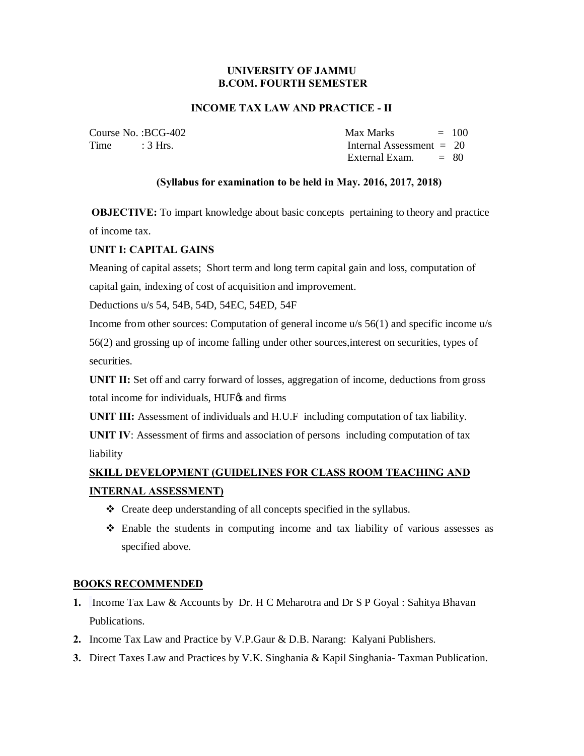# UNIVERSITY OF JAMMU
## B.COM. FOURTH SEMESTER

### INCOME TAX LAW AND PRACTICE - II

| | |
|---|---|
| Course No. :BCG-402 | Max Marks = 100 |
| Time : 3 Hrs. | Internal Assessment = 20 |
| | External Exam. = 80 |

**(Syllabus for examination to be held in May. 2016, 2017, 2018)**

**OBJECTIVE:** To impart knowledge about basic concepts pertaining to theory and practice of income tax.

**UNIT I: CAPITAL GAINS**

Meaning of capital assets; Short term and long term capital gain and loss, computation of capital gain, indexing of cost of acquisition and improvement.

Deductions u/s 54, 54B, 54D, 54EC, 54ED, 54F

Income from other sources: Computation of general income u/s 56(1) and specific income u/s 56(2) and grossing up of income falling under other sources,interest on securities, types of securities.

**UNIT II:** Set off and carry forward of losses, aggregation of income, deductions from gross total income for individuals, HUFøs and firms

**UNIT III:** Assessment of individuals and H.U.F including computation of tax liability.

**UNIT IV**: Assessment of firms and association of persons including computation of tax liability

**SKILL DEVELOPMENT (GUIDELINES FOR CLASS ROOM TEACHING AND INTERNAL ASSESSMENT)**

- ❖ Create deep understanding of all concepts specified in the syllabus.
- ❖ Enable the students in computing income and tax liability of various assesses as specified above.

**BOOKS RECOMMENDED**

1. Income Tax Law & Accounts by Dr. H C Meharotra and Dr S P Goyal : Sahitya Bhavan Publications.
2. Income Tax Law and Practice by V.P.Gaur & D.B. Narang: Kalyani Publishers.
3. Direct Taxes Law and Practices by V.K. Singhania & Kapil Singhania- Taxman Publication.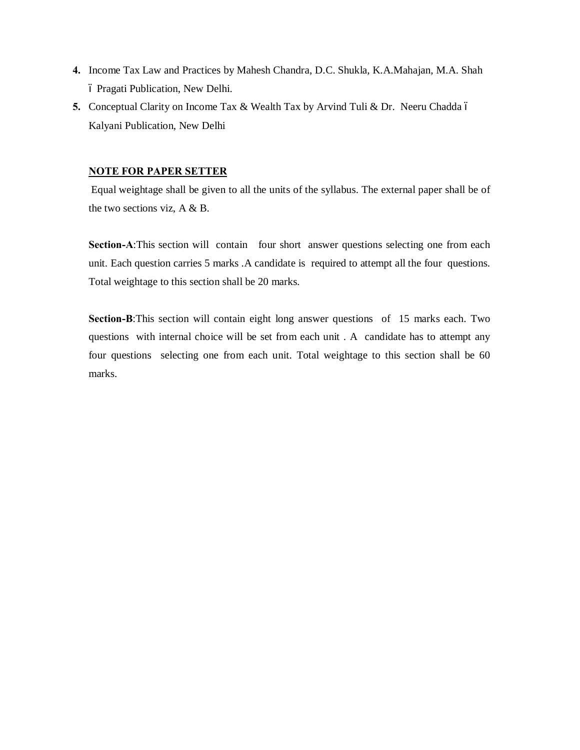4. Income Tax Law and Practices by Mahesh Chandra, D.C. Shukla, K.A.Mahajan, M.A. Shah ó Pragati Publication, New Delhi.
5. Conceptual Clarity on Income Tax & Wealth Tax by Arvind Tuli & Dr. Neeru Chadda ó Kalyani Publication, New Delhi

**NOTE FOR PAPER SETTER**

Equal weightage shall be given to all the units of the syllabus. The external paper shall be of the two sections viz, A & B.

**Section-A**:This section will contain four short answer questions selecting one from each unit. Each question carries 5 marks .A candidate is required to attempt all the four questions. Total weightage to this section shall be 20 marks.

**Section-B**:This section will contain eight long answer questions of 15 marks each. Two questions with internal choice will be set from each unit . A candidate has to attempt any four questions selecting one from each unit. Total weightage to this section shall be 60 marks.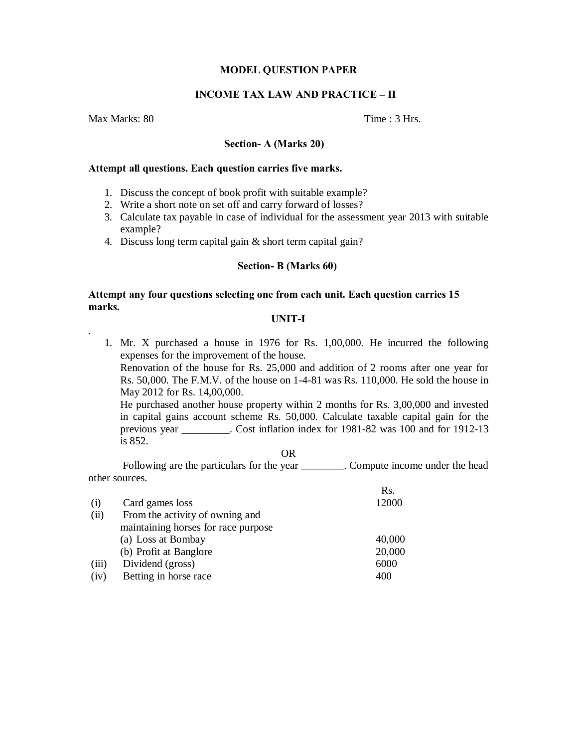**MODEL QUESTION PAPER**

**INCOME TAX LAW AND PRACTICE – II**

Max Marks: 80 Time : 3 Hrs.

**Section- A (Marks 20)**

**Attempt all questions. Each question carries five marks.**

1. Discuss the concept of book profit with suitable example?
2. Write a short note on set off and carry forward of losses?
3. Calculate tax payable in case of individual for the assessment year 2013 with suitable example?
4. Discuss long term capital gain & short term capital gain?

**Section- B (Marks 60)**

**Attempt any four questions selecting one from each unit. Each question carries 15 marks.**

**UNIT-I**

.

1. Mr. X purchased a house in 1976 for Rs. 1,00,000. He incurred the following expenses for the improvement of the house.
   Renovation of the house for Rs. 25,000 and addition of 2 rooms after one year for Rs. 50,000. The F.M.V. of the house on 1-4-81 was Rs. 110,000. He sold the house in May 2012 for Rs. 14,00,000.
   He purchased another house property within 2 months for Rs. 3,00,000 and invested in capital gains account scheme Rs. 50,000. Calculate taxable capital gain for the previous year _________. Cost inflation index for 1981-82 was 100 and for 1912-13 is 852.

OR

Following are the particulars for the year ________. Compute income under the head other sources.

| | | Rs. |
|---|---|---|
| (i) | Card games loss | 12000 |
| (ii) | From the activity of owning and maintaining horses for race purpose | |
| | (a) Loss at Bombay | 40,000 |
| | (b) Profit at Banglore | 20,000 |
| (iii) | Dividend (gross) | 6000 |
| (iv) | Betting in horse race | 400 |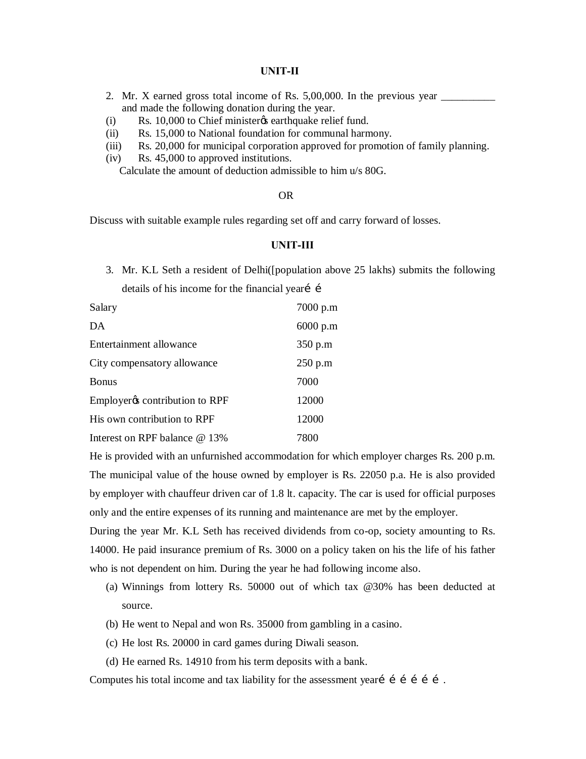### UNIT-II

2. Mr. X earned gross total income of Rs. 5,00,000. In the previous year __________ and made the following donation during the year.

(i) Rs. 10,000 to Chief minister's earthquake relief fund.

(ii) Rs. 15,000 to National foundation for communal harmony.

(iii) Rs. 20,000 for municipal corporation approved for promotion of family planning.

(iv) Rs. 45,000 to approved institutions.

Calculate the amount of deduction admissible to him u/s 80G.

OR

Discuss with suitable example rules regarding set off and carry forward of losses.

### UNIT-III

3. Mr. K.L Seth a resident of Delhi([population above 25 lakhs) submits the following details of his income for the financial year……

| | |
|---|---|
| Salary | 7000 p.m |
| DA | 6000 p.m |
| Entertainment allowance | 350 p.m |
| City compensatory allowance | 250 p.m |
| Bonus | 7000 |
| Employer's contribution to RPF | 12000 |
| His own contribution to RPF | 12000 |
| Interest on RPF balance @ 13% | 7800 |

He is provided with an unfurnished accommodation for which employer charges Rs. 200 p.m. The municipal value of the house owned by employer is Rs. 22050 p.a. He is also provided by employer with chauffeur driven car of 1.8 lt. capacity. The car is used for official purposes only and the entire expenses of its running and maintenance are met by the employer.

During the year Mr. K.L Seth has received dividends from co-op, society amounting to Rs. 14000. He paid insurance premium of Rs. 3000 on a policy taken on his the life of his father who is not dependent on him. During the year he had following income also.

(a) Winnings from lottery Rs. 50000 out of which tax @30% has been deducted at source.

(b) He went to Nepal and won Rs. 35000 from gambling in a casino.

(c) He lost Rs. 20000 in card games during Diwali season.

(d) He earned Rs. 14910 from his term deposits with a bank.

Computes his total income and tax liability for the assessment year……………… .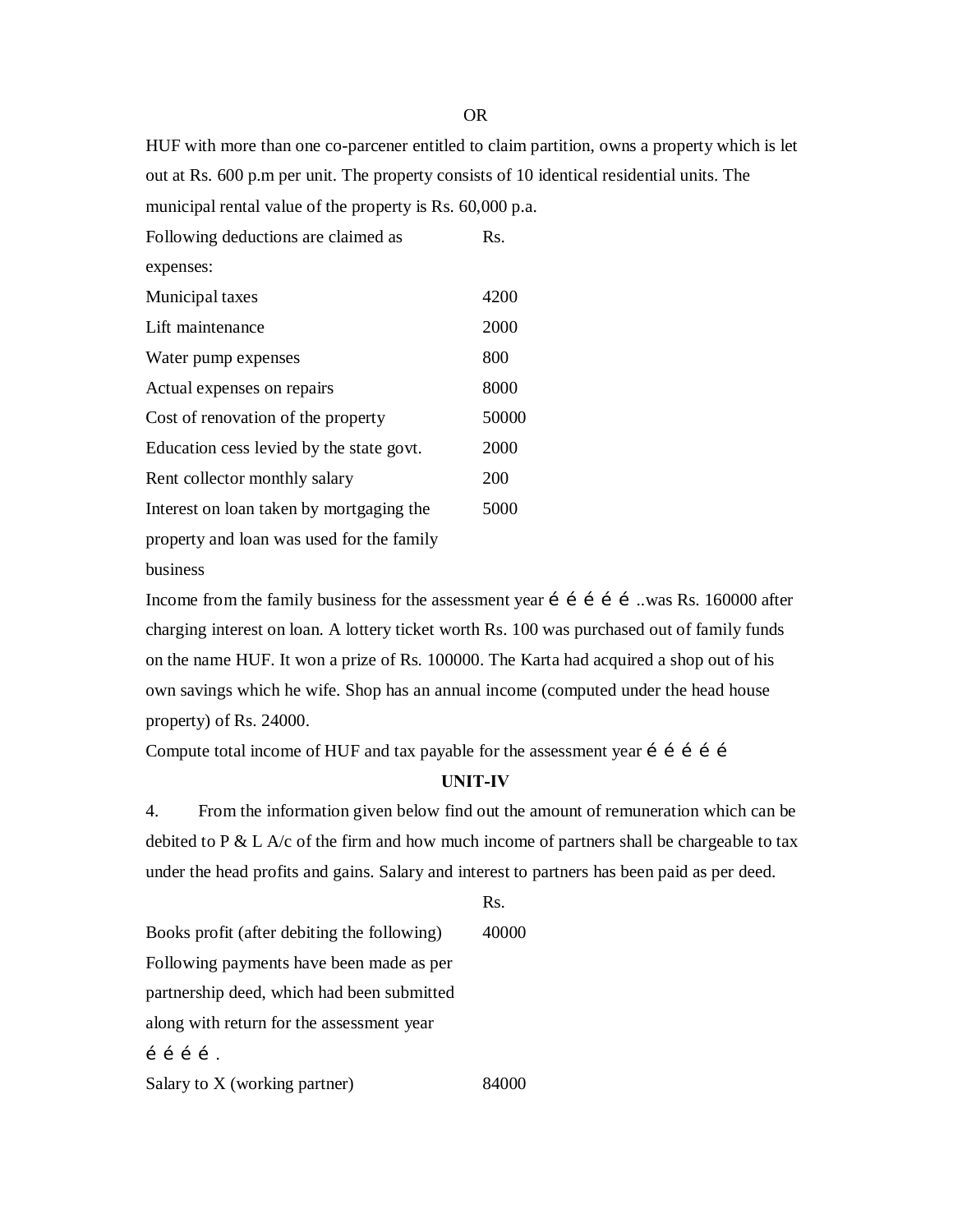OR

HUF with more than one co-parcener entitled to claim partition, owns a property which is let out at Rs. 600 p.m per unit. The property consists of 10 identical residential units. The municipal rental value of the property is Rs. 60,000 p.a.

| Following deductions are claimed as expenses: | Rs. |
|---|---|
| Municipal taxes | 4200 |
| Lift maintenance | 2000 |
| Water pump expenses | 800 |
| Actual expenses on repairs | 8000 |
| Cost of renovation of the property | 50000 |
| Education cess levied by the state govt. | 2000 |
| Rent collector monthly salary | 200 |
| Interest on loan taken by mortgaging the property and loan was used for the family business | 5000 |

Income from the family business for the assessment year é é é é é ..was Rs. 160000 after charging interest on loan. A lottery ticket worth Rs. 100 was purchased out of family funds on the name HUF. It won a prize of Rs. 100000. The Karta had acquired a shop out of his own savings which he wife. Shop has an annual income (computed under the head house property) of Rs. 24000.

Compute total income of HUF and tax payable for the assessment year é é é é é

## UNIT-IV

4. From the information given below find out the amount of remuneration which can be debited to P & L A/c of the firm and how much income of partners shall be chargeable to tax under the head profits and gains. Salary and interest to partners has been paid as per deed.

| | Rs. |
|---|---|
| Books profit (after debiting the following) | 40000 |
| Following payments have been made as per partnership deed, which had been submitted along with return for the assessment year é é é é . | |
| Salary to X (working partner) | 84000 |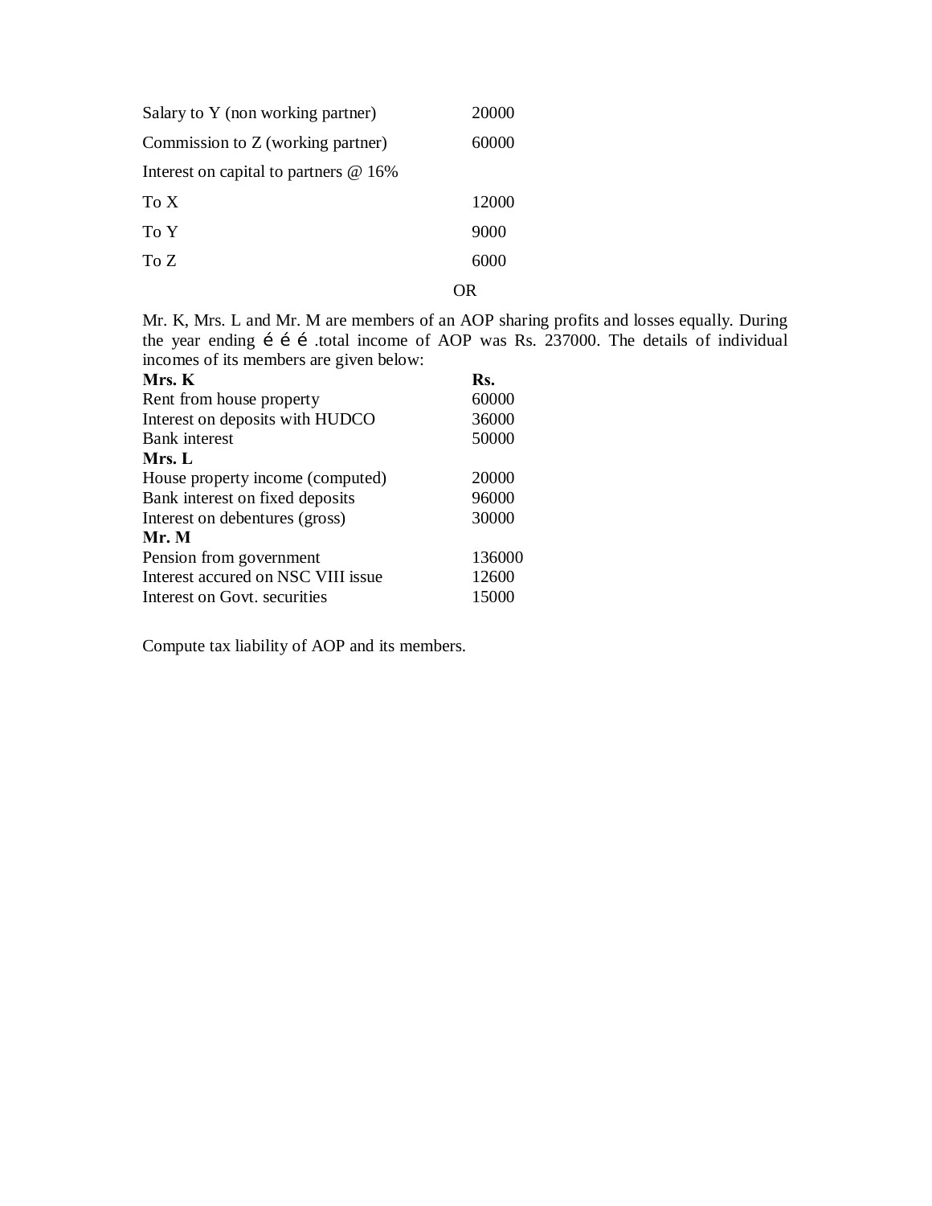| | |
|---|---|
| Salary to Y (non working partner) | 20000 |
| Commission to Z (working partner) | 60000 |
| Interest on capital to partners @ 16% | |
| To X | 12000 |
| To Y | 9000 |
| To Z | 6000 |

OR

Mr. K, Mrs. L and Mr. M are members of an AOP sharing profits and losses equally. During the year ending é é é .total income of AOP was Rs. 237000. The details of individual incomes of its members are given below:

| | |
|---|---|
| **Mrs. K** | **Rs.** |
| Rent from house property | 60000 |
| Interest on deposits with HUDCO | 36000 |
| Bank interest | 50000 |
| **Mrs. L** | |
| House property income (computed) | 20000 |
| Bank interest on fixed deposits | 96000 |
| Interest on debentures (gross) | 30000 |
| **Mr. M** | |
| Pension from government | 136000 |
| Interest accured on NSC VIII issue | 12600 |
| Interest on Govt. securities | 15000 |

Compute tax liability of AOP and its members.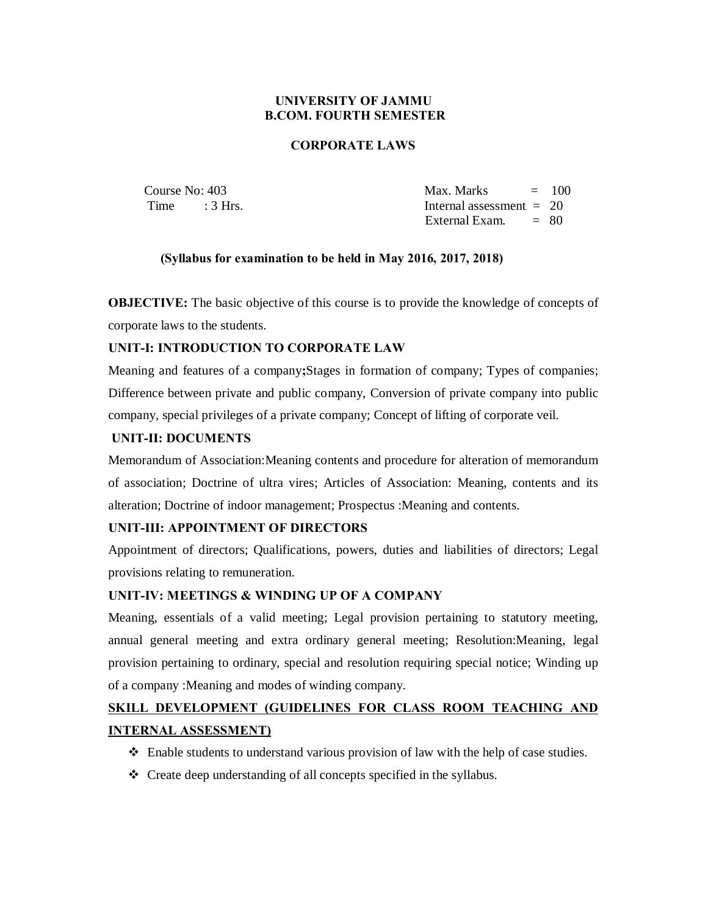# UNIVERSITY OF JAMMU
## B.COM. FOURTH SEMESTER

### CORPORATE LAWS

| | |
|---|---|
| Course No: 403 | Max. Marks = 100 |
| Time : 3 Hrs. | Internal assessment = 20 |
| | External Exam. = 80 |

**(Syllabus for examination to be held in May 2016, 2017, 2018)**

**OBJECTIVE:** The basic objective of this course is to provide the knowledge of concepts of corporate laws to the students.

**UNIT-I: INTRODUCTION TO CORPORATE LAW**

Meaning and features of a company**;**Stages in formation of company; Types of companies; Difference between private and public company, Conversion of private company into public company, special privileges of a private company; Concept of lifting of corporate veil.

**UNIT-II: DOCUMENTS**

Memorandum of Association:Meaning contents and procedure for alteration of memorandum of association; Doctrine of ultra vires; Articles of Association: Meaning, contents and its alteration; Doctrine of indoor management; Prospectus :Meaning and contents.

**UNIT-III: APPOINTMENT OF DIRECTORS**

Appointment of directors; Qualifications, powers, duties and liabilities of directors; Legal provisions relating to remuneration.

**UNIT-IV: MEETINGS & WINDING UP OF A COMPANY**

Meaning, essentials of a valid meeting; Legal provision pertaining to statutory meeting, annual general meeting and extra ordinary general meeting; Resolution:Meaning, legal provision pertaining to ordinary, special and resolution requiring special notice; Winding up of a company :Meaning and modes of winding company.

**SKILL DEVELOPMENT (GUIDELINES FOR CLASS ROOM TEACHING AND INTERNAL ASSESSMENT)**

- Enable students to understand various provision of law with the help of case studies.
- Create deep understanding of all concepts specified in the syllabus.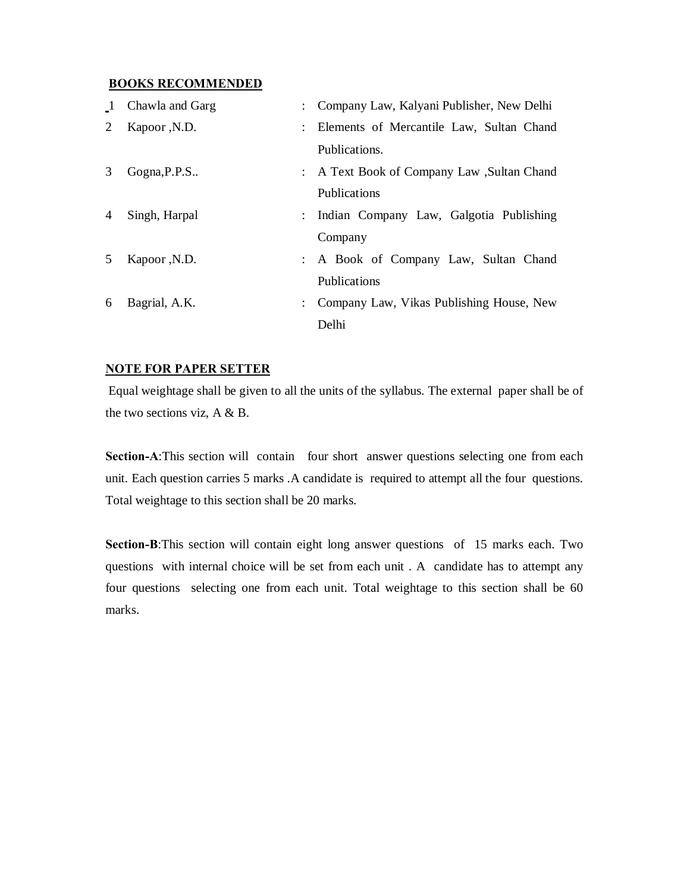**BOOKS RECOMMENDED**

| | | | |
|---|---|---|---|
| 1 | Chawla and Garg | : | Company Law, Kalyani Publisher, New Delhi |
| 2 | Kapoor ,N.D. | : | Elements of Mercantile Law, Sultan Chand Publications. |
| 3 | Gogna,P.P.S.. | : | A Text Book of Company Law ,Sultan Chand Publications |
| 4 | Singh, Harpal | : | Indian Company Law, Galgotia Publishing Company |
| 5 | Kapoor ,N.D. | : | A Book of Company Law, Sultan Chand Publications |
| 6 | Bagrial, A.K. | : | Company Law, Vikas Publishing House, New Delhi |

**NOTE FOR PAPER SETTER**

Equal weightage shall be given to all the units of the syllabus. The external paper shall be of the two sections viz, A & B.

**Section-A**:This section will contain four short answer questions selecting one from each unit. Each question carries 5 marks .A candidate is required to attempt all the four questions. Total weightage to this section shall be 20 marks.

**Section-B**:This section will contain eight long answer questions of 15 marks each. Two questions with internal choice will be set from each unit . A candidate has to attempt any four questions selecting one from each unit. Total weightage to this section shall be 60 marks.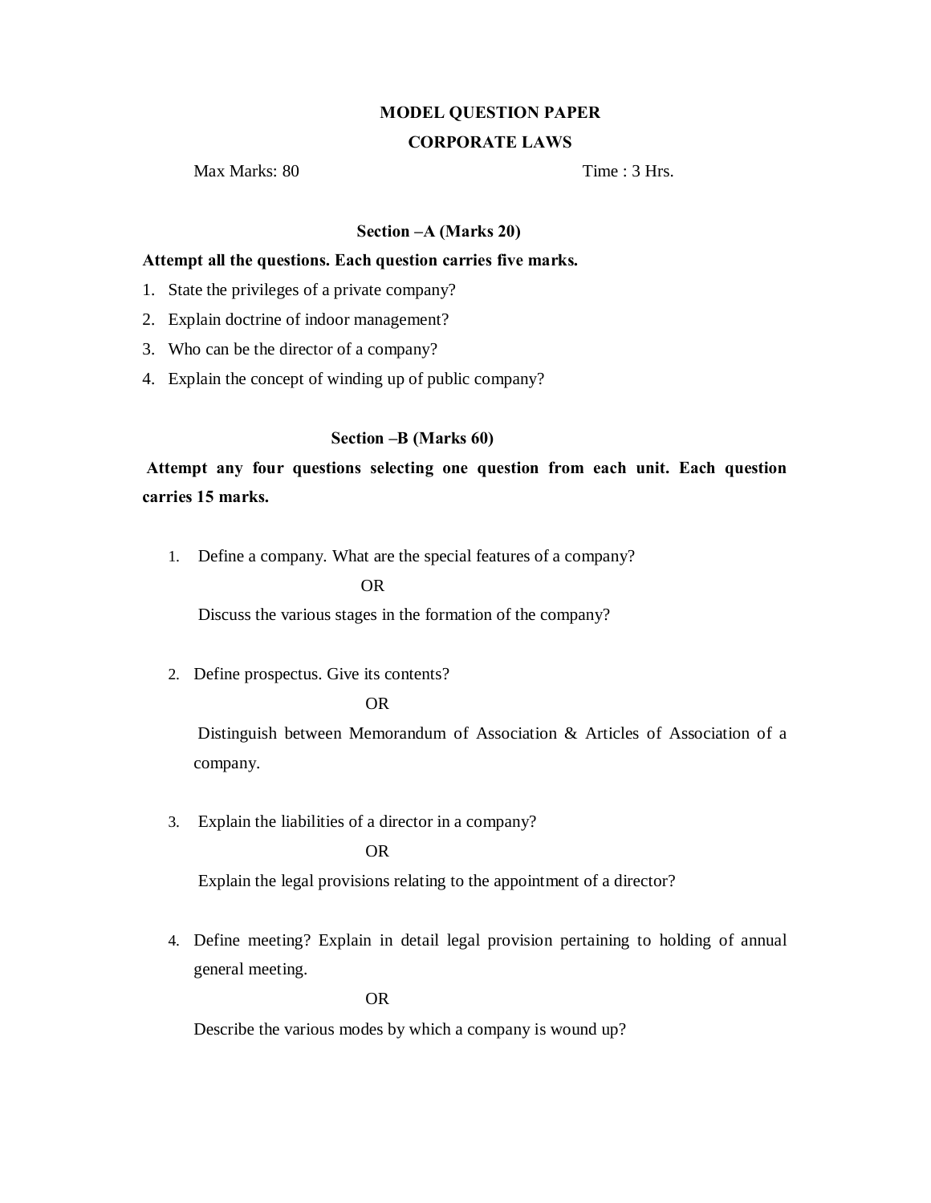# MODEL QUESTION PAPER

## CORPORATE LAWS

Max Marks: 80 Time : 3 Hrs.

### Section –A (Marks 20)

**Attempt all the questions. Each question carries five marks.**

1. State the privileges of a private company?
2. Explain doctrine of indoor management?
3. Who can be the director of a company?
4. Explain the concept of winding up of public company?

### Section –B (Marks 60)

**Attempt any four questions selecting one question from each unit. Each question carries 15 marks.**

1. Define a company. What are the special features of a company?

   OR

   Discuss the various stages in the formation of the company?

2. Define prospectus. Give its contents?

   OR

   Distinguish between Memorandum of Association & Articles of Association of a company.

3. Explain the liabilities of a director in a company?

   OR

   Explain the legal provisions relating to the appointment of a director?

4. Define meeting? Explain in detail legal provision pertaining to holding of annual general meeting.

   OR

   Describe the various modes by which a company is wound up?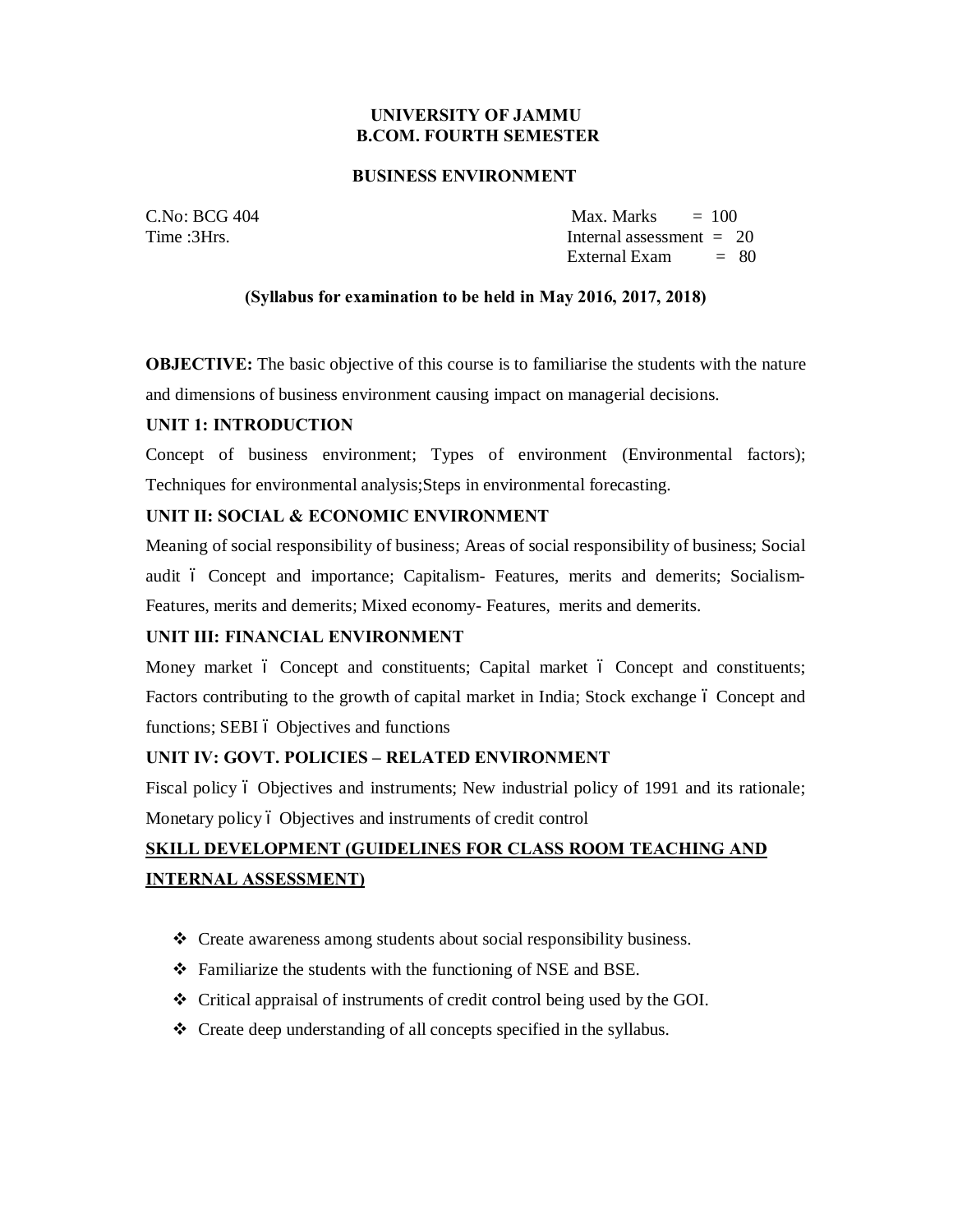**UNIVERSITY OF JAMMU**
**B.COM. FOURTH SEMESTER**

**BUSINESS ENVIRONMENT**

| | |
|---|---|
| C.No: BCG 404 | Max. Marks = 100 |
| Time :3Hrs. | Internal assessment = 20 |
| | External Exam = 80 |

**(Syllabus for examination to be held in May 2016, 2017, 2018)**

**OBJECTIVE:** The basic objective of this course is to familiarise the students with the nature and dimensions of business environment causing impact on managerial decisions.

**UNIT 1: INTRODUCTION**

Concept of business environment; Types of environment (Environmental factors); Techniques for environmental analysis;Steps in environmental forecasting.

**UNIT II: SOCIAL & ECONOMIC ENVIRONMENT**

Meaning of social responsibility of business; Areas of social responsibility of business; Social audit – Concept and importance; Capitalism- Features, merits and demerits; Socialism- Features, merits and demerits; Mixed economy- Features, merits and demerits.

**UNIT III: FINANCIAL ENVIRONMENT**

Money market – Concept and constituents; Capital market – Concept and constituents; Factors contributing to the growth of capital market in India; Stock exchange – Concept and functions; SEBI – Objectives and functions

**UNIT IV: GOVT. POLICIES – RELATED ENVIRONMENT**

Fiscal policy – Objectives and instruments; New industrial policy of 1991 and its rationale; Monetary policy – Objectives and instruments of credit control

**SKILL DEVELOPMENT (GUIDELINES FOR CLASS ROOM TEACHING AND INTERNAL ASSESSMENT)**

- Create awareness among students about social responsibility business.
- Familiarize the students with the functioning of NSE and BSE.
- Critical appraisal of instruments of credit control being used by the GOI.
- Create deep understanding of all concepts specified in the syllabus.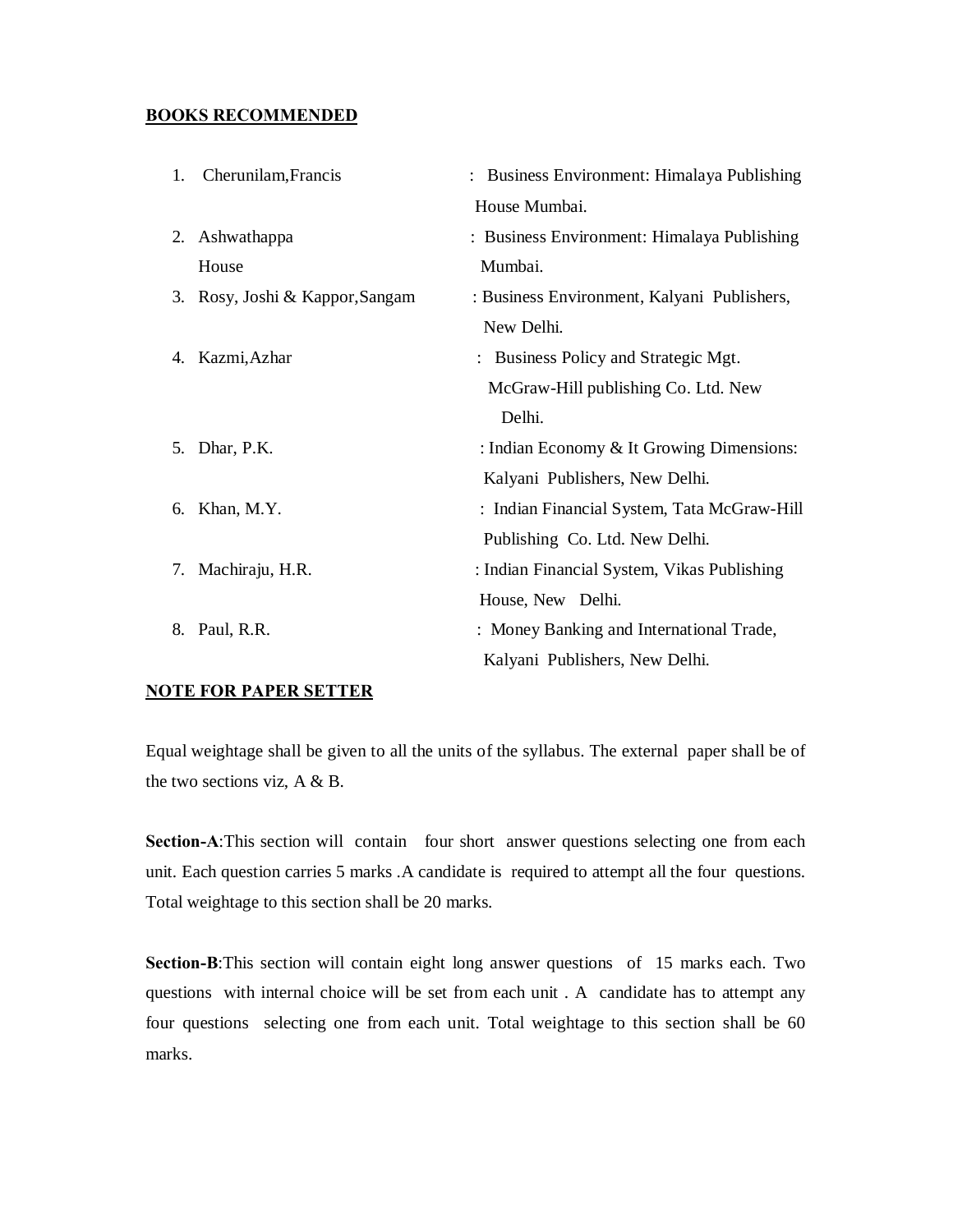**BOOKS RECOMMENDED**

1. Cherunilam,Francis : Business Environment: Himalaya Publishing House Mumbai.
2. Ashwathappa : Business Environment: Himalaya Publishing House Mumbai.
3. Rosy, Joshi & Kappor,Sangam : Business Environment, Kalyani Publishers, New Delhi.
4. Kazmi,Azhar : Business Policy and Strategic Mgt. McGraw-Hill publishing Co. Ltd. New Delhi.
5. Dhar, P.K. : Indian Economy & It Growing Dimensions: Kalyani Publishers, New Delhi.
6. Khan, M.Y. : Indian Financial System, Tata McGraw-Hill Publishing Co. Ltd. New Delhi.
7. Machiraju, H.R. : Indian Financial System, Vikas Publishing House, New Delhi.
8. Paul, R.R. : Money Banking and International Trade, Kalyani Publishers, New Delhi.

**NOTE FOR PAPER SETTER**

Equal weightage shall be given to all the units of the syllabus. The external paper shall be of the two sections viz, A & B.

**Section-A**:This section will contain four short answer questions selecting one from each unit. Each question carries 5 marks .A candidate is required to attempt all the four questions. Total weightage to this section shall be 20 marks.

**Section-B**:This section will contain eight long answer questions of 15 marks each. Two questions with internal choice will be set from each unit . A candidate has to attempt any four questions selecting one from each unit. Total weightage to this section shall be 60 marks.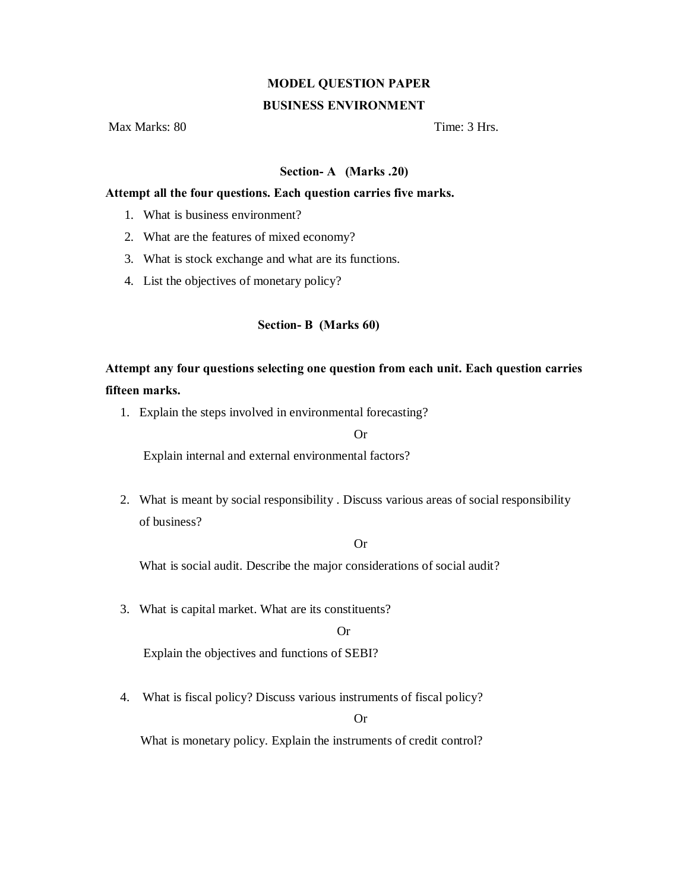# MODEL QUESTION PAPER

## BUSINESS ENVIRONMENT

Max Marks: 80 Time: 3 Hrs.

### Section- A (Marks .20)

**Attempt all the four questions. Each question carries five marks.**

1. What is business environment?
2. What are the features of mixed economy?
3. What is stock exchange and what are its functions.
4. List the objectives of monetary policy?

### Section- B (Marks 60)

**Attempt any four questions selecting one question from each unit. Each question carries fifteen marks.**

1. Explain the steps involved in environmental forecasting?

   Or

   Explain internal and external environmental factors?

2. What is meant by social responsibility . Discuss various areas of social responsibility of business?

   Or

   What is social audit. Describe the major considerations of social audit?

3. What is capital market. What are its constituents?

   Or

   Explain the objectives and functions of SEBI?

4. What is fiscal policy? Discuss various instruments of fiscal policy?

   Or

   What is monetary policy. Explain the instruments of credit control?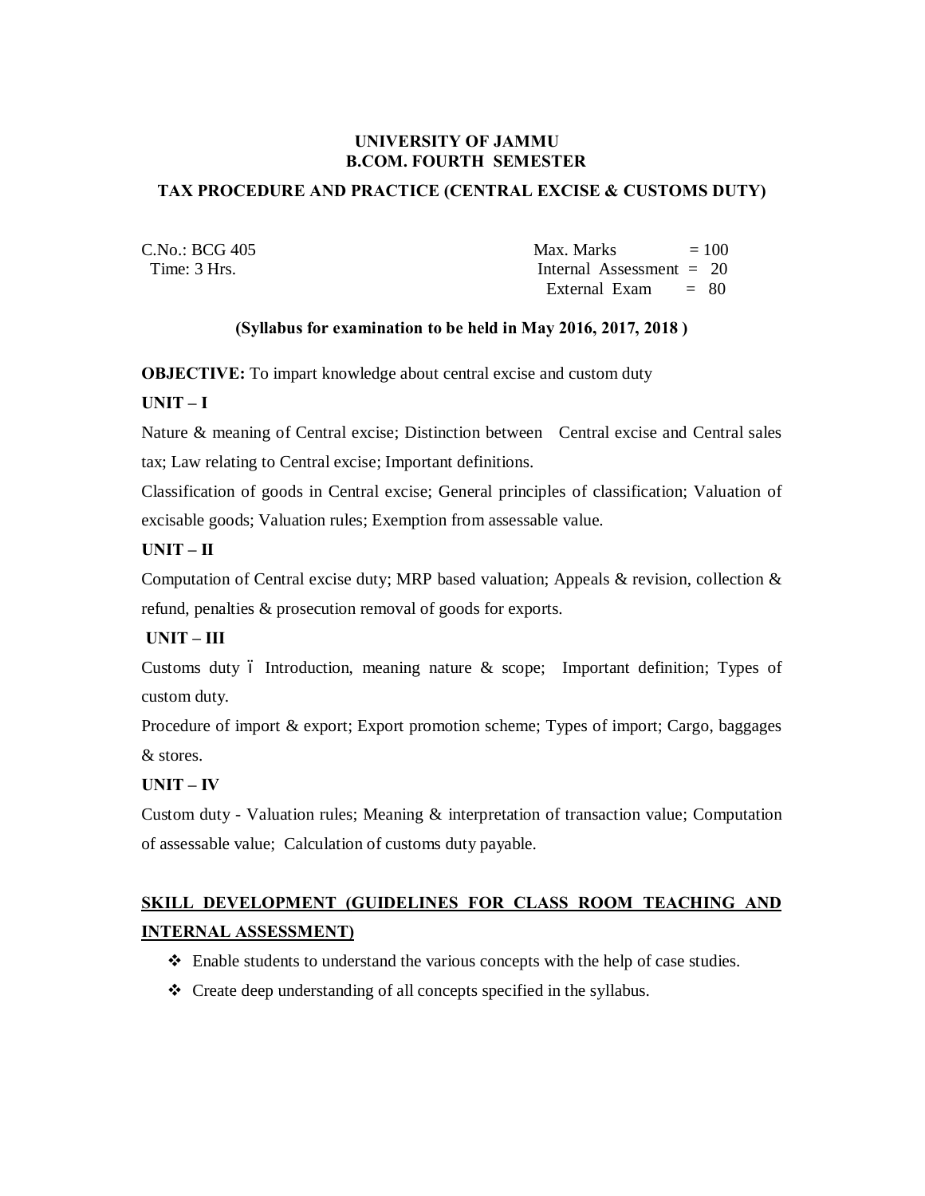**UNIVERSITY OF JAMMU**
**B.COM. FOURTH SEMESTER**

**TAX PROCEDURE AND PRACTICE (CENTRAL EXCISE & CUSTOMS DUTY)**

C.No.: BCG 405
Time: 3 Hrs.

Max. Marks = 100
Internal Assessment = 20
External Exam = 80

**(Syllabus for examination to be held in May 2016, 2017, 2018 )**

**OBJECTIVE:** To impart knowledge about central excise and custom duty

**UNIT – I**

Nature & meaning of Central excise; Distinction between Central excise and Central sales tax; Law relating to Central excise; Important definitions.

Classification of goods in Central excise; General principles of classification; Valuation of excisable goods; Valuation rules; Exemption from assessable value.

**UNIT – II**

Computation of Central excise duty; MRP based valuation; Appeals & revision, collection & refund, penalties & prosecution removal of goods for exports.

**UNIT – III**

Customs duty – Introduction, meaning nature & scope; Important definition; Types of custom duty.

Procedure of import & export; Export promotion scheme; Types of import; Cargo, baggages & stores.

**UNIT – IV**

Custom duty - Valuation rules; Meaning & interpretation of transaction value; Computation of assessable value; Calculation of customs duty payable.

**SKILL DEVELOPMENT (GUIDELINES FOR CLASS ROOM TEACHING AND INTERNAL ASSESSMENT)**

- Enable students to understand the various concepts with the help of case studies.
- Create deep understanding of all concepts specified in the syllabus.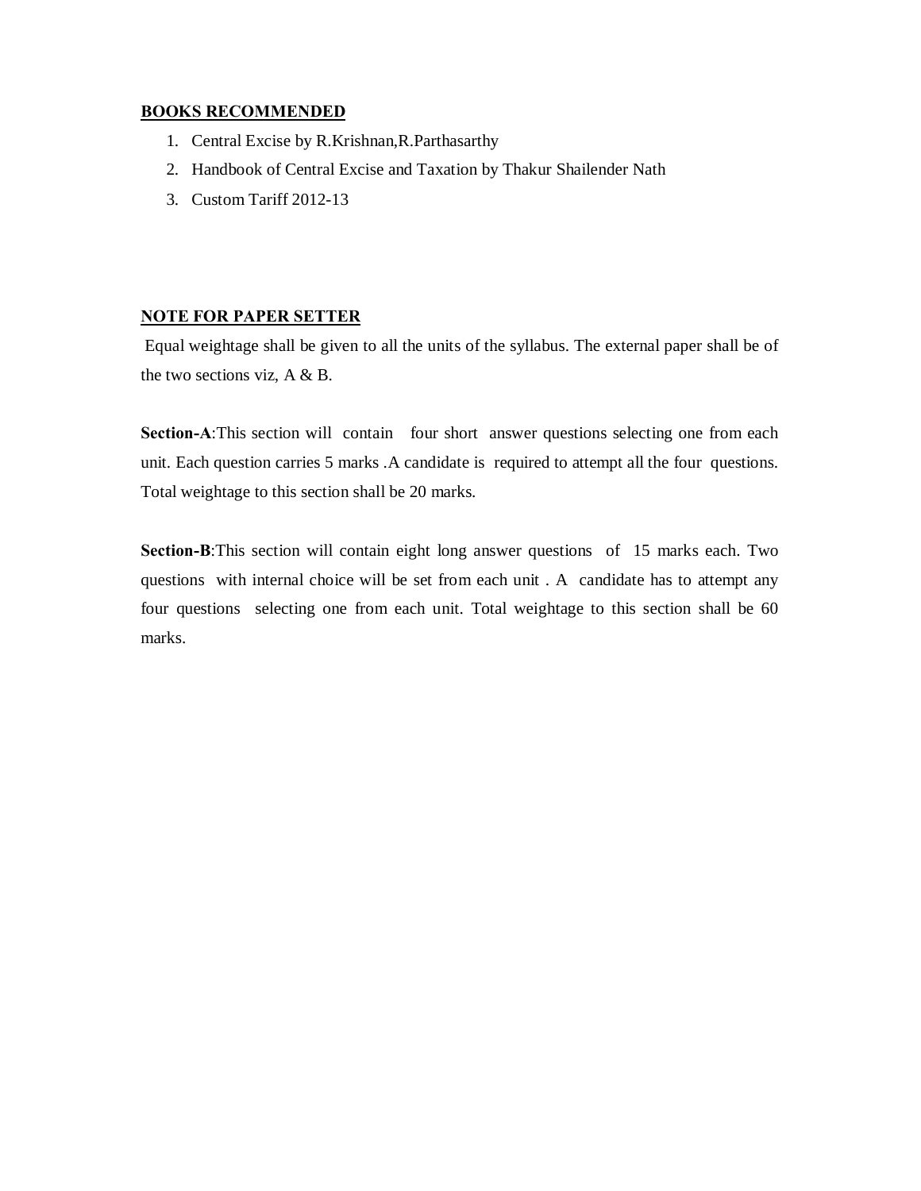**BOOKS RECOMMENDED**

1. Central Excise by R.Krishnan,R.Parthasarthy
2. Handbook of Central Excise and Taxation by Thakur Shailender Nath
3. Custom Tariff 2012-13

**NOTE FOR PAPER SETTER**

Equal weightage shall be given to all the units of the syllabus. The external paper shall be of the two sections viz, A & B.

**Section-A**:This section will contain four short answer questions selecting one from each unit. Each question carries 5 marks .A candidate is required to attempt all the four questions. Total weightage to this section shall be 20 marks.

**Section-B**:This section will contain eight long answer questions of 15 marks each. Two questions with internal choice will be set from each unit . A candidate has to attempt any four questions selecting one from each unit. Total weightage to this section shall be 60 marks.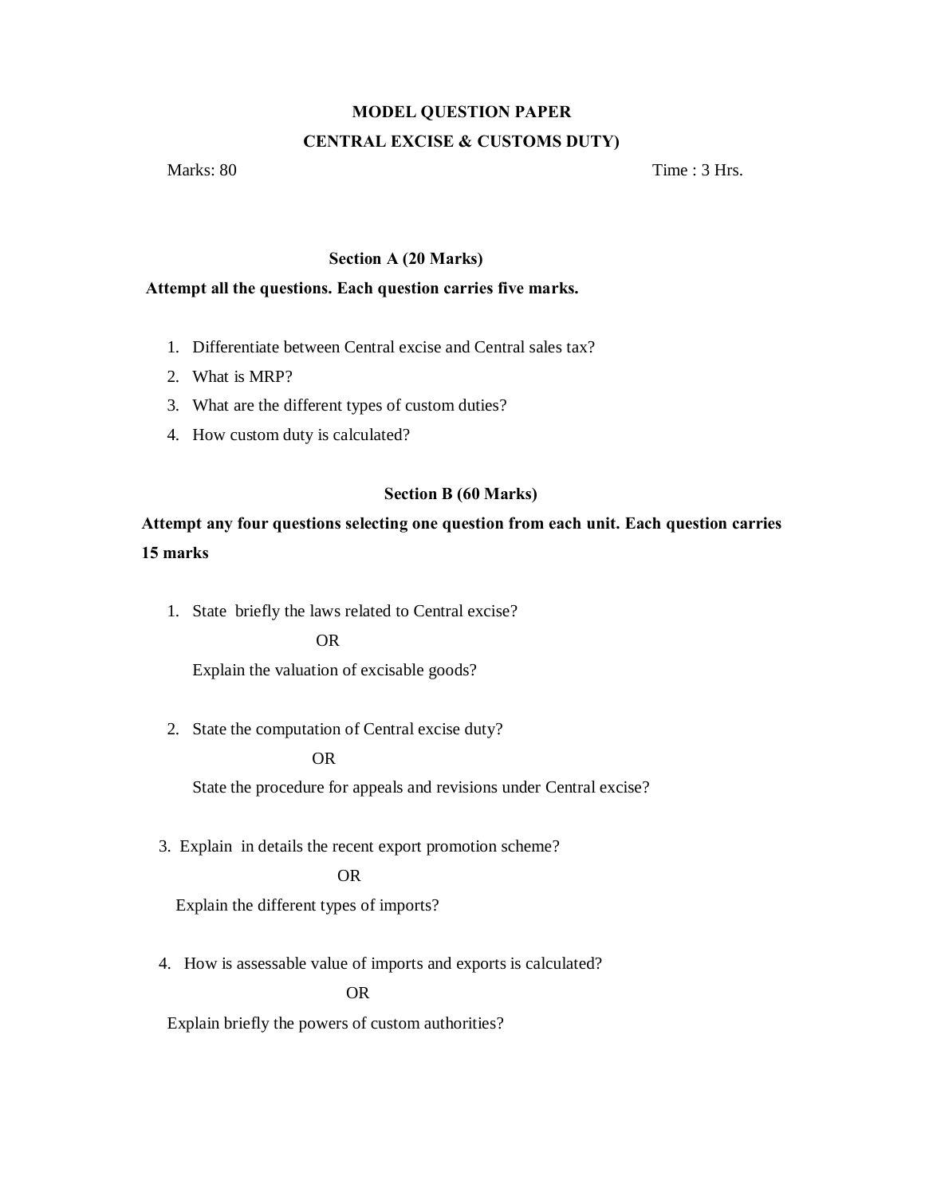# MODEL QUESTION PAPER

## CENTRAL EXCISE & CUSTOMS DUTY)

Marks: 80 Time : 3 Hrs.

### Section A (20 Marks)

**Attempt all the questions. Each question carries five marks.**

1. Differentiate between Central excise and Central sales tax?
2. What is MRP?
3. What are the different types of custom duties?
4. How custom duty is calculated?

### Section B (60 Marks)

**Attempt any four questions selecting one question from each unit. Each question carries 15 marks**

1. State briefly the laws related to Central excise?

   OR

   Explain the valuation of excisable goods?

2. State the computation of Central excise duty?

   OR

   State the procedure for appeals and revisions under Central excise?

3. Explain in details the recent export promotion scheme?

   OR

   Explain the different types of imports?

4. How is assessable value of imports and exports is calculated?

   OR

   Explain briefly the powers of custom authorities?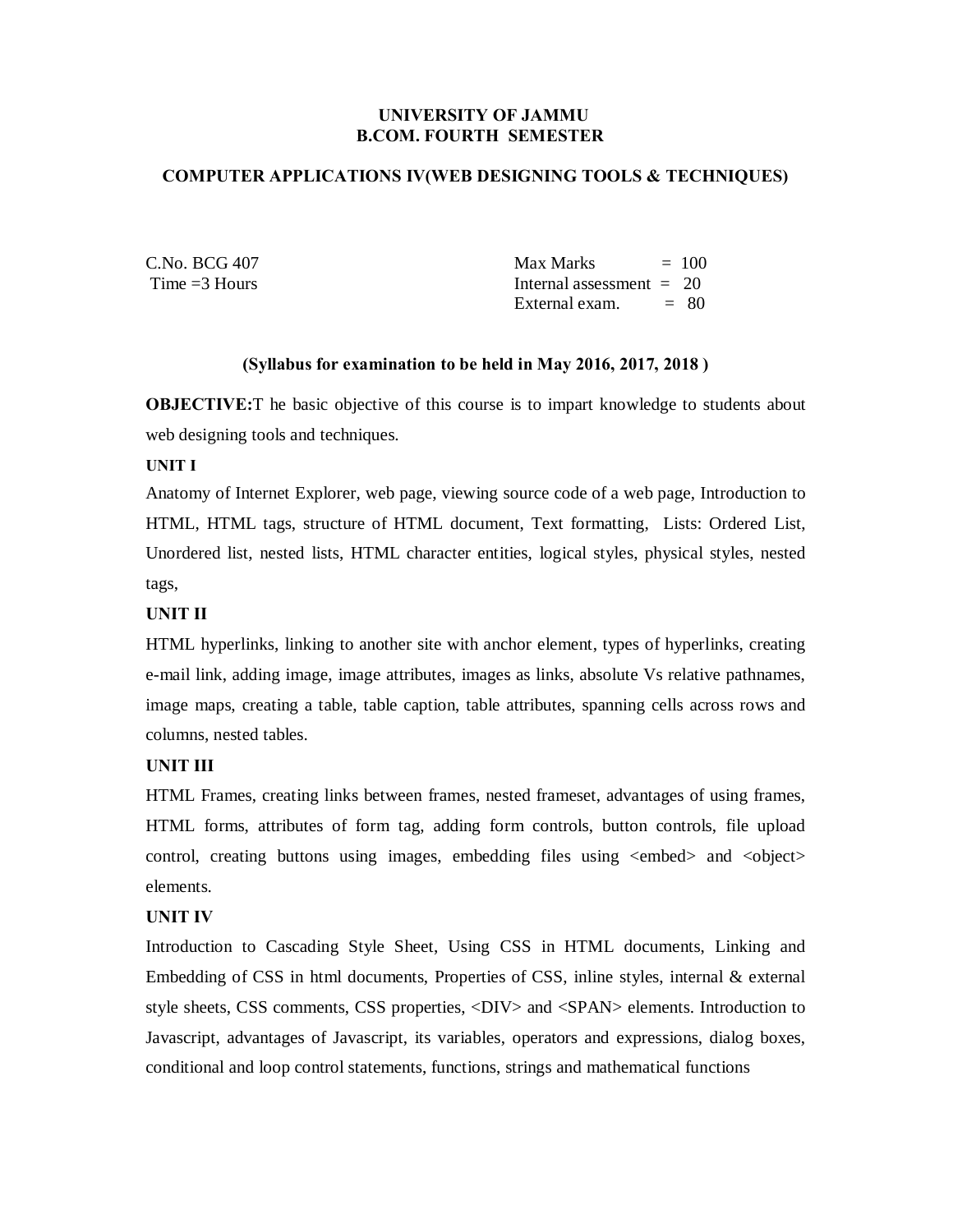# UNIVERSITY OF JAMMU
## B.COM. FOURTH SEMESTER

### COMPUTER APPLICATIONS IV(WEB DESIGNING TOOLS & TECHNIQUES)

| | |
|---|---|
| C.No. BCG 407 | Max Marks = 100 |
| Time =3 Hours | Internal assessment = 20 |
| | External exam. = 80 |

**(Syllabus for examination to be held in May 2016, 2017, 2018 )**

**OBJECTIVE:**T he basic objective of this course is to impart knowledge to students about web designing tools and techniques.

**UNIT I**

Anatomy of Internet Explorer, web page, viewing source code of a web page, Introduction to HTML, HTML tags, structure of HTML document, Text formatting, Lists: Ordered List, Unordered list, nested lists, HTML character entities, logical styles, physical styles, nested tags,

**UNIT II**

HTML hyperlinks, linking to another site with anchor element, types of hyperlinks, creating e-mail link, adding image, image attributes, images as links, absolute Vs relative pathnames, image maps, creating a table, table caption, table attributes, spanning cells across rows and columns, nested tables.

**UNIT III**

HTML Frames, creating links between frames, nested frameset, advantages of using frames, HTML forms, attributes of form tag, adding form controls, button controls, file upload control, creating buttons using images, embedding files using <embed> and <object> elements.

**UNIT IV**

Introduction to Cascading Style Sheet, Using CSS in HTML documents, Linking and Embedding of CSS in html documents, Properties of CSS, inline styles, internal & external style sheets, CSS comments, CSS properties, <DIV> and <SPAN> elements. Introduction to Javascript, advantages of Javascript, its variables, operators and expressions, dialog boxes, conditional and loop control statements, functions, strings and mathematical functions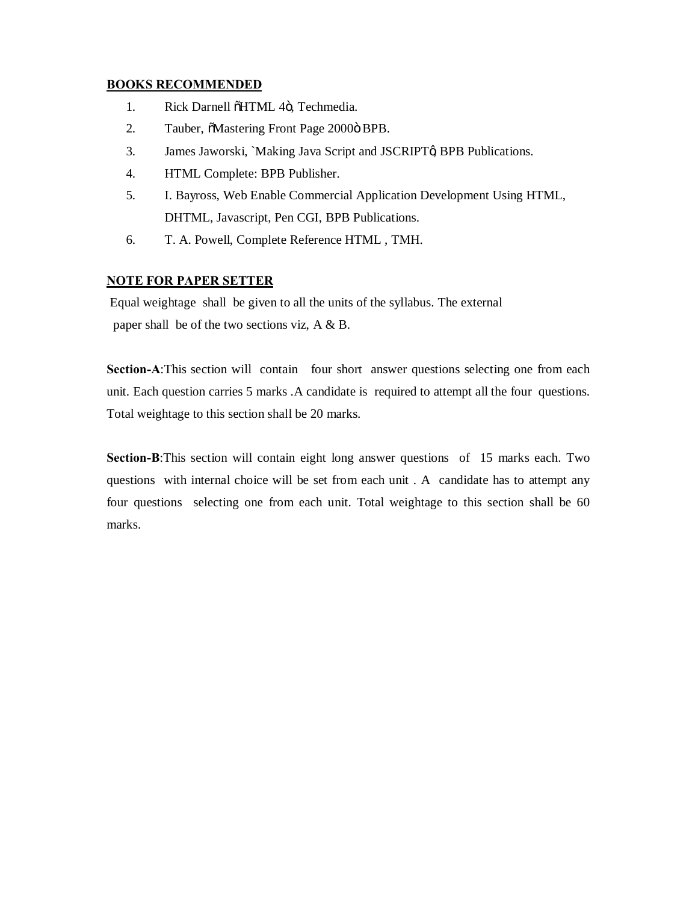**BOOKS RECOMMENDED**

1. Rick Darnell õHTML 4ö, Techmedia.
2. Tauber, õMastering Front Page 2000ö BPB.
3. James Jaworski, `Making Java Script and JSCRIPTø, BPB Publications.
4. HTML Complete: BPB Publisher.
5. I. Bayross, Web Enable Commercial Application Development Using HTML, DHTML, Javascript, Pen CGI, BPB Publications.
6. T. A. Powell, Complete Reference HTML , TMH.

**NOTE FOR PAPER SETTER**

Equal weightage shall be given to all the units of the syllabus. The external paper shall be of the two sections viz, A & B.

**Section-A**:This section will contain four short answer questions selecting one from each unit. Each question carries 5 marks .A candidate is required to attempt all the four questions. Total weightage to this section shall be 20 marks.

**Section-B**:This section will contain eight long answer questions of 15 marks each. Two questions with internal choice will be set from each unit . A candidate has to attempt any four questions selecting one from each unit. Total weightage to this section shall be 60 marks.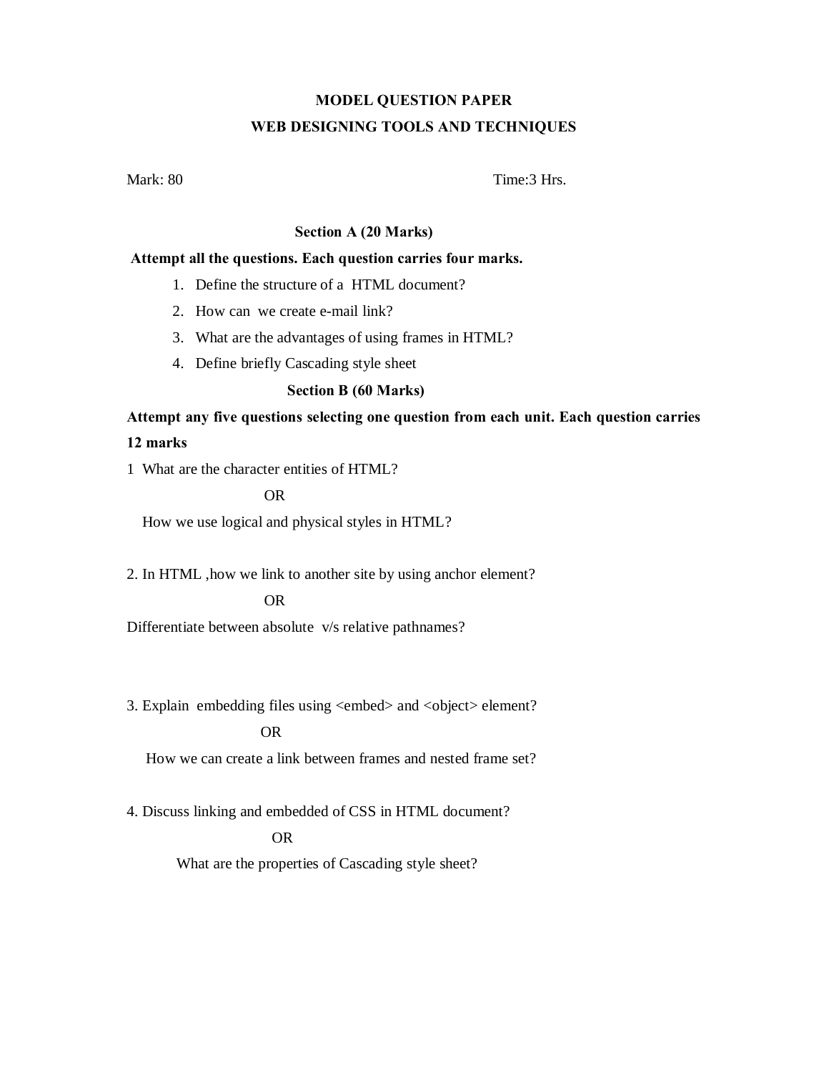# MODEL QUESTION PAPER

## WEB DESIGNING TOOLS AND TECHNIQUES

Mark: 80 Time:3 Hrs.

### Section A (20 Marks)

**Attempt all the questions. Each question carries four marks.**

1. Define the structure of a HTML document?
2. How can we create e-mail link?
3. What are the advantages of using frames in HTML?
4. Define briefly Cascading style sheet

### Section B (60 Marks)

**Attempt any five questions selecting one question from each unit. Each question carries 12 marks**

1 What are the character entities of HTML?

OR

How we use logical and physical styles in HTML?

2. In HTML ,how we link to another site by using anchor element?

OR

Differentiate between absolute v/s relative pathnames?

3. Explain embedding files using <embed> and <object> element?

OR

How we can create a link between frames and nested frame set?

4. Discuss linking and embedded of CSS in HTML document?

OR

What are the properties of Cascading style sheet?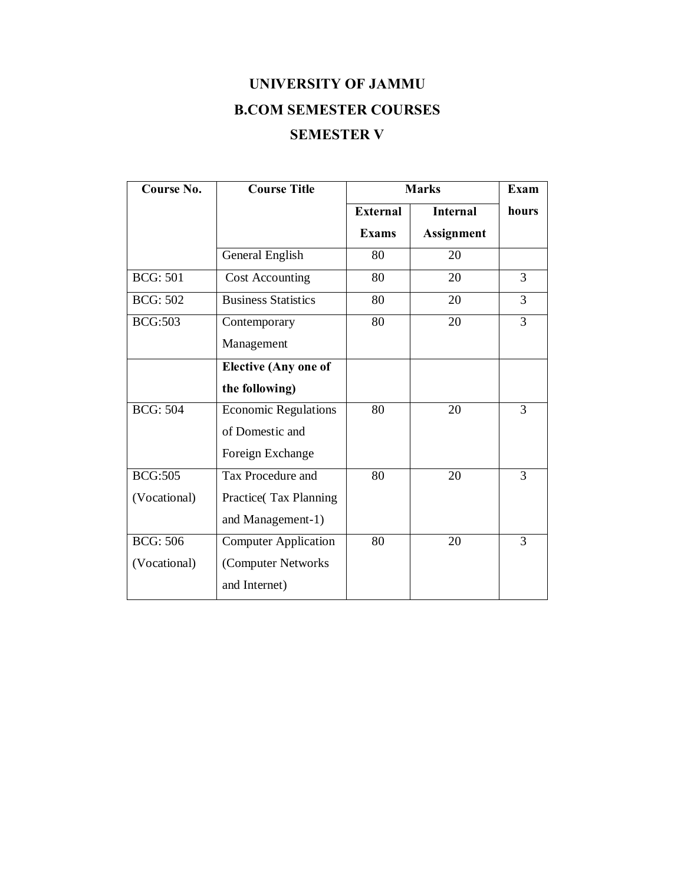# UNIVERSITY OF JAMMU

## B.COM SEMESTER COURSES

## SEMESTER V

| Course No. | Course Title | Marks | | Exam hours |
|---|---|---|---|---|
| | | External Exams | Internal Assignment | |
| | General English | 80 | 20 | |
| BCG: 501 | Cost Accounting | 80 | 20 | 3 |
| BCG: 502 | Business Statistics | 80 | 20 | 3 |
| BCG:503 | Contemporary Management | 80 | 20 | 3 |
| | **Elective (Any one of the following)** | | | |
| BCG: 504 | Economic Regulations of Domestic and Foreign Exchange | 80 | 20 | 3 |
| BCG:505 (Vocational) | Tax Procedure and Practice( Tax Planning and Management-1) | 80 | 20 | 3 |
| BCG: 506 (Vocational) | Computer Application (Computer Networks and Internet) | 80 | 20 | 3 |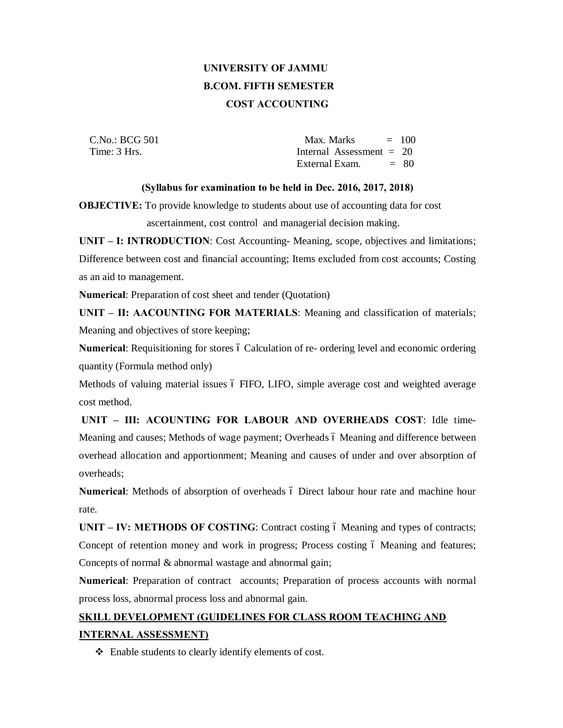# UNIVERSITY OF JAMMU

## B.COM. FIFTH SEMESTER

## COST ACCOUNTING

| | |
|---|---|
| C.No.: BCG 501 | Max. Marks = 100 |
| Time: 3 Hrs. | Internal Assessment = 20 |
| | External Exam. = 80 |

**(Syllabus for examination to be held in Dec. 2016, 2017, 2018)**

**OBJECTIVE:** To provide knowledge to students about use of accounting data for cost ascertainment, cost control and managerial decision making.

**UNIT – I: INTRODUCTION**: Cost Accounting- Meaning, scope, objectives and limitations; Difference between cost and financial accounting; Items excluded from cost accounts; Costing as an aid to management.

**Numerical**: Preparation of cost sheet and tender (Quotation)

**UNIT – II: AACOUNTING FOR MATERIALS**: Meaning and classification of materials; Meaning and objectives of store keeping;

**Numerical**: Requisitioning for stores – Calculation of re- ordering level and economic ordering quantity (Formula method only)

Methods of valuing material issues – FIFO, LIFO, simple average cost and weighted average cost method.

**UNIT – III: ACOUNTING FOR LABOUR AND OVERHEADS COST**: Idle time- Meaning and causes; Methods of wage payment; Overheads – Meaning and difference between overhead allocation and apportionment; Meaning and causes of under and over absorption of overheads;

**Numerical**: Methods of absorption of overheads – Direct labour hour rate and machine hour rate.

**UNIT – IV: METHODS OF COSTING**: Contract costing – Meaning and types of contracts; Concept of retention money and work in progress; Process costing – Meaning and features; Concepts of normal & abnormal wastage and abnormal gain;

**Numerical**: Preparation of contract accounts; Preparation of process accounts with normal process loss, abnormal process loss and abnormal gain.

**SKILL DEVELOPMENT (GUIDELINES FOR CLASS ROOM TEACHING AND INTERNAL ASSESSMENT)**

- Enable students to clearly identify elements of cost.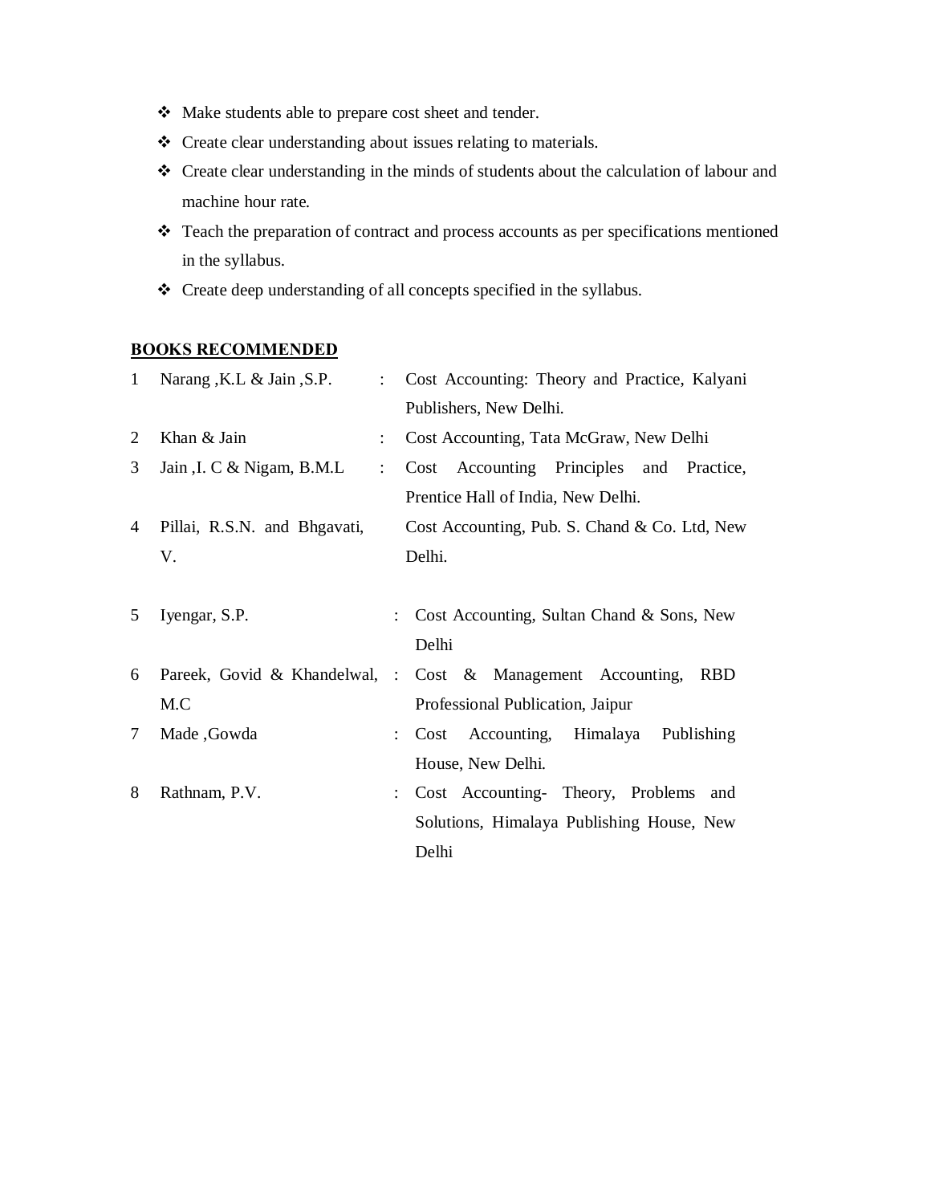- Make students able to prepare cost sheet and tender.
- Create clear understanding about issues relating to materials.
- Create clear understanding in the minds of students about the calculation of labour and machine hour rate.
- Teach the preparation of contract and process accounts as per specifications mentioned in the syllabus.
- Create deep understanding of all concepts specified in the syllabus.

**BOOKS RECOMMENDED**

| | | | |
|---|---|---|---|
| 1 | Narang ,K.L & Jain ,S.P. | : | Cost Accounting: Theory and Practice, Kalyani Publishers, New Delhi. |
| 2 | Khan & Jain | : | Cost Accounting, Tata McGraw, New Delhi |
| 3 | Jain ,I. C & Nigam, B.M.L | : | Cost Accounting Principles and Practice, Prentice Hall of India, New Delhi. |
| 4 | Pillai, R.S.N. and Bhgavati, V. | | Cost Accounting, Pub. S. Chand & Co. Ltd, New Delhi. |
| 5 | Iyengar, S.P. | : | Cost Accounting, Sultan Chand & Sons, New Delhi |
| 6 | Pareek, Govid & Khandelwal, M.C | : | Cost & Management Accounting, RBD Professional Publication, Jaipur |
| 7 | Made ,Gowda | : | Cost Accounting, Himalaya Publishing House, New Delhi. |
| 8 | Rathnam, P.V. | : | Cost Accounting- Theory, Problems and Solutions, Himalaya Publishing House, New Delhi |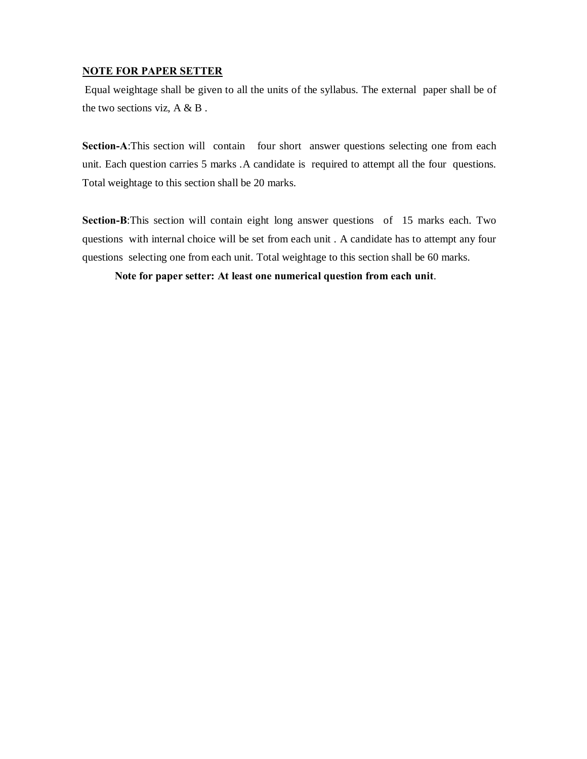**NOTE FOR PAPER SETTER**

Equal weightage shall be given to all the units of the syllabus. The external paper shall be of the two sections viz, A & B .

**Section-A**:This section will contain four short answer questions selecting one from each unit. Each question carries 5 marks .A candidate is required to attempt all the four questions. Total weightage to this section shall be 20 marks.

**Section-B**:This section will contain eight long answer questions of 15 marks each. Two questions with internal choice will be set from each unit . A candidate has to attempt any four questions selecting one from each unit. Total weightage to this section shall be 60 marks.

**Note for paper setter: At least one numerical question from each unit**.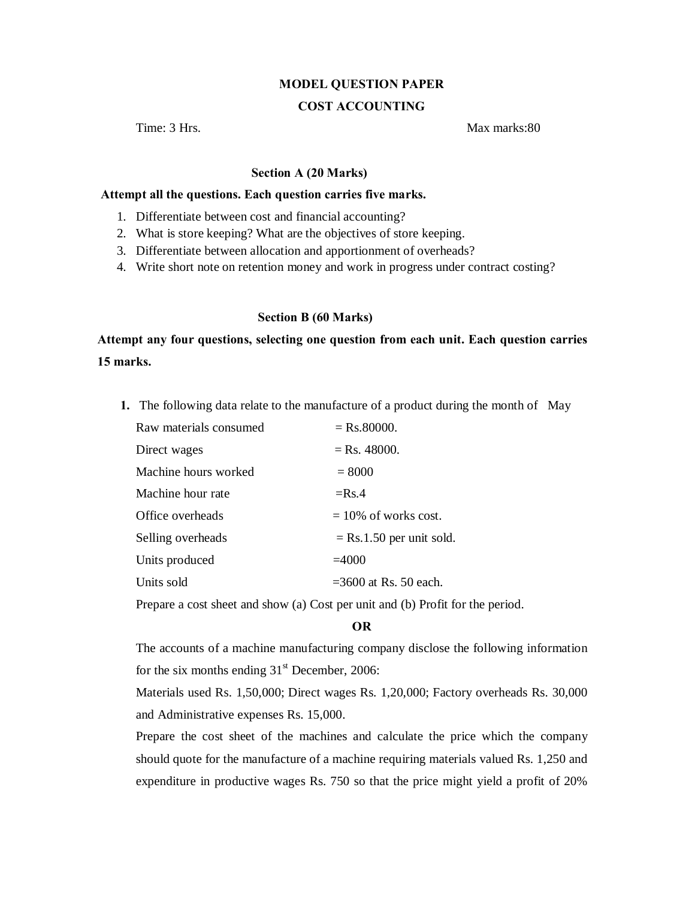**MODEL QUESTION PAPER**

**COST ACCOUNTING**

Time: 3 Hrs. Max marks:80

**Section A (20 Marks)**

**Attempt all the questions. Each question carries five marks.**

1. Differentiate between cost and financial accounting?
2. What is store keeping? What are the objectives of store keeping.
3. Differentiate between allocation and apportionment of overheads?
4. Write short note on retention money and work in progress under contract costing?

**Section B (60 Marks)**

**Attempt any four questions, selecting one question from each unit. Each question carries 15 marks.**

**1.** The following data relate to the manufacture of a product during the month of May

| | |
|---|---|
| Raw materials consumed | = Rs.80000. |
| Direct wages | = Rs. 48000. |
| Machine hours worked | = 8000 |
| Machine hour rate | =Rs.4 |
| Office overheads | = 10% of works cost. |
| Selling overheads | = Rs.1.50 per unit sold. |
| Units produced | =4000 |
| Units sold | =3600 at Rs. 50 each. |

Prepare a cost sheet and show (a) Cost per unit and (b) Profit for the period.

**OR**

The accounts of a machine manufacturing company disclose the following information for the six months ending 31st December, 2006:

Materials used Rs. 1,50,000; Direct wages Rs. 1,20,000; Factory overheads Rs. 30,000 and Administrative expenses Rs. 15,000.

Prepare the cost sheet of the machines and calculate the price which the company should quote for the manufacture of a machine requiring materials valued Rs. 1,250 and expenditure in productive wages Rs. 750 so that the price might yield a profit of 20%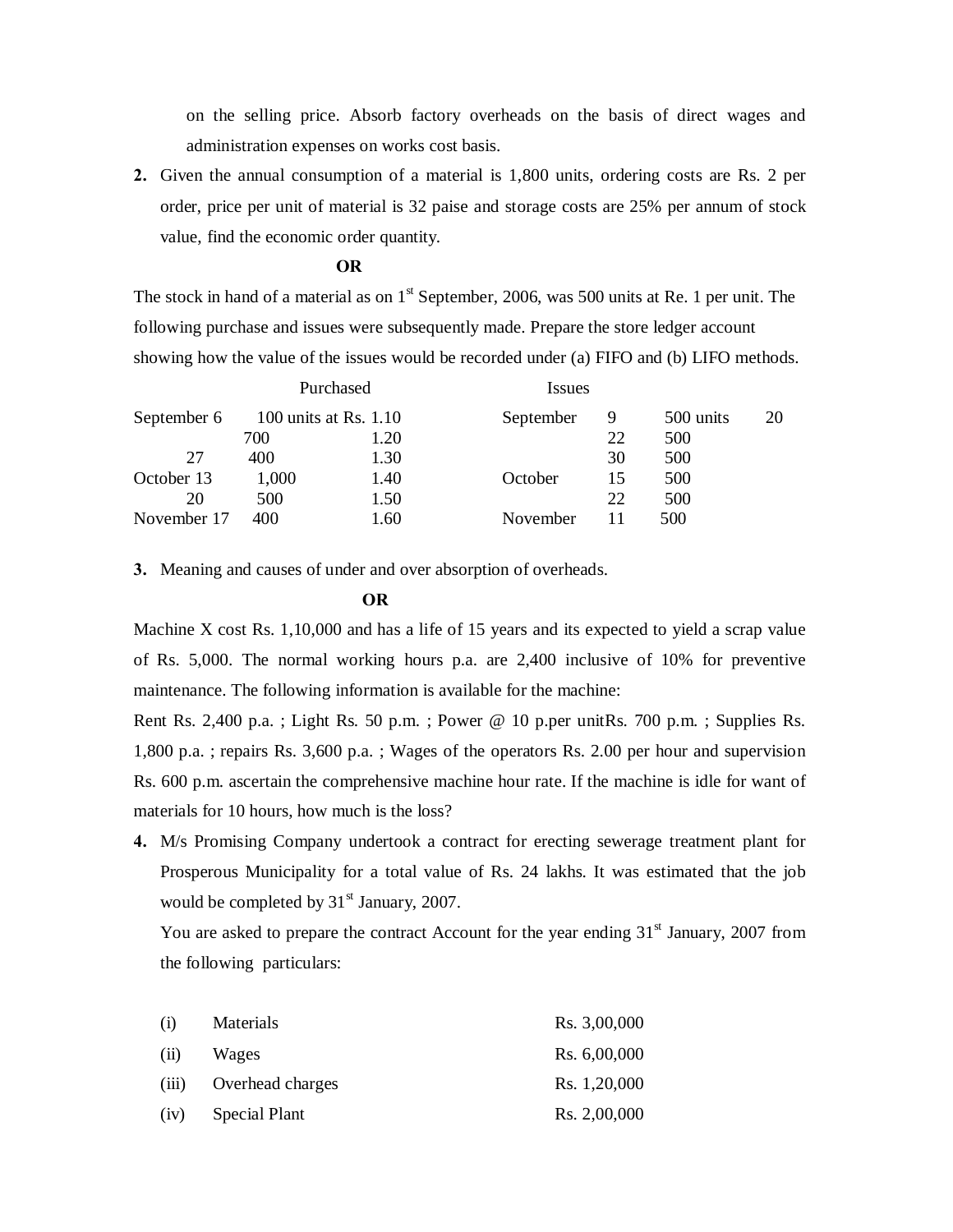on the selling price. Absorb factory overheads on the basis of direct wages and administration expenses on works cost basis.

2. Given the annual consumption of a material is 1,800 units, ordering costs are Rs. 2 per order, price per unit of material is 32 paise and storage costs are 25% per annum of stock value, find the economic order quantity.

**OR**

The stock in hand of a material as on 1st September, 2006, was 500 units at Re. 1 per unit. The following purchase and issues were subsequently made. Prepare the store ledger account showing how the value of the issues would be recorded under (a) FIFO and (b) LIFO methods.

| Purchased | | | Issues | | | |
|---|---|---|---|---|---|---|
| September 6 | 100 units at Rs. | 1.10 | September | 9 | 500 units | 20 |
| | 700 | 1.20 | | 22 | 500 | |
| 27 | 400 | 1.30 | | 30 | 500 | |
| October 13 | 1,000 | 1.40 | October | 15 | 500 | |
| 20 | 500 | 1.50 | | 22 | 500 | |
| November 17 | 400 | 1.60 | November | 11 | 500 | |

3. Meaning and causes of under and over absorption of overheads.

**OR**

Machine X cost Rs. 1,10,000 and has a life of 15 years and its expected to yield a scrap value of Rs. 5,000. The normal working hours p.a. are 2,400 inclusive of 10% for preventive maintenance. The following information is available for the machine:

Rent Rs. 2,400 p.a. ; Light Rs. 50 p.m. ; Power @ 10 p.per unitRs. 700 p.m. ; Supplies Rs. 1,800 p.a. ; repairs Rs. 3,600 p.a. ; Wages of the operators Rs. 2.00 per hour and supervision Rs. 600 p.m. ascertain the comprehensive machine hour rate. If the machine is idle for want of materials for 10 hours, how much is the loss?

4. M/s Promising Company undertook a contract for erecting sewerage treatment plant for Prosperous Municipality for a total value of Rs. 24 lakhs. It was estimated that the job would be completed by 31st January, 2007.

   You are asked to prepare the contract Account for the year ending 31st January, 2007 from the following particulars:

| | | |
|---|---|---|
| (i) | Materials | Rs. 3,00,000 |
| (ii) | Wages | Rs. 6,00,000 |
| (iii) | Overhead charges | Rs. 1,20,000 |
| (iv) | Special Plant | Rs. 2,00,000 |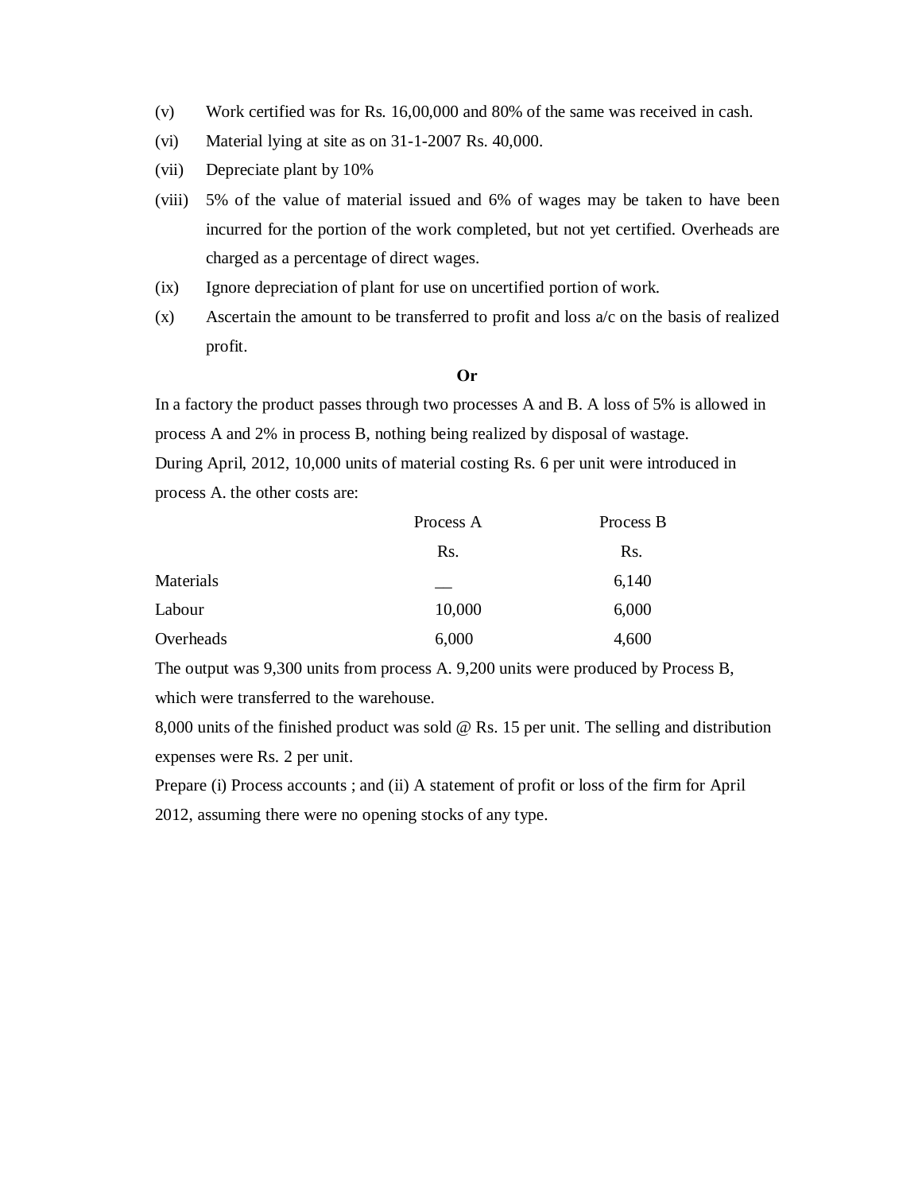(v) Work certified was for Rs. 16,00,000 and 80% of the same was received in cash.

(vi) Material lying at site as on 31-1-2007 Rs. 40,000.

(vii) Depreciate plant by 10%

(viii) 5% of the value of material issued and 6% of wages may be taken to have been incurred for the portion of the work completed, but not yet certified. Overheads are charged as a percentage of direct wages.

(ix) Ignore depreciation of plant for use on uncertified portion of work.

(x) Ascertain the amount to be transferred to profit and loss a/c on the basis of realized profit.

**Or**

In a factory the product passes through two processes A and B. A loss of 5% is allowed in process A and 2% in process B, nothing being realized by disposal of wastage.

During April, 2012, 10,000 units of material costing Rs. 6 per unit were introduced in process A. the other costs are:

| | Process A | Process B |
|---|---|---|
| | Rs. | Rs. |
| Materials | __ | 6,140 |
| Labour | 10,000 | 6,000 |
| Overheads | 6,000 | 4,600 |

The output was 9,300 units from process A. 9,200 units were produced by Process B, which were transferred to the warehouse.

8,000 units of the finished product was sold @ Rs. 15 per unit. The selling and distribution expenses were Rs. 2 per unit.

Prepare (i) Process accounts ; and (ii) A statement of profit or loss of the firm for April 2012, assuming there were no opening stocks of any type.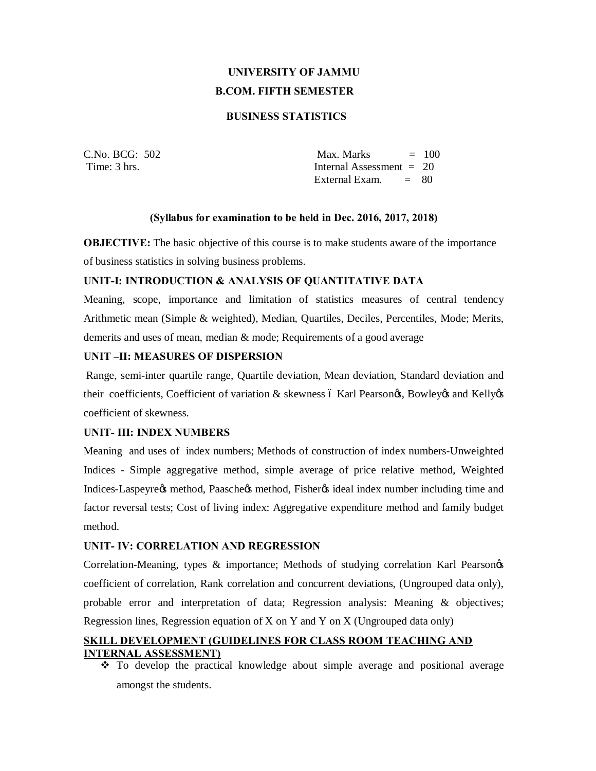**UNIVERSITY OF JAMMU**

**B.COM. FIFTH SEMESTER**

**BUSINESS STATISTICS**

| | |
|---|---|
| C.No. BCG: 502 | Max. Marks = 100 |
| Time: 3 hrs. | Internal Assessment = 20 |
| | External Exam. = 80 |

**(Syllabus for examination to be held in Dec. 2016, 2017, 2018)**

**OBJECTIVE:** The basic objective of this course is to make students aware of the importance of business statistics in solving business problems.

**UNIT-I: INTRODUCTION & ANALYSIS OF QUANTITATIVE DATA**

Meaning, scope, importance and limitation of statistics measures of central tendency Arithmetic mean (Simple & weighted), Median, Quartiles, Deciles, Percentiles, Mode; Merits, demerits and uses of mean, median & mode; Requirements of a good average

**UNIT –II: MEASURES OF DISPERSION**

Range, semi-inter quartile range, Quartile deviation, Mean deviation, Standard deviation and their coefficients, Coefficient of variation & skewness – Karl Pearson's, Bowley's and Kelly's coefficient of skewness.

**UNIT- III: INDEX NUMBERS**

Meaning and uses of index numbers; Methods of construction of index numbers-Unweighted Indices - Simple aggregative method, simple average of price relative method, Weighted Indices-Laspeyre's method, Paasche's method, Fisher's ideal index number including time and factor reversal tests; Cost of living index: Aggregative expenditure method and family budget method.

**UNIT- IV: CORRELATION AND REGRESSION**

Correlation-Meaning, types & importance; Methods of studying correlation Karl Pearson's coefficient of correlation, Rank correlation and concurrent deviations, (Ungrouped data only), probable error and interpretation of data; Regression analysis: Meaning & objectives; Regression lines, Regression equation of X on Y and Y on X (Ungrouped data only)

**SKILL DEVELOPMENT (GUIDELINES FOR CLASS ROOM TEACHING AND INTERNAL ASSESSMENT)**

- To develop the practical knowledge about simple average and positional average amongst the students.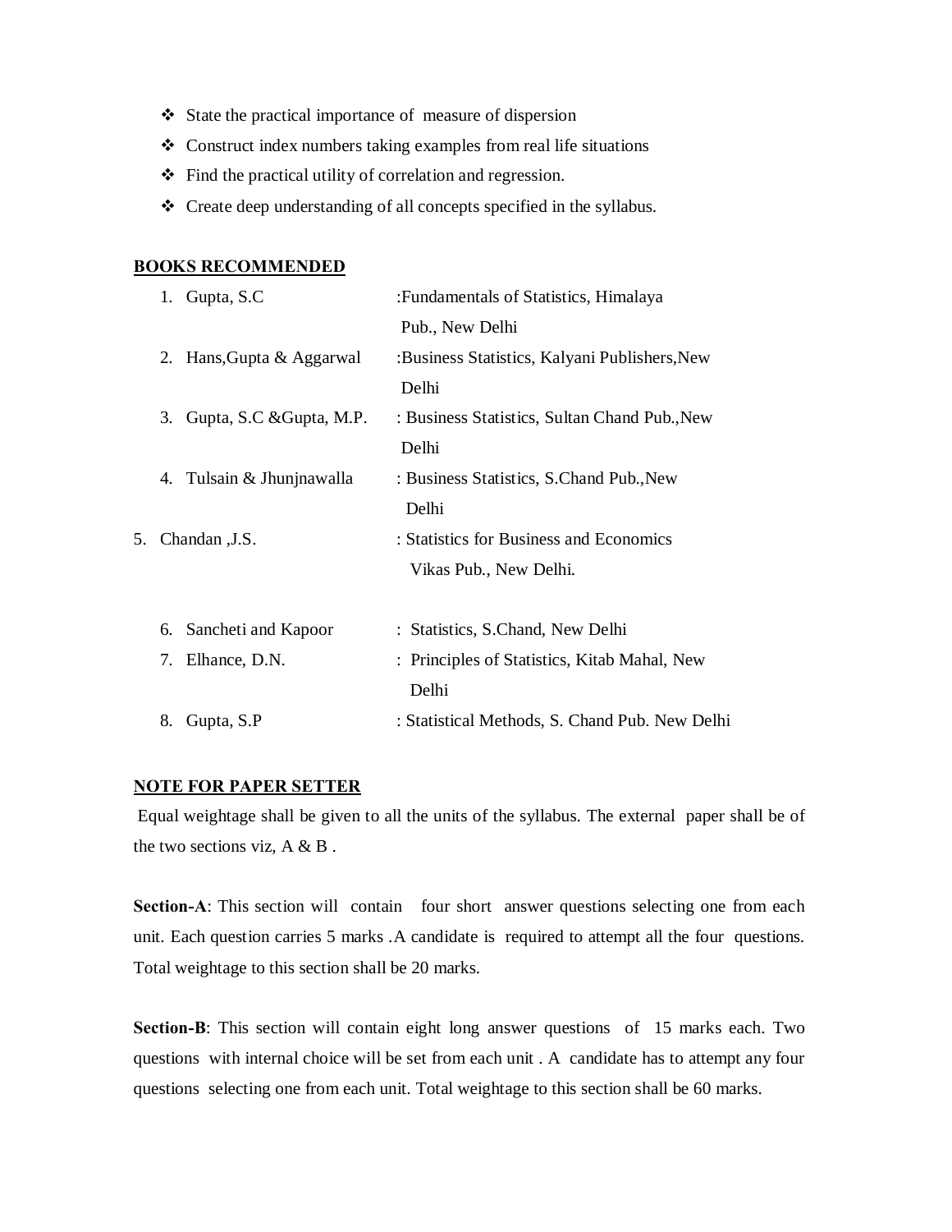- State the practical importance of measure of dispersion
- Construct index numbers taking examples from real life situations
- Find the practical utility of correlation and regression.
- Create deep understanding of all concepts specified in the syllabus.

**BOOKS RECOMMENDED**

1. Gupta, S.C :Fundamentals of Statistics, Himalaya Pub., New Delhi
2. Hans,Gupta & Aggarwal :Business Statistics, Kalyani Publishers,New Delhi
3. Gupta, S.C &Gupta, M.P. : Business Statistics, Sultan Chand Pub.,New Delhi
4. Tulsain & Jhunjnawalla : Business Statistics, S.Chand Pub.,New Delhi
5. Chandan ,J.S. : Statistics for Business and Economics Vikas Pub., New Delhi.
6. Sancheti and Kapoor : Statistics, S.Chand, New Delhi
7. Elhance, D.N. : Principles of Statistics, Kitab Mahal, New Delhi
8. Gupta, S.P : Statistical Methods, S. Chand Pub. New Delhi

**NOTE FOR PAPER SETTER**

Equal weightage shall be given to all the units of the syllabus. The external paper shall be of the two sections viz, A & B .

**Section-A**: This section will contain four short answer questions selecting one from each unit. Each question carries 5 marks .A candidate is required to attempt all the four questions. Total weightage to this section shall be 20 marks.

**Section-B**: This section will contain eight long answer questions of 15 marks each. Two questions with internal choice will be set from each unit . A candidate has to attempt any four questions selecting one from each unit. Total weightage to this section shall be 60 marks.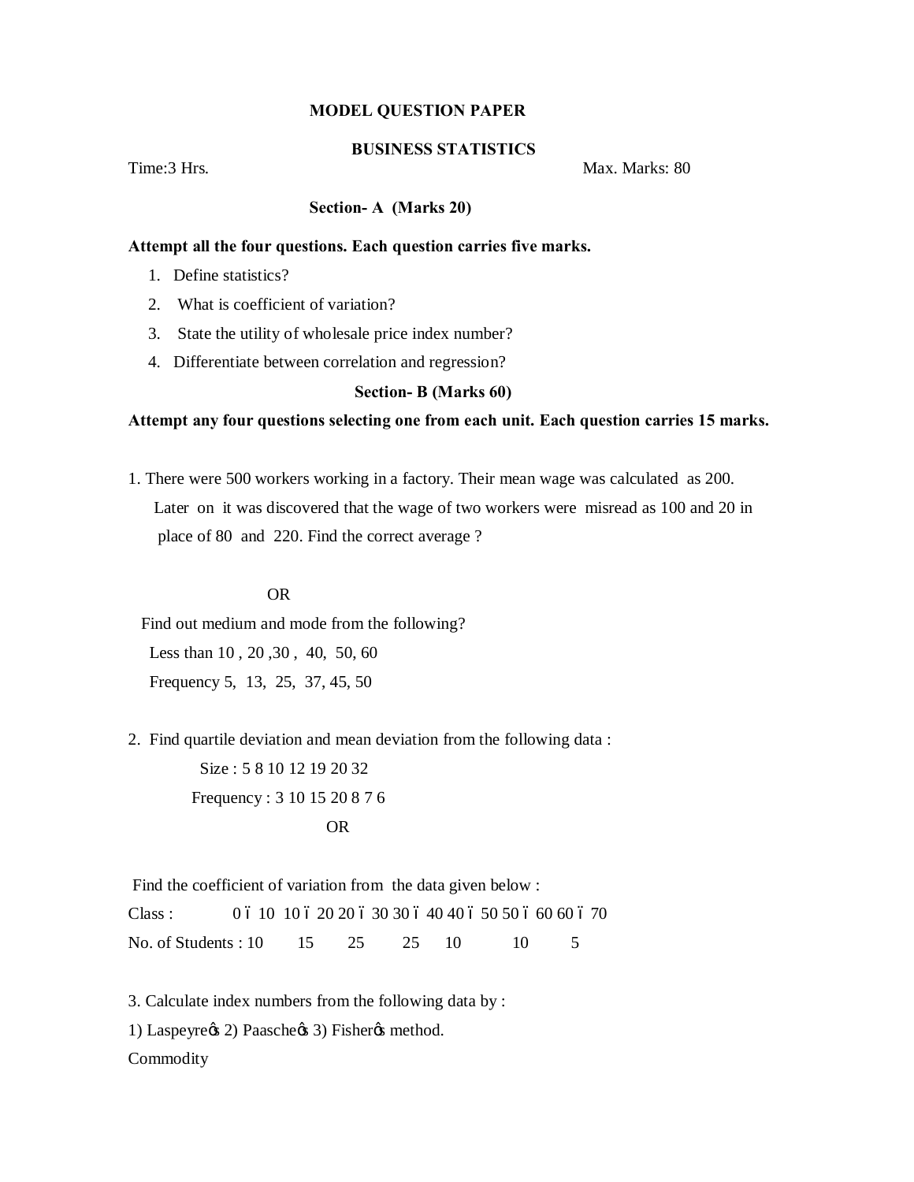# MODEL QUESTION PAPER

## BUSINESS STATISTICS

Time:3 Hrs. Max. Marks: 80

### Section- A (Marks 20)

**Attempt all the four questions. Each question carries five marks.**

1. Define statistics?
2. What is coefficient of variation?
3. State the utility of wholesale price index number?
4. Differentiate between correlation and regression?

### Section- B (Marks 60)

**Attempt any four questions selecting one from each unit. Each question carries 15 marks.**

1. There were 500 workers working in a factory. Their mean wage was calculated as 200. Later on it was discovered that the wage of two workers were misread as 100 and 20 in place of 80 and 220. Find the correct average ?

OR

Find out medium and mode from the following?

Less than 10 , 20 ,30 , 40, 50, 60

Frequency 5, 13, 25, 37, 45, 50

2. Find quartile deviation and mean deviation from the following data :

Size : 5 8 10 12 19 20 32

Frequency : 3 10 15 20 8 7 6

OR

Find the coefficient of variation from the data given below :

| Class : | 0 – 10 | 10 – 20 | 20 – 30 | 30 – 40 | 40 – 50 | 50 – 60 | 60 – 70 |
|---|---|---|---|---|---|---|---|
| No. of Students : | 10 | 15 | 25 | 25 | 10 | 10 | 5 |

3. Calculate index numbers from the following data by :

1) Laspeyre's 2) Paasche's 3) Fisher's method.

Commodity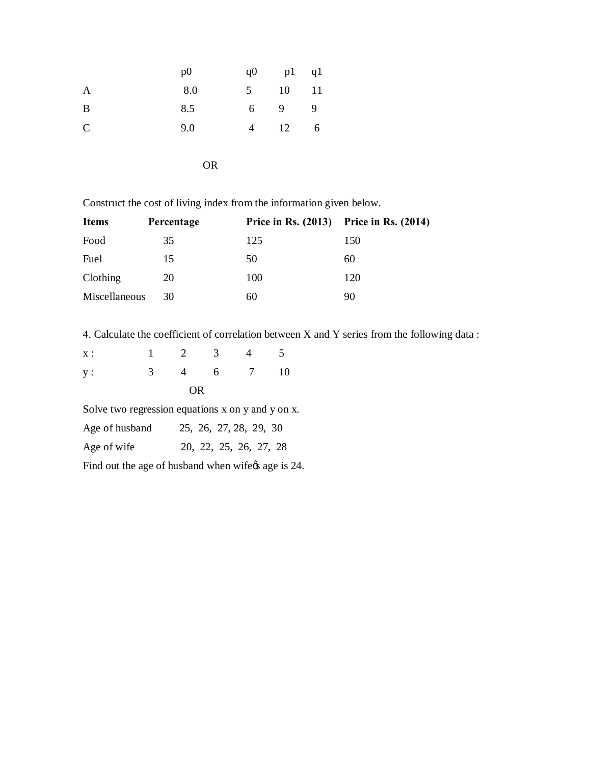| | $p_0$ | $q_0$ | $p_1$ | $q_1$ |
|---|---|---|---|---|
| A | 8.0 | 5 | 10 | 11 |
| B | 8.5 | 6 | 9 | 9 |
| C | 9.0 | 4 | 12 | 6 |

OR

Construct the cost of living index from the information given below.

| **Items** | **Percentage** | **Price in Rs. (2013)** | **Price in Rs. (2014)** |
|---|---|---|---|
| Food | 35 | 125 | 150 |
| Fuel | 15 | 50 | 60 |
| Clothing | 20 | 100 | 120 |
| Miscellaneous | 30 | 60 | 90 |

4. Calculate the coefficient of correlation between X and Y series from the following data :

| x : | 1 | 2 | 3 | 4 | 5 |
|---|---|---|---|---|---|
| y : | 3 | 4 | 6 | 7 | 10 |

OR

Solve two regression equations x on y and y on x.

Age of husband 25, 26, 27, 28, 29, 30

Age of wife 20, 22, 25, 26, 27, 28

Find out the age of husband when wife's age is 24.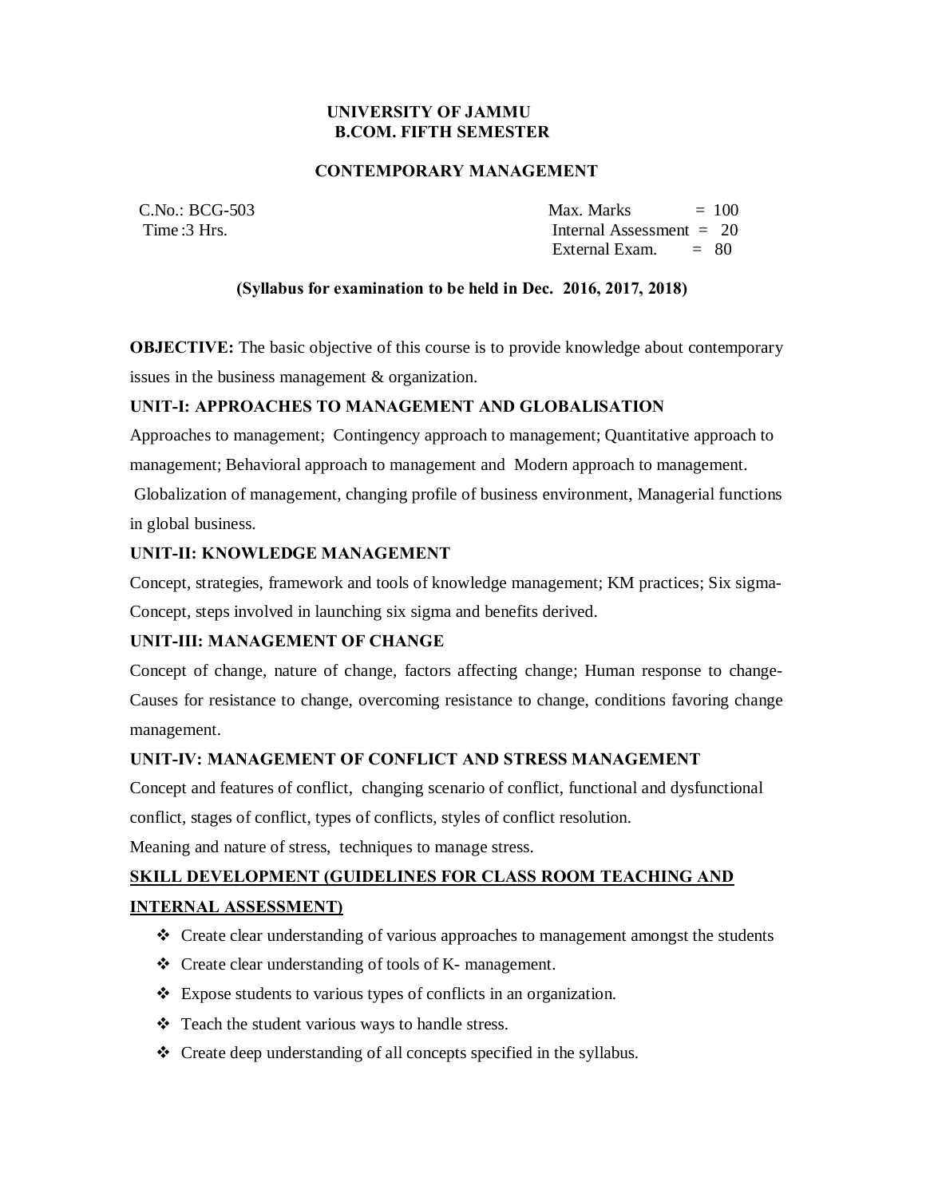# UNIVERSITY OF JAMMU
## B.COM. FIFTH SEMESTER

## CONTEMPORARY MANAGEMENT

C.No.: BCG-503
Time :3 Hrs.

Max. Marks = 100
Internal Assessment = 20
External Exam. = 80

**(Syllabus for examination to be held in Dec. 2016, 2017, 2018)**

**OBJECTIVE:** The basic objective of this course is to provide knowledge about contemporary issues in the business management & organization.

**UNIT-I: APPROACHES TO MANAGEMENT AND GLOBALISATION**

Approaches to management; Contingency approach to management; Quantitative approach to management; Behavioral approach to management and Modern approach to management.

Globalization of management, changing profile of business environment, Managerial functions in global business.

**UNIT-II: KNOWLEDGE MANAGEMENT**

Concept, strategies, framework and tools of knowledge management; KM practices; Six sigma-Concept, steps involved in launching six sigma and benefits derived.

**UNIT-III: MANAGEMENT OF CHANGE**

Concept of change, nature of change, factors affecting change; Human response to change-Causes for resistance to change, overcoming resistance to change, conditions favoring change management.

**UNIT-IV: MANAGEMENT OF CONFLICT AND STRESS MANAGEMENT**

Concept and features of conflict, changing scenario of conflict, functional and dysfunctional conflict, stages of conflict, types of conflicts, styles of conflict resolution.

Meaning and nature of stress, techniques to manage stress.

**SKILL DEVELOPMENT (GUIDELINES FOR CLASS ROOM TEACHING AND INTERNAL ASSESSMENT)**

- Create clear understanding of various approaches to management amongst the students
- Create clear understanding of tools of K- management.
- Expose students to various types of conflicts in an organization.
- Teach the student various ways to handle stress.
- Create deep understanding of all concepts specified in the syllabus.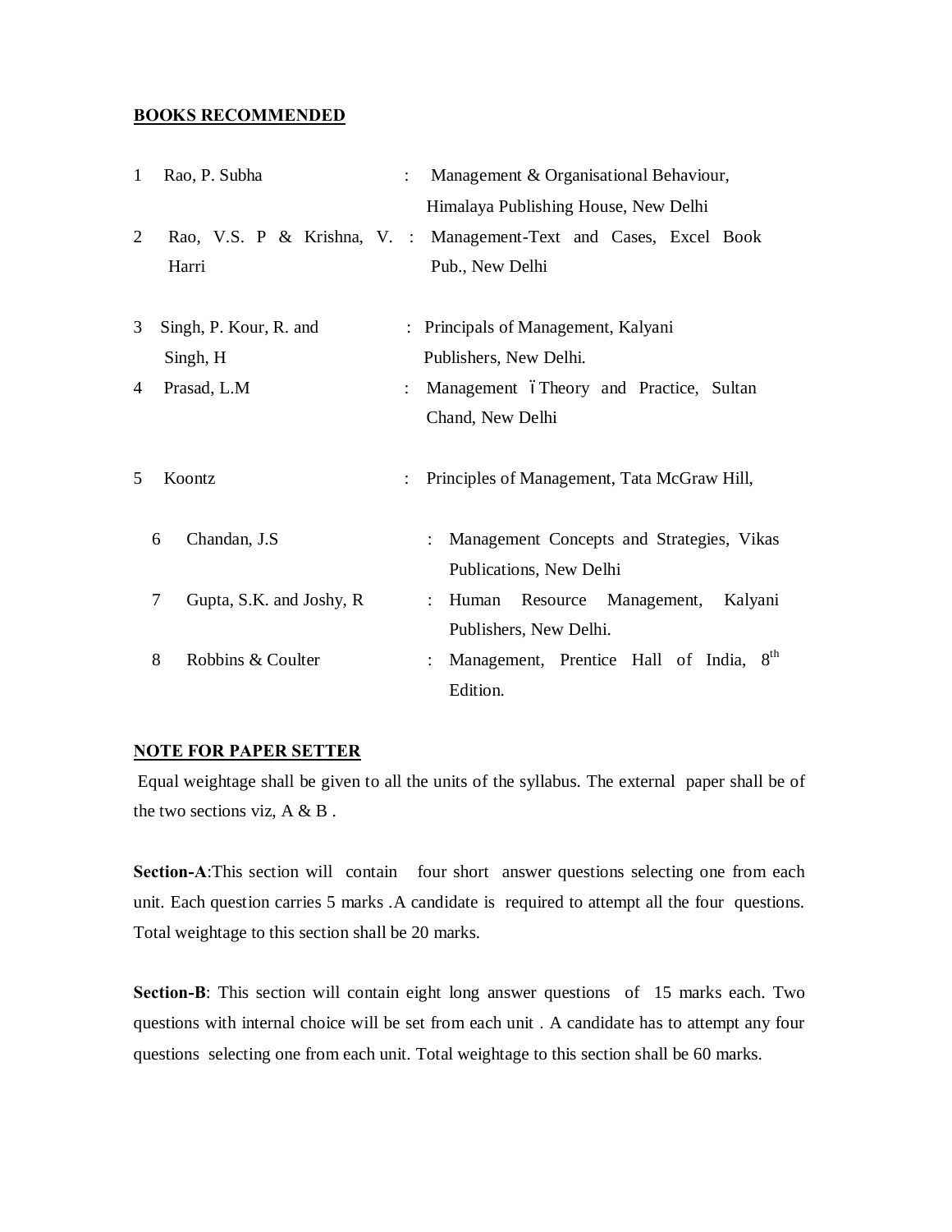**BOOKS RECOMMENDED**

| | | |
|---|---|---|
| 1 | Rao, P. Subha | Management & Organisational Behaviour, Himalaya Publishing House, New Delhi |
| 2 | Rao, V.S. P & Krishna, V. Harri | Management-Text and Cases, Excel Book Pub., New Delhi |
| 3 | Singh, P. Kour, R. and Singh, H | Principals of Management, Kalyani Publishers, New Delhi. |
| 4 | Prasad, L.M | Management –Theory and Practice, Sultan Chand, New Delhi |
| 5 | Koontz | Principles of Management, Tata McGraw Hill, |
| 6 | Chandan, J.S | Management Concepts and Strategies, Vikas Publications, New Delhi |
| 7 | Gupta, S.K. and Joshy, R | Human Resource Management, Kalyani Publishers, New Delhi. |
| 8 | Robbins & Coulter | Management, Prentice Hall of India, 8th Edition. |

**NOTE FOR PAPER SETTER**

Equal weightage shall be given to all the units of the syllabus. The external paper shall be of the two sections viz, A & B .

**Section-A**:This section will contain four short answer questions selecting one from each unit. Each question carries 5 marks .A candidate is required to attempt all the four questions. Total weightage to this section shall be 20 marks.

**Section-B**: This section will contain eight long answer questions of 15 marks each. Two questions with internal choice will be set from each unit . A candidate has to attempt any four questions selecting one from each unit. Total weightage to this section shall be 60 marks.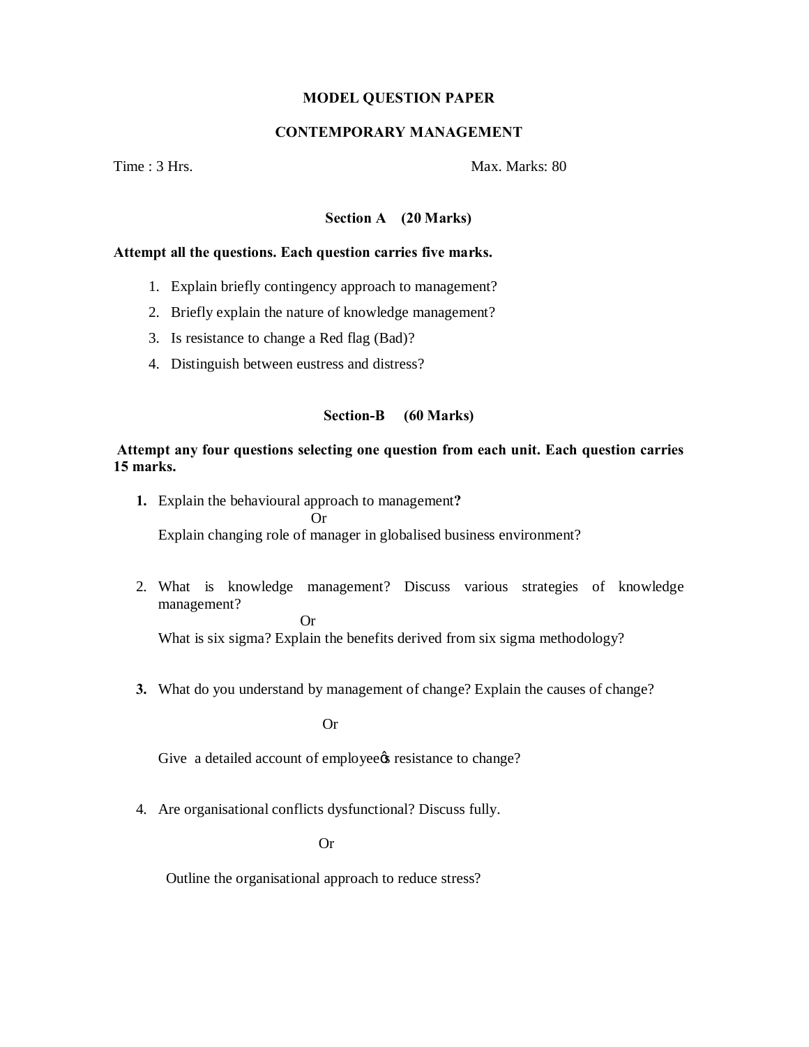# MODEL QUESTION PAPER

## CONTEMPORARY MANAGEMENT

Time : 3 Hrs. Max. Marks: 80

### Section A (20 Marks)

**Attempt all the questions. Each question carries five marks.**

1. Explain briefly contingency approach to management?
2. Briefly explain the nature of knowledge management?
3. Is resistance to change a Red flag (Bad)?
4. Distinguish between eustress and distress?

### Section-B (60 Marks)

**Attempt any four questions selecting one question from each unit. Each question carries 15 marks.**

**1.** Explain the behavioural approach to management**?**

Or

Explain changing role of manager in globalised business environment?

2. What is knowledge management? Discuss various strategies of knowledge management?

Or

What is six sigma? Explain the benefits derived from six sigma methodology?

**3.** What do you understand by management of change? Explain the causes of change?

Or

Give a detailed account of employeeǿs resistance to change?

4. Are organisational conflicts dysfunctional? Discuss fully.

Or

Outline the organisational approach to reduce stress?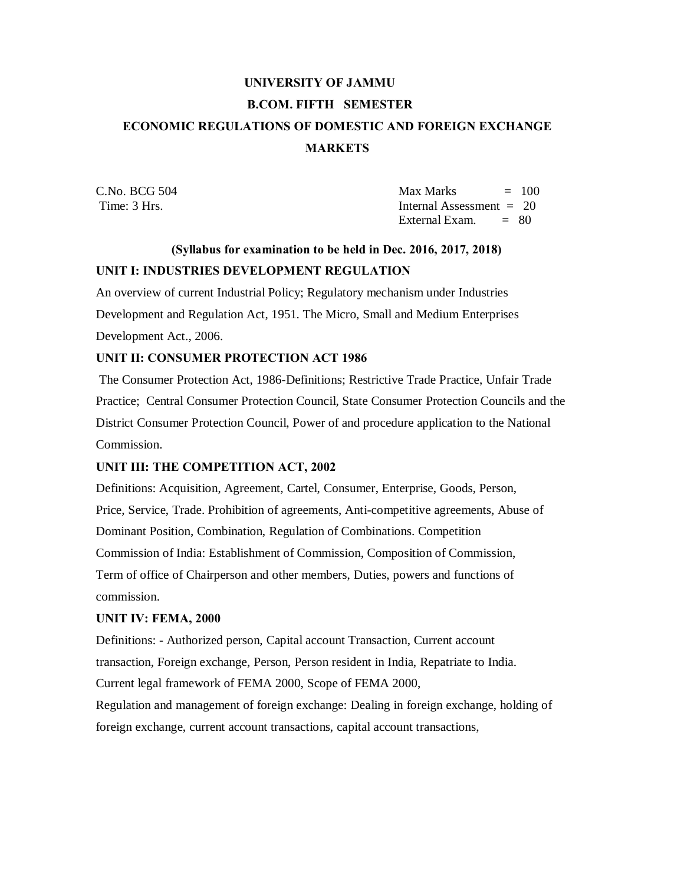# UNIVERSITY OF JAMMU

## B.COM. FIFTH SEMESTER

## ECONOMIC REGULATIONS OF DOMESTIC AND FOREIGN EXCHANGE MARKETS

| | |
|---|---|
| C.No. BCG 504 | Max Marks = 100 |
| Time: 3 Hrs. | Internal Assessment = 20 |
| | External Exam. = 80 |

**(Syllabus for examination to be held in Dec. 2016, 2017, 2018)**

### UNIT I: INDUSTRIES DEVELOPMENT REGULATION

An overview of current Industrial Policy; Regulatory mechanism under Industries Development and Regulation Act, 1951. The Micro, Small and Medium Enterprises Development Act., 2006.

### UNIT II: CONSUMER PROTECTION ACT 1986

The Consumer Protection Act, 1986-Definitions; Restrictive Trade Practice, Unfair Trade Practice; Central Consumer Protection Council, State Consumer Protection Councils and the District Consumer Protection Council, Power of and procedure application to the National Commission.

### UNIT III: THE COMPETITION ACT, 2002

Definitions: Acquisition, Agreement, Cartel, Consumer, Enterprise, Goods, Person, Price, Service, Trade. Prohibition of agreements, Anti-competitive agreements, Abuse of Dominant Position, Combination, Regulation of Combinations. Competition Commission of India: Establishment of Commission, Composition of Commission, Term of office of Chairperson and other members, Duties, powers and functions of commission.

### UNIT IV: FEMA, 2000

Definitions: - Authorized person, Capital account Transaction, Current account transaction, Foreign exchange, Person, Person resident in India, Repatriate to India. Current legal framework of FEMA 2000, Scope of FEMA 2000,

Regulation and management of foreign exchange: Dealing in foreign exchange, holding of foreign exchange, current account transactions, capital account transactions,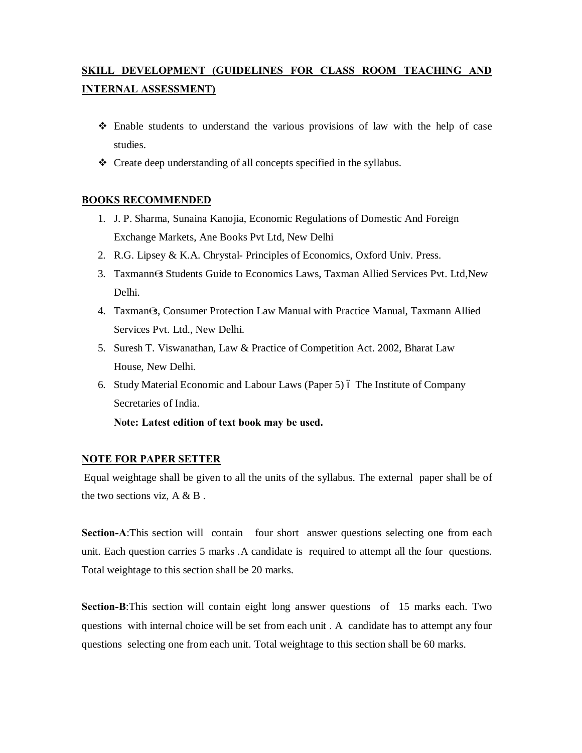**SKILL DEVELOPMENT (GUIDELINES FOR CLASS ROOM TEACHING AND INTERNAL ASSESSMENT)**

- Enable students to understand the various provisions of law with the help of case studies.
- Create deep understanding of all concepts specified in the syllabus.

**BOOKS RECOMMENDED**

1. J. P. Sharma, Sunaina Kanojia, Economic Regulations of Domestic And Foreign Exchange Markets, Ane Books Pvt Ltd, New Delhi
2. R.G. Lipsey & K.A. Chrystal- Principles of Economics, Oxford Univ. Press.
3. Taxmann's Students Guide to Economics Laws, Taxman Allied Services Pvt. Ltd,New Delhi.
4. Taxman's, Consumer Protection Law Manual with Practice Manual, Taxmann Allied Services Pvt. Ltd., New Delhi.
5. Suresh T. Viswanathan, Law & Practice of Competition Act. 2002, Bharat Law House, New Delhi.
6. Study Material Economic and Labour Laws (Paper 5) – The Institute of Company Secretaries of India.

   **Note: Latest edition of text book may be used.**

**NOTE FOR PAPER SETTER**

Equal weightage shall be given to all the units of the syllabus. The external paper shall be of the two sections viz, A & B .

**Section-A**:This section will contain four short answer questions selecting one from each unit. Each question carries 5 marks .A candidate is required to attempt all the four questions. Total weightage to this section shall be 20 marks.

**Section-B**:This section will contain eight long answer questions of 15 marks each. Two questions with internal choice will be set from each unit . A candidate has to attempt any four questions selecting one from each unit. Total weightage to this section shall be 60 marks.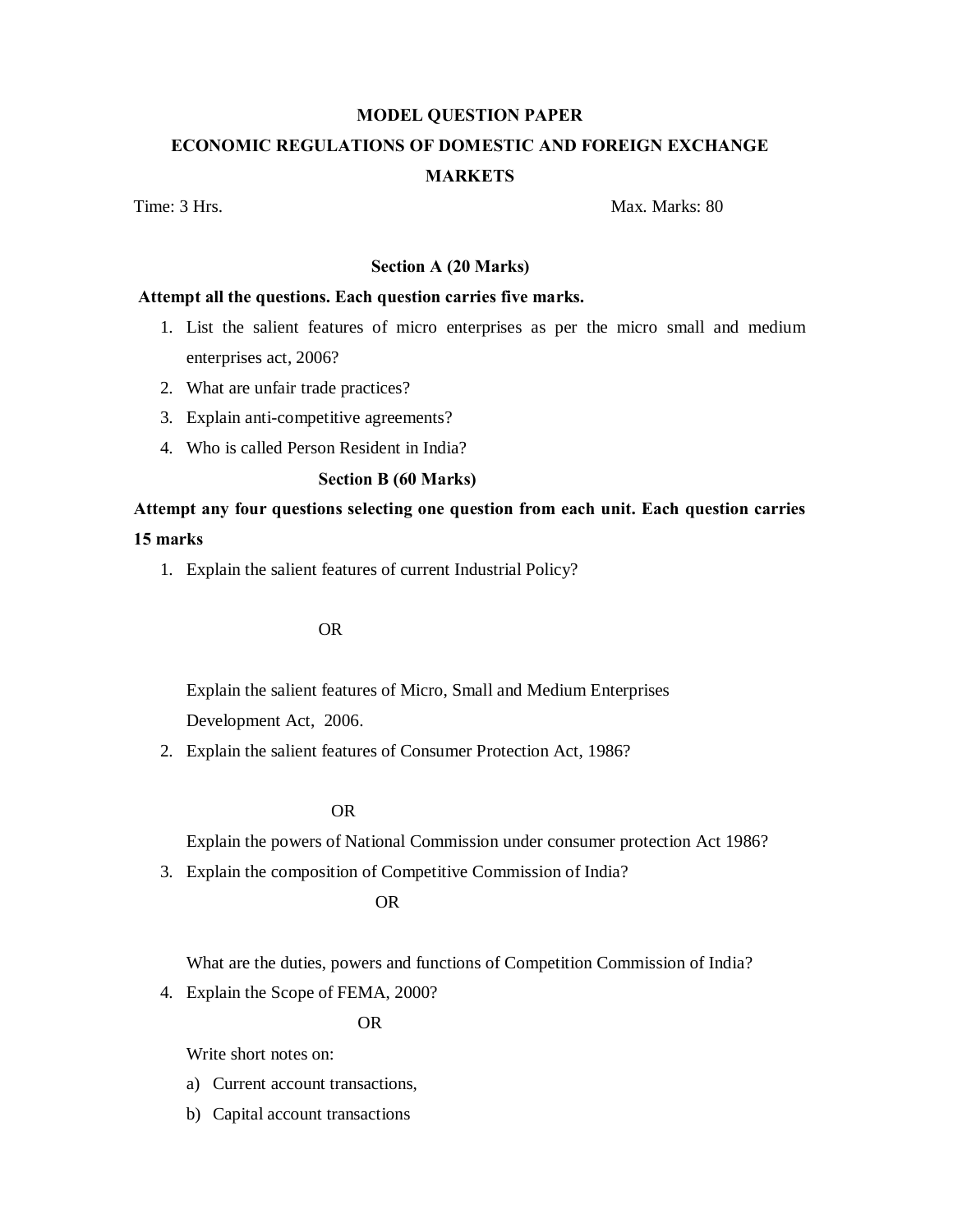# MODEL QUESTION PAPER

## ECONOMIC REGULATIONS OF DOMESTIC AND FOREIGN EXCHANGE MARKETS

Time: 3 Hrs. Max. Marks: 80

### Section A (20 Marks)

**Attempt all the questions. Each question carries five marks.**

1. List the salient features of micro enterprises as per the micro small and medium enterprises act, 2006?
2. What are unfair trade practices?
3. Explain anti-competitive agreements?
4. Who is called Person Resident in India?

### Section B (60 Marks)

**Attempt any four questions selecting one question from each unit. Each question carries 15 marks**

1. Explain the salient features of current Industrial Policy?

   OR

   Explain the salient features of Micro, Small and Medium Enterprises Development Act, 2006.

2. Explain the salient features of Consumer Protection Act, 1986?

   OR

   Explain the powers of National Commission under consumer protection Act 1986?

3. Explain the composition of Competitive Commission of India?

   OR

   What are the duties, powers and functions of Competition Commission of India?

4. Explain the Scope of FEMA, 2000?

   OR

   Write short notes on:

   a) Current account transactions,
   b) Capital account transactions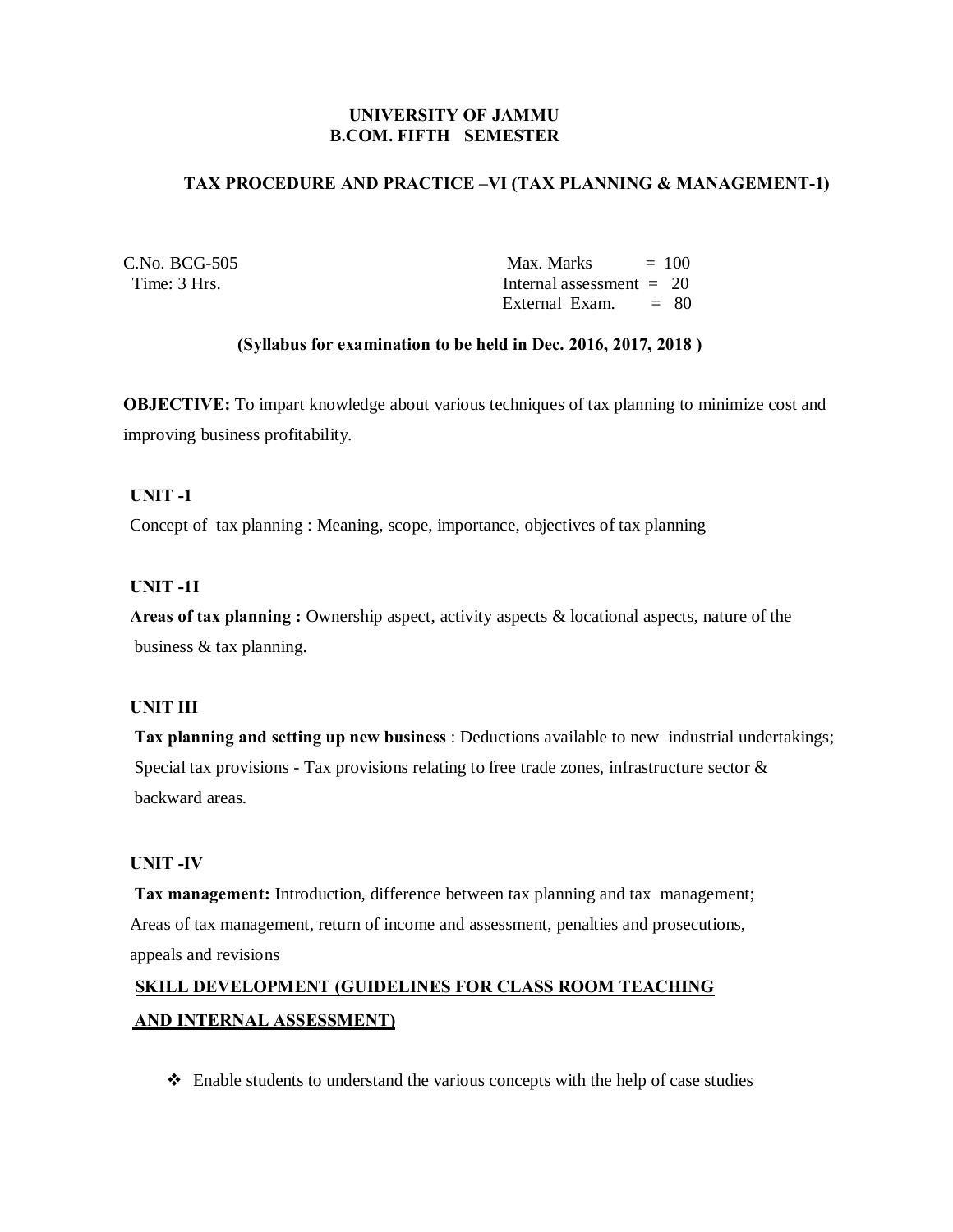# UNIVERSITY OF JAMMU
## B.COM. FIFTH SEMESTER

### TAX PROCEDURE AND PRACTICE –VI (TAX PLANNING & MANAGEMENT-1)

C.No. BCG-505 | Max. Marks = 100
Time: 3 Hrs. | Internal assessment = 20
External Exam. = 80

**(Syllabus for examination to be held in Dec. 2016, 2017, 2018 )**

**OBJECTIVE:** To impart knowledge about various techniques of tax planning to minimize cost and improving business profitability.

**UNIT -1**

Concept of tax planning : Meaning, scope, importance, objectives of tax planning

**UNIT -1I**

**Areas of tax planning :** Ownership aspect, activity aspects & locational aspects, nature of the business & tax planning.

**UNIT III**

**Tax planning and setting up new business** : Deductions available to new industrial undertakings; Special tax provisions - Tax provisions relating to free trade zones, infrastructure sector & backward areas.

**UNIT -IV**

**Tax management:** Introduction, difference between tax planning and tax management; Areas of tax management, return of income and assessment, penalties and prosecutions, appeals and revisions

**SKILL DEVELOPMENT (GUIDELINES FOR CLASS ROOM TEACHING AND INTERNAL ASSESSMENT)**

- Enable students to understand the various concepts with the help of case studies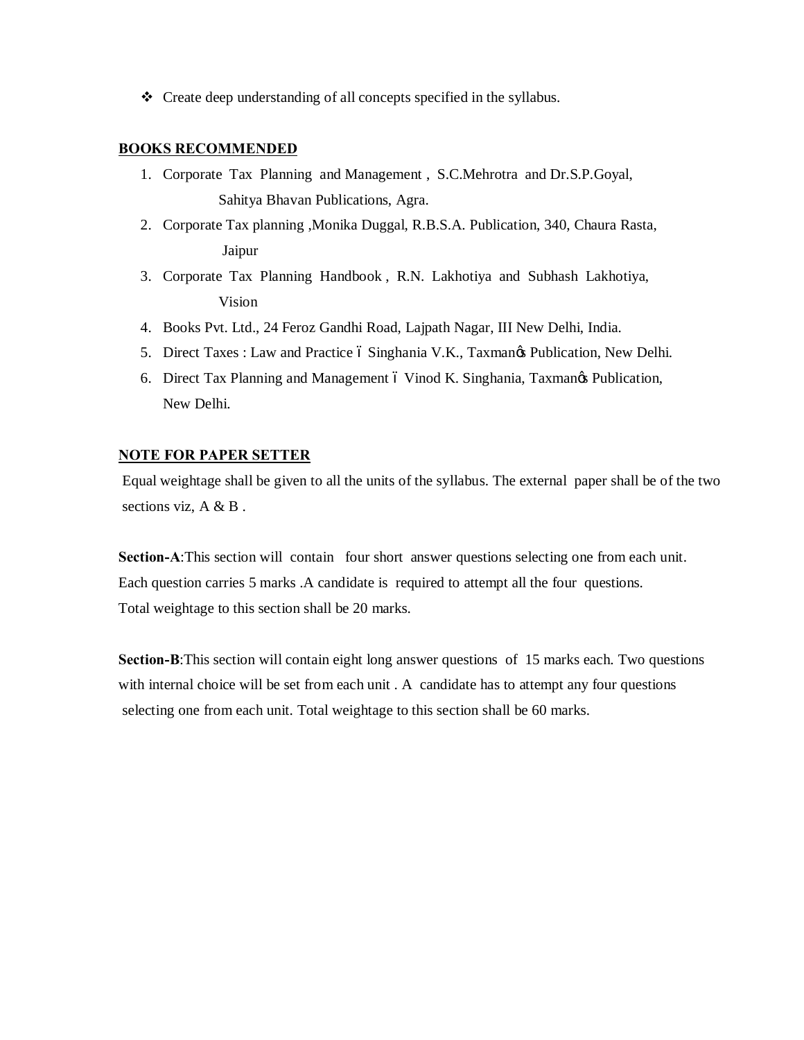- Create deep understanding of all concepts specified in the syllabus.

**BOOKS RECOMMENDED**

1. Corporate Tax Planning and Management , S.C.Mehrotra and Dr.S.P.Goyal, Sahitya Bhavan Publications, Agra.
2. Corporate Tax planning ,Monika Duggal, R.B.S.A. Publication, 340, Chaura Rasta, Jaipur
3. Corporate Tax Planning Handbook , R.N. Lakhotiya and Subhash Lakhotiya, Vision
4. Books Pvt. Ltd., 24 Feroz Gandhi Road, Lajpath Nagar, III New Delhi, India.
5. Direct Taxes : Law and Practice ó Singhania V.K., Taxmanøs Publication, New Delhi.
6. Direct Tax Planning and Management ó Vinod K. Singhania, Taxmanøs Publication, New Delhi.

**NOTE FOR PAPER SETTER**

Equal weightage shall be given to all the units of the syllabus. The external paper shall be of the two sections viz, A & B .

**Section-A**:This section will contain four short answer questions selecting one from each unit. Each question carries 5 marks .A candidate is required to attempt all the four questions. Total weightage to this section shall be 20 marks.

**Section-B**:This section will contain eight long answer questions of 15 marks each. Two questions with internal choice will be set from each unit . A candidate has to attempt any four questions selecting one from each unit. Total weightage to this section shall be 60 marks.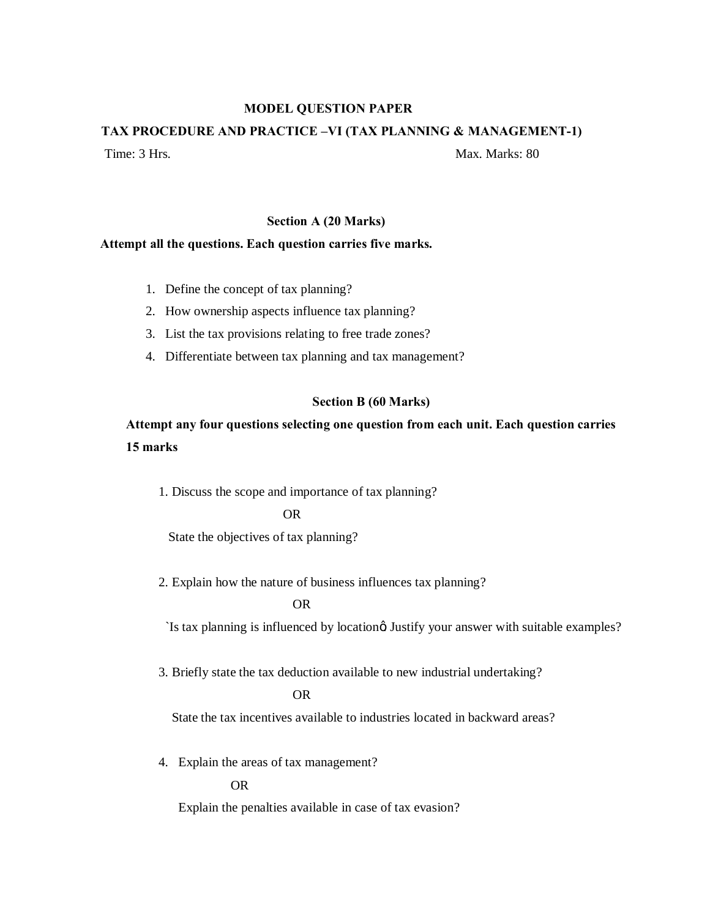# MODEL QUESTION PAPER

## TAX PROCEDURE AND PRACTICE –VI (TAX PLANNING & MANAGEMENT-1)

Time: 3 Hrs. Max. Marks: 80

### Section A (20 Marks)

**Attempt all the questions. Each question carries five marks.**

1. Define the concept of tax planning?
2. How ownership aspects influence tax planning?
3. List the tax provisions relating to free trade zones?
4. Differentiate between tax planning and tax management?

### Section B (60 Marks)

**Attempt any four questions selecting one question from each unit. Each question carries 15 marks**

1. Discuss the scope and importance of tax planning?

   OR

   State the objectives of tax planning?

2. Explain how the nature of business influences tax planning?

   OR

   `Is tax planning is influenced by locationǿ Justify your answer with suitable examples?

3. Briefly state the tax deduction available to new industrial undertaking?

   OR

   State the tax incentives available to industries located in backward areas?

4. Explain the areas of tax management?

   OR

   Explain the penalties available in case of tax evasion?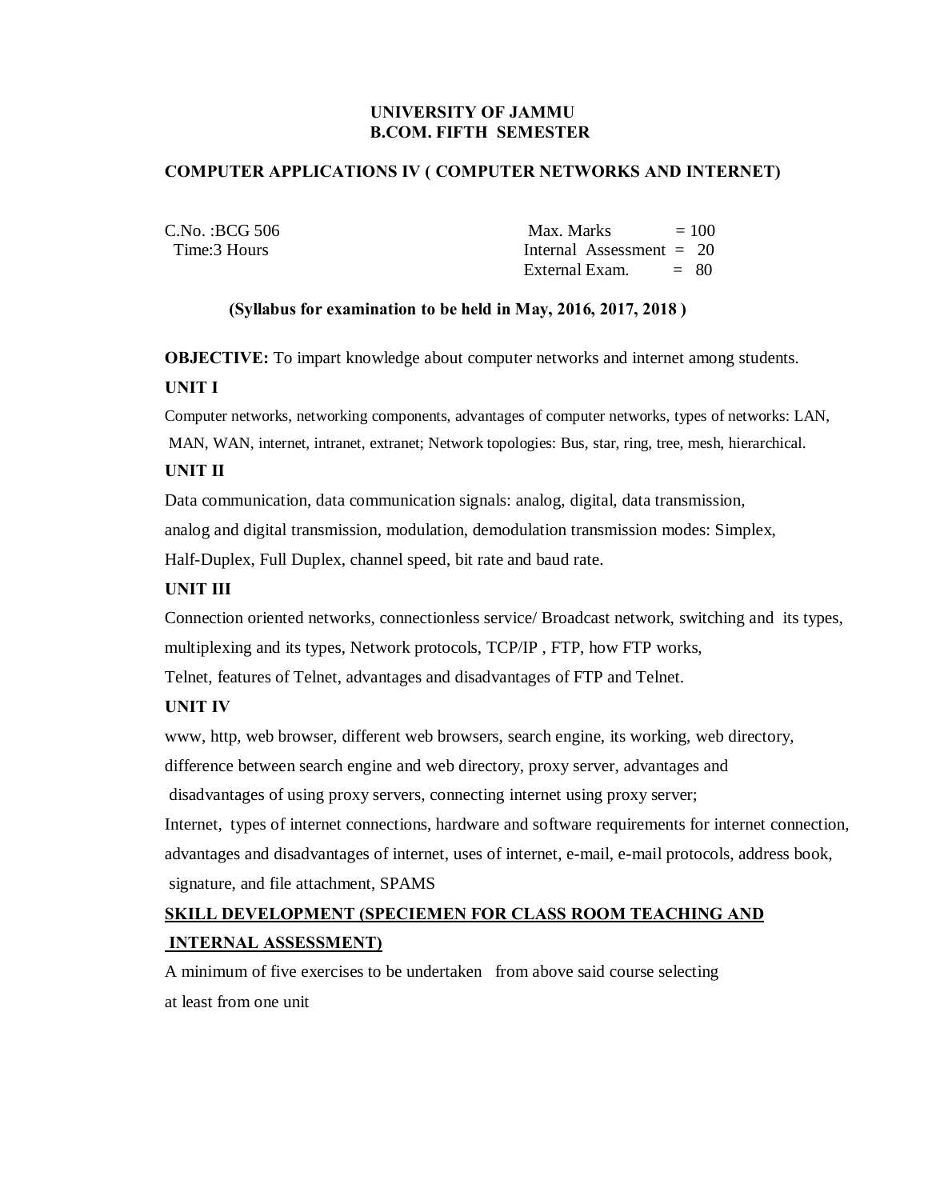# UNIVERSITY OF JAMMU
## B.COM. FIFTH SEMESTER

### COMPUTER APPLICATIONS IV ( COMPUTER NETWORKS AND INTERNET)

| | |
|---|---|
| C.No. :BCG 506 | Max. Marks = 100 |
| Time:3 Hours | Internal Assessment = 20 |
| | External Exam. = 80 |

**(Syllabus for examination to be held in May, 2016, 2017, 2018 )**

**OBJECTIVE:** To impart knowledge about computer networks and internet among students.

**UNIT I**

Computer networks, networking components, advantages of computer networks, types of networks: LAN, MAN, WAN, internet, intranet, extranet; Network topologies: Bus, star, ring, tree, mesh, hierarchical.

**UNIT II**

Data communication, data communication signals: analog, digital, data transmission, analog and digital transmission, modulation, demodulation transmission modes: Simplex, Half-Duplex, Full Duplex, channel speed, bit rate and baud rate.

**UNIT III**

Connection oriented networks, connectionless service/ Broadcast network, switching and its types, multiplexing and its types, Network protocols, TCP/IP , FTP, how FTP works, Telnet, features of Telnet, advantages and disadvantages of FTP and Telnet.

**UNIT IV**

www, http, web browser, different web browsers, search engine, its working, web directory, difference between search engine and web directory, proxy server, advantages and disadvantages of using proxy servers, connecting internet using proxy server;
Internet, types of internet connections, hardware and software requirements for internet connection, advantages and disadvantages of internet, uses of internet, e-mail, e-mail protocols, address book, signature, and file attachment, SPAMS

**SKILL DEVELOPMENT (SPECIEMEN FOR CLASS ROOM TEACHING AND INTERNAL ASSESSMENT)**

A minimum of five exercises to be undertaken from above said course selecting at least from one unit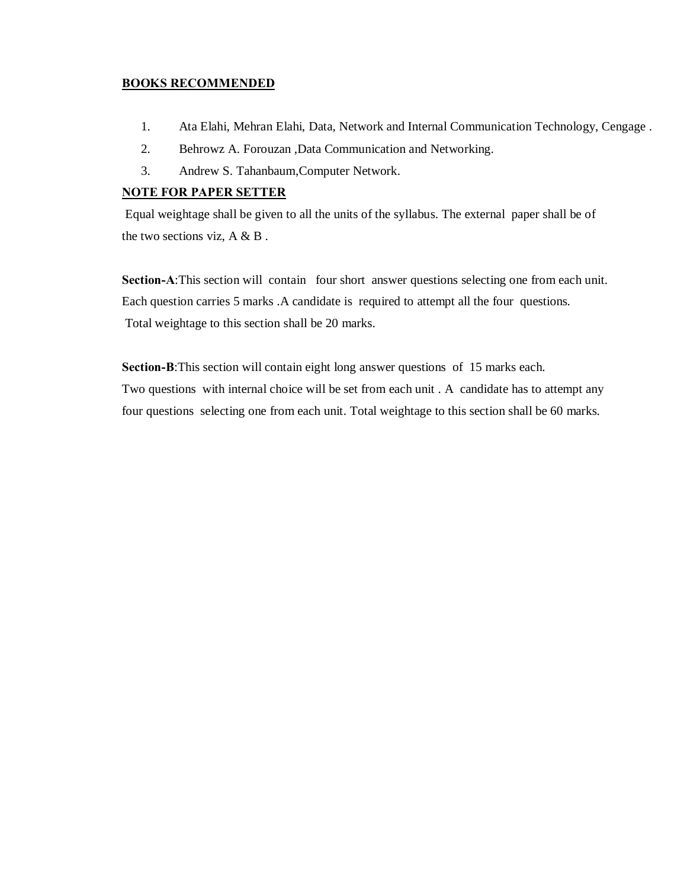## BOOKS RECOMMENDED

1. Ata Elahi, Mehran Elahi, Data, Network and Internal Communication Technology, Cengage .
2. Behrowz A. Forouzan ,Data Communication and Networking.
3. Andrew S. Tahanbaum,Computer Network.

## NOTE FOR PAPER SETTER

Equal weightage shall be given to all the units of the syllabus. The external paper shall be of the two sections viz, A & B .

**Section-A**:This section will contain four short answer questions selecting one from each unit. Each question carries 5 marks .A candidate is required to attempt all the four questions. Total weightage to this section shall be 20 marks.

**Section-B**:This section will contain eight long answer questions of 15 marks each. Two questions with internal choice will be set from each unit . A candidate has to attempt any four questions selecting one from each unit. Total weightage to this section shall be 60 marks.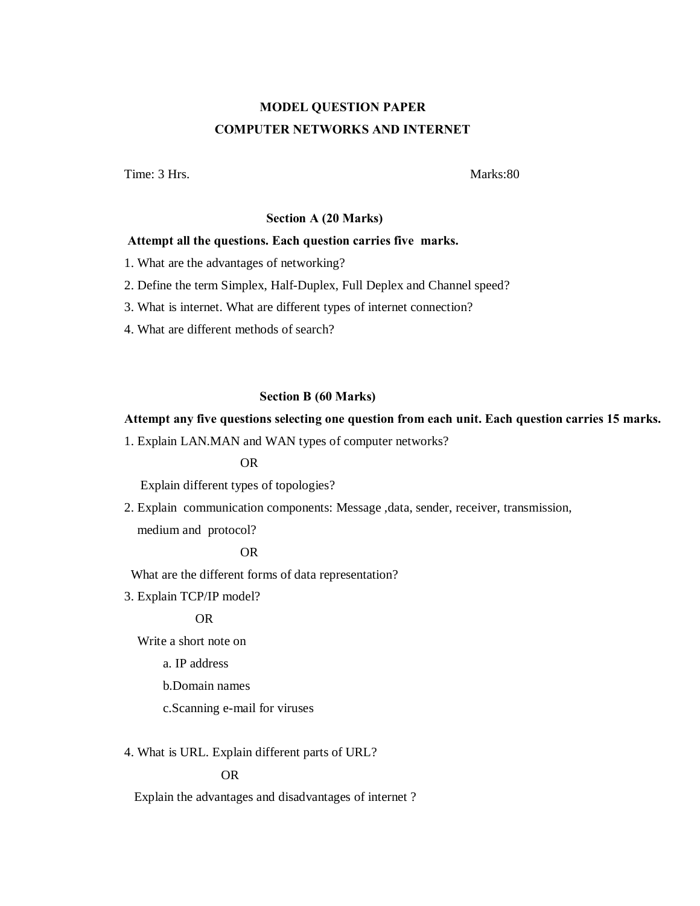# MODEL QUESTION PAPER

## COMPUTER NETWORKS AND INTERNET

Time: 3 Hrs. Marks:80

### Section A (20 Marks)

**Attempt all the questions. Each question carries five marks.**

1. What are the advantages of networking?
2. Define the term Simplex, Half-Duplex, Full Deplex and Channel speed?
3. What is internet. What are different types of internet connection?
4. What are different methods of search?

### Section B (60 Marks)

**Attempt any five questions selecting one question from each unit. Each question carries 15 marks.**

1. Explain LAN.MAN and WAN types of computer networks?

   OR

   Explain different types of topologies?

2. Explain communication components: Message ,data, sender, receiver, transmission, medium and protocol?

   OR

   What are the different forms of data representation?

3. Explain TCP/IP model?

   OR

   Write a short note on

   a. IP address

   b.Domain names

   c.Scanning e-mail for viruses

4. What is URL. Explain different parts of URL?

   OR

   Explain the advantages and disadvantages of internet ?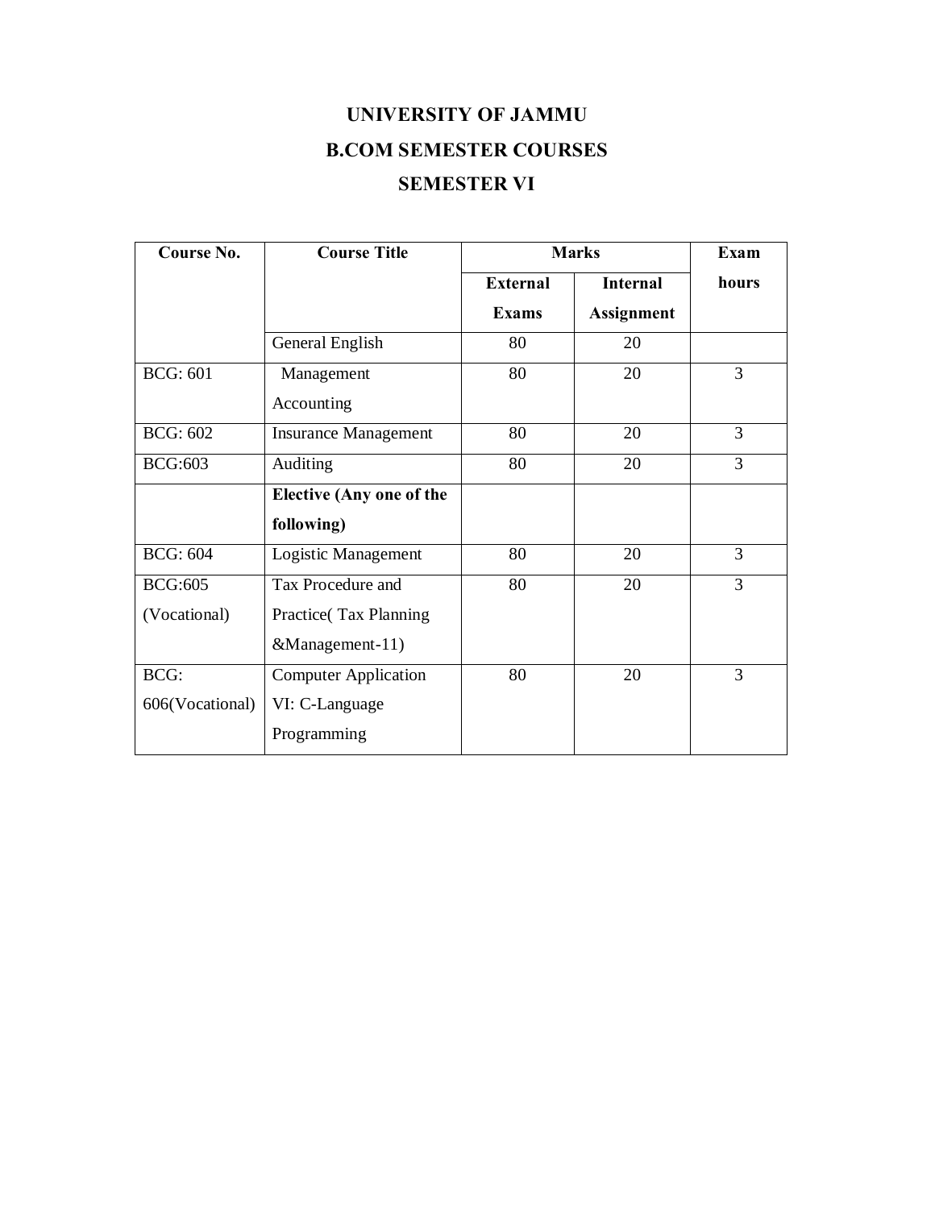# UNIVERSITY OF JAMMU

## B.COM SEMESTER COURSES

## SEMESTER VI

| Course No. | Course Title | Marks | | Exam hours |
|---|---|---|---|---|
| | | External Exams | Internal Assignment | |
| | General English | 80 | 20 | |
| BCG: 601 | Management Accounting | 80 | 20 | 3 |
| BCG: 602 | Insurance Management | 80 | 20 | 3 |
| BCG:603 | Auditing | 80 | 20 | 3 |
| | **Elective (Any one of the following)** | | | |
| BCG: 604 | Logistic Management | 80 | 20 | 3 |
| BCG:605 (Vocational) | Tax Procedure and Practice( Tax Planning &Management-11) | 80 | 20 | 3 |
| BCG: 606(Vocational) | Computer Application VI: C-Language Programming | 80 | 20 | 3 |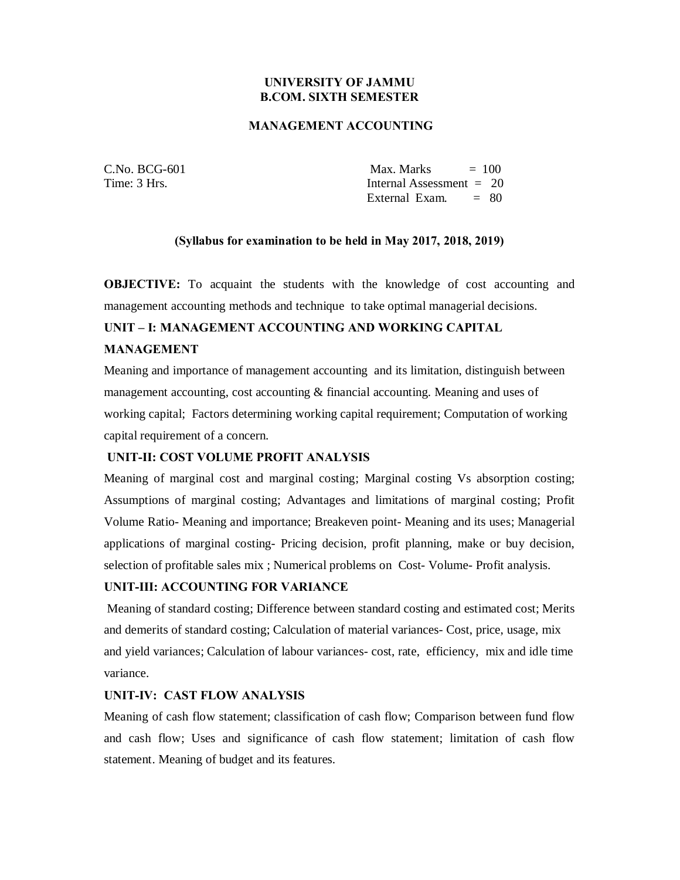# UNIVERSITY OF JAMMU
## B.COM. SIXTH SEMESTER

### MANAGEMENT ACCOUNTING

| | |
|---|---|
| C.No. BCG-601 | Max. Marks = 100 |
| Time: 3 Hrs. | Internal Assessment = 20 |
| | External Exam. = 80 |

**(Syllabus for examination to be held in May 2017, 2018, 2019)**

**OBJECTIVE:** To acquaint the students with the knowledge of cost accounting and management accounting methods and technique to take optimal managerial decisions.

**UNIT – I: MANAGEMENT ACCOUNTING AND WORKING CAPITAL MANAGEMENT**

Meaning and importance of management accounting and its limitation, distinguish between management accounting, cost accounting & financial accounting. Meaning and uses of working capital; Factors determining working capital requirement; Computation of working capital requirement of a concern.

**UNIT-II: COST VOLUME PROFIT ANALYSIS**

Meaning of marginal cost and marginal costing; Marginal costing Vs absorption costing; Assumptions of marginal costing; Advantages and limitations of marginal costing; Profit Volume Ratio- Meaning and importance; Breakeven point- Meaning and its uses; Managerial applications of marginal costing- Pricing decision, profit planning, make or buy decision, selection of profitable sales mix ; Numerical problems on Cost- Volume- Profit analysis.

**UNIT-III: ACCOUNTING FOR VARIANCE**

Meaning of standard costing; Difference between standard costing and estimated cost; Merits and demerits of standard costing; Calculation of material variances- Cost, price, usage, mix and yield variances; Calculation of labour variances- cost, rate, efficiency, mix and idle time variance.

**UNIT-IV: CAST FLOW ANALYSIS**

Meaning of cash flow statement; classification of cash flow; Comparison between fund flow and cash flow; Uses and significance of cash flow statement; limitation of cash flow statement. Meaning of budget and its features.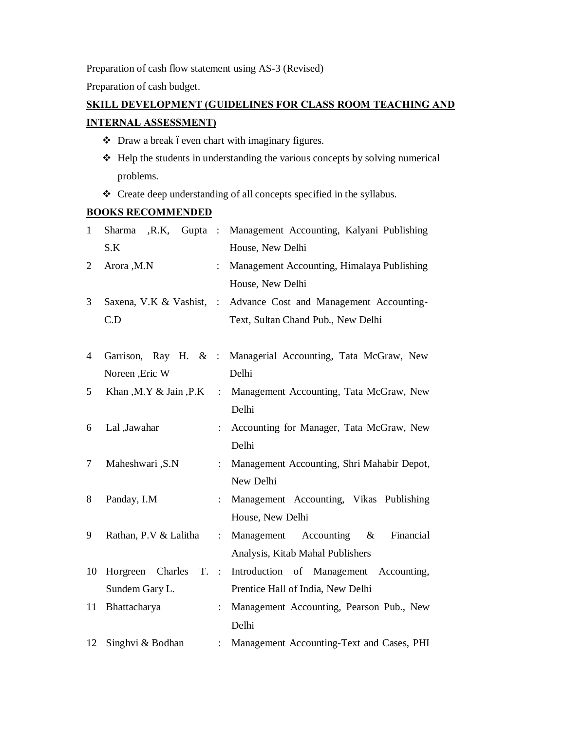Preparation of cash flow statement using AS-3 (Revised)

Preparation of cash budget.

**SKILL DEVELOPMENT (GUIDELINES FOR CLASS ROOM TEACHING AND INTERNAL ASSESSMENT)**

- Draw a break –even chart with imaginary figures.
- Help the students in understanding the various concepts by solving numerical problems.
- Create deep understanding of all concepts specified in the syllabus.

**BOOKS RECOMMENDED**

| | | | |
|---|---|---|---|
| 1 | Sharma ,R.K, Gupta S.K | : | Management Accounting, Kalyani Publishing House, New Delhi |
| 2 | Arora ,M.N | : | Management Accounting, Himalaya Publishing House, New Delhi |
| 3 | Saxena, V.K & Vashist, C.D | : | Advance Cost and Management Accounting-Text, Sultan Chand Pub., New Delhi |
| 4 | Garrison, Ray H. & Noreen ,Eric W | : | Managerial Accounting, Tata McGraw, New Delhi |
| 5 | Khan ,M.Y & Jain ,P.K | : | Management Accounting, Tata McGraw, New Delhi |
| 6 | Lal ,Jawahar | : | Accounting for Manager, Tata McGraw, New Delhi |
| 7 | Maheshwari ,S.N | : | Management Accounting, Shri Mahabir Depot, New Delhi |
| 8 | Panday, I.M | : | Management Accounting, Vikas Publishing House, New Delhi |
| 9 | Rathan, P.V & Lalitha | : | Management Accounting & Financial Analysis, Kitab Mahal Publishers |
| 10 | Horgreen Charles T. Sundem Gary L. | : | Introduction of Management Accounting, Prentice Hall of India, New Delhi |
| 11 | Bhattacharya | : | Management Accounting, Pearson Pub., New Delhi |
| 12 | Singhvi & Bodhan | : | Management Accounting-Text and Cases, PHI |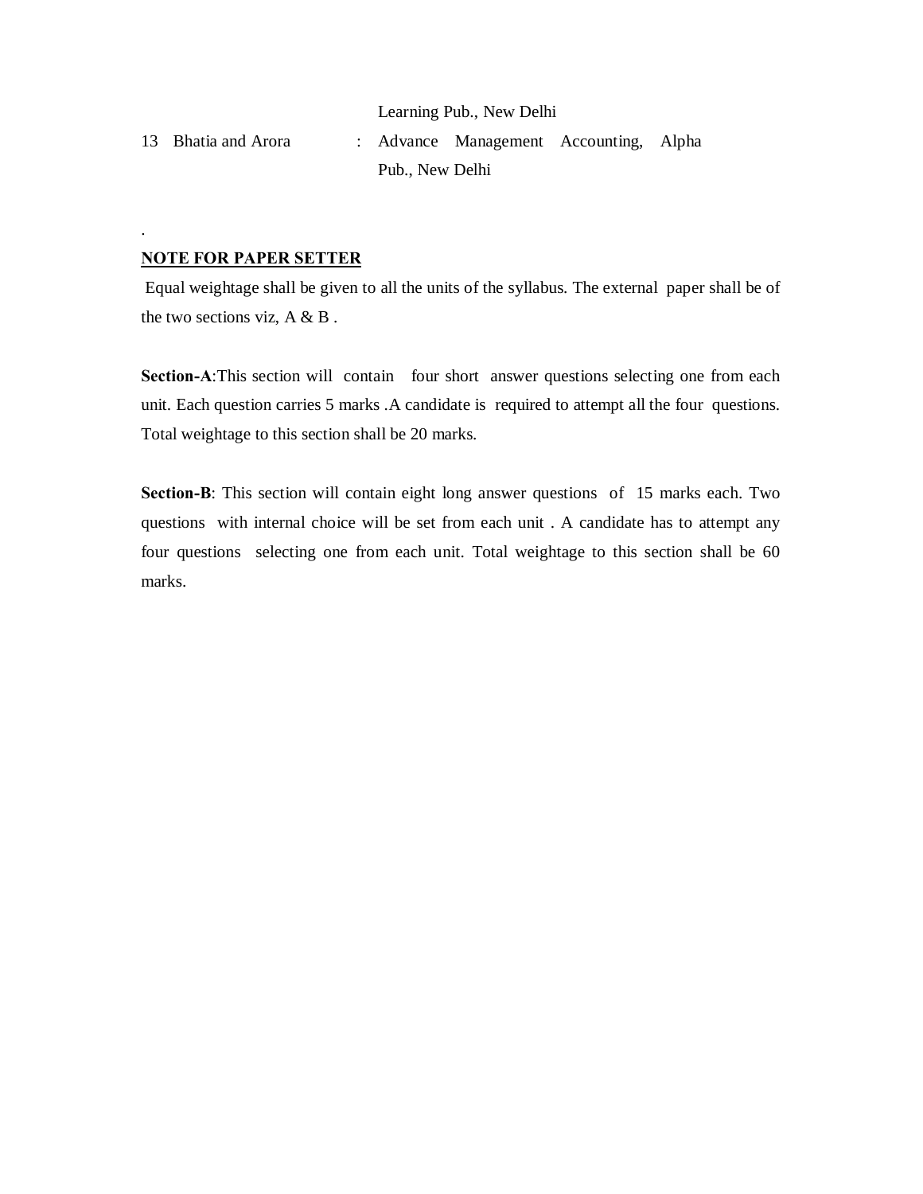| | | | |
|---|---|---|---|
| | | | Learning Pub., New Delhi |
| 13 | Bhatia and Arora | : | Advance Management Accounting, Alpha Pub., New Delhi |

.

**NOTE FOR PAPER SETTER**

Equal weightage shall be given to all the units of the syllabus. The external paper shall be of the two sections viz, A & B .

**Section-A**:This section will contain four short answer questions selecting one from each unit. Each question carries 5 marks .A candidate is required to attempt all the four questions. Total weightage to this section shall be 20 marks.

**Section-B**: This section will contain eight long answer questions of 15 marks each. Two questions with internal choice will be set from each unit . A candidate has to attempt any four questions selecting one from each unit. Total weightage to this section shall be 60 marks.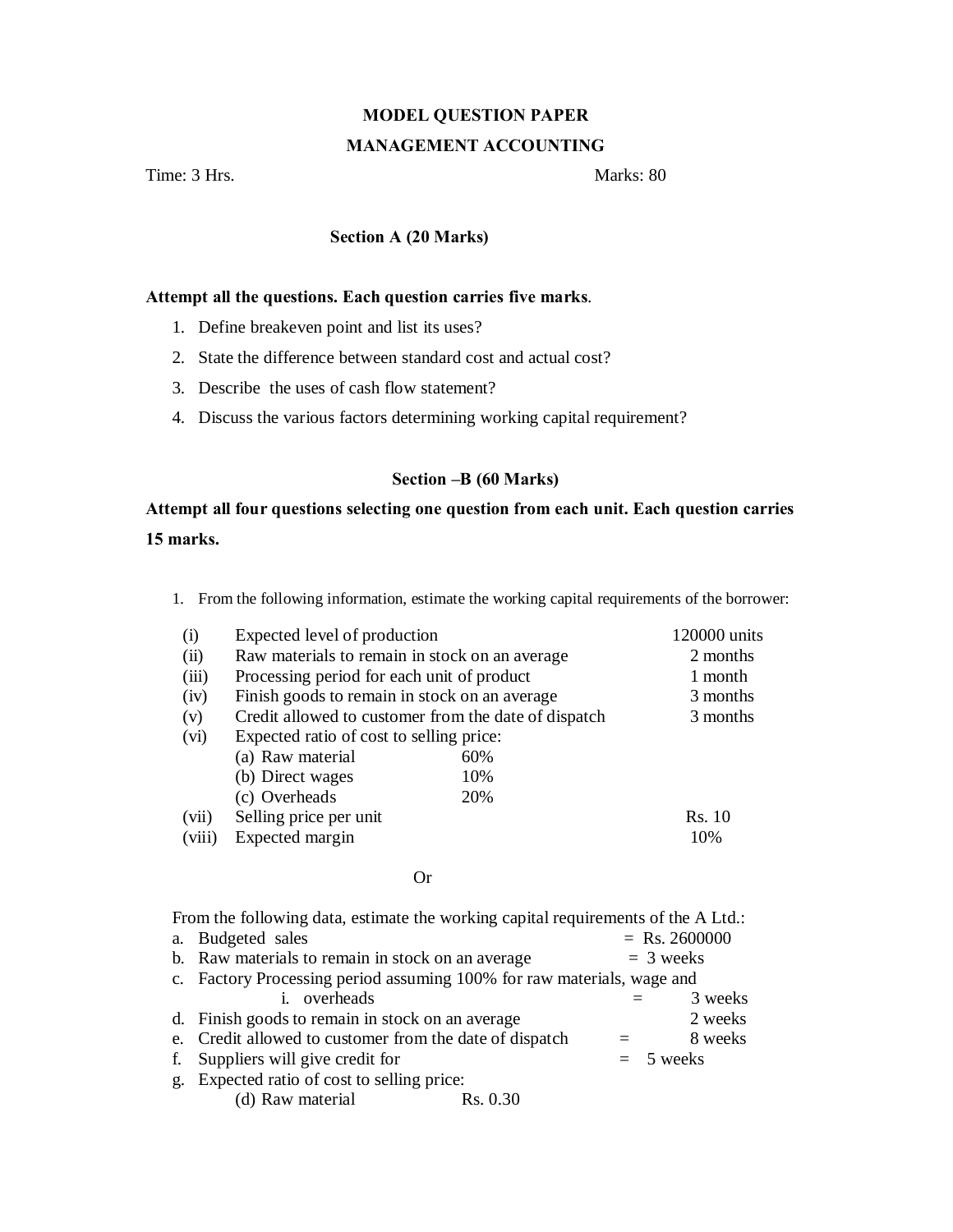# MODEL QUESTION PAPER

## MANAGEMENT ACCOUNTING

Time: 3 Hrs. Marks: 80

### Section A (20 Marks)

**Attempt all the questions. Each question carries five marks**.

1. Define breakeven point and list its uses?
2. State the difference between standard cost and actual cost?
3. Describe the uses of cash flow statement?
4. Discuss the various factors determining working capital requirement?

### Section –B (60 Marks)

**Attempt all four questions selecting one question from each unit. Each question carries 15 marks.**

1. From the following information, estimate the working capital requirements of the borrower:

| | | | |
|---|---|---|---|
| (i) | Expected level of production | | 120000 units |
| (ii) | Raw materials to remain in stock on an average | | 2 months |
| (iii) | Processing period for each unit of product | | 1 month |
| (iv) | Finish goods to remain in stock on an average | | 3 months |
| (v) | Credit allowed to customer from the date of dispatch | | 3 months |
| (vi) | Expected ratio of cost to selling price: | | |
| | (a) Raw material | 60% | |
| | (b) Direct wages | 10% | |
| | (c) Overheads | 20% | |
| (vii) | Selling price per unit | | Rs. 10 |
| (viii) | Expected margin | | 10% |

Or

From the following data, estimate the working capital requirements of the A Ltd.:

a. Budgeted sales = Rs. 2600000
b. Raw materials to remain in stock on an average = 3 weeks
c. Factory Processing period assuming 100% for raw materials, wage and
   i. overheads = 3 weeks
d. Finish goods to remain in stock on an average 2 weeks
e. Credit allowed to customer from the date of dispatch = 8 weeks
f. Suppliers will give credit for = 5 weeks
g. Expected ratio of cost to selling price:
   (d) Raw material Rs. 0.30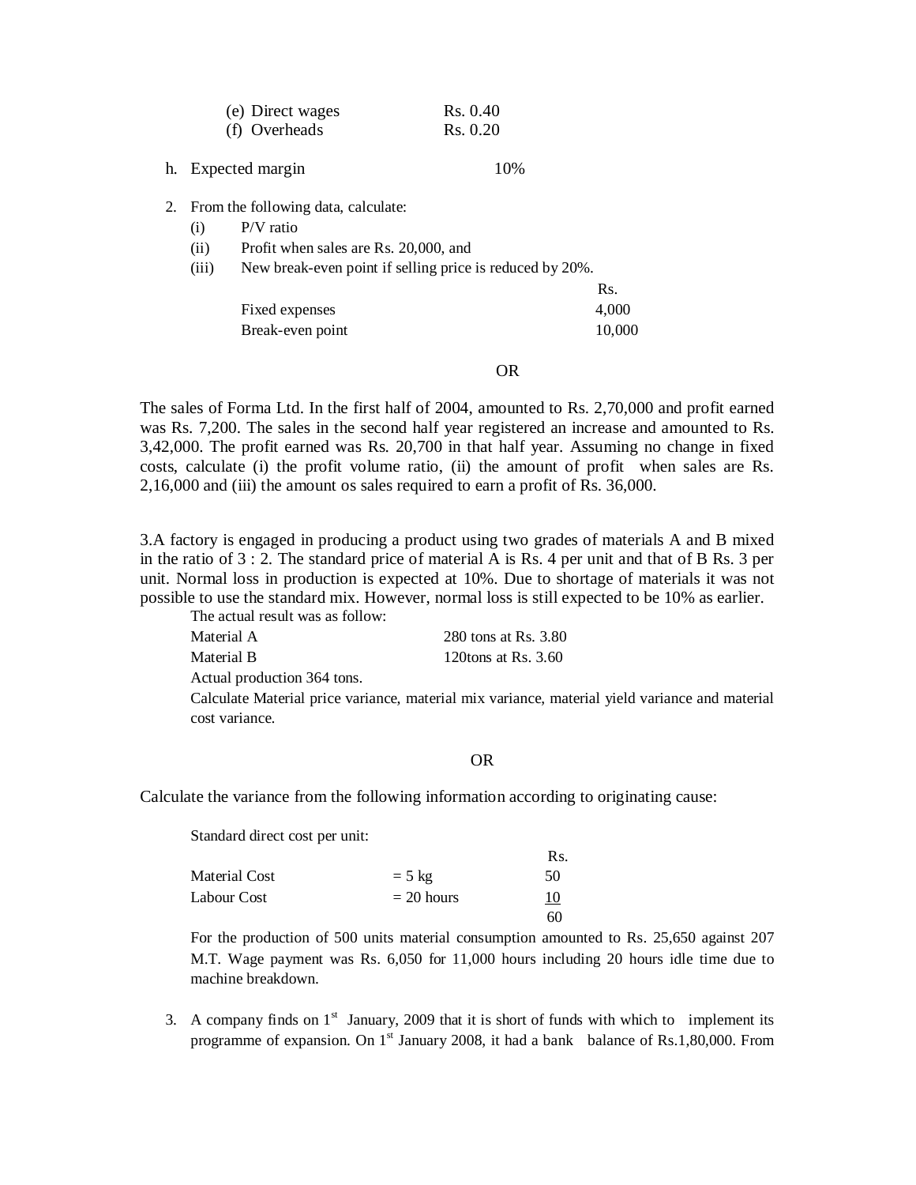(e) Direct wages Rs. 0.40
(f) Overheads Rs. 0.20

h. Expected margin 10%

2. From the following data, calculate:
   (i) P/V ratio
   (ii) Profit when sales are Rs. 20,000, and
   (iii) New break-even point if selling price is reduced by 20%.

| | Rs. |
|---|---|
| Fixed expenses | 4,000 |
| Break-even point | 10,000 |

OR

The sales of Forma Ltd. In the first half of 2004, amounted to Rs. 2,70,000 and profit earned was Rs. 7,200. The sales in the second half year registered an increase and amounted to Rs. 3,42,000. The profit earned was Rs. 20,700 in that half year. Assuming no change in fixed costs, calculate (i) the profit volume ratio, (ii) the amount of profit when sales are Rs. 2,16,000 and (iii) the amount os sales required to earn a profit of Rs. 36,000.

3.A factory is engaged in producing a product using two grades of materials A and B mixed in the ratio of 3 : 2. The standard price of material A is Rs. 4 per unit and that of B Rs. 3 per unit. Normal loss in production is expected at 10%. Due to shortage of materials it was not possible to use the standard mix. However, normal loss is still expected to be 10% as earlier.

The actual result was as follow:

| | |
|---|---|
| Material A | 280 tons at Rs. 3.80 |
| Material B | 120tons at Rs. 3.60 |

Actual production 364 tons.

Calculate Material price variance, material mix variance, material yield variance and material cost variance.

OR

Calculate the variance from the following information according to originating cause:

Standard direct cost per unit:

| | | Rs. |
|---|---|---|
| Material Cost | = 5 kg | 50 |
| Labour Cost | = 20 hours | 10 |
| | | 60 |

For the production of 500 units material consumption amounted to Rs. 25,650 against 207 M.T. Wage payment was Rs. 6,050 for 11,000 hours including 20 hours idle time due to machine breakdown.

3. A company finds on 1st January, 2009 that it is short of funds with which to implement its programme of expansion. On 1st January 2008, it had a bank balance of Rs.1,80,000. From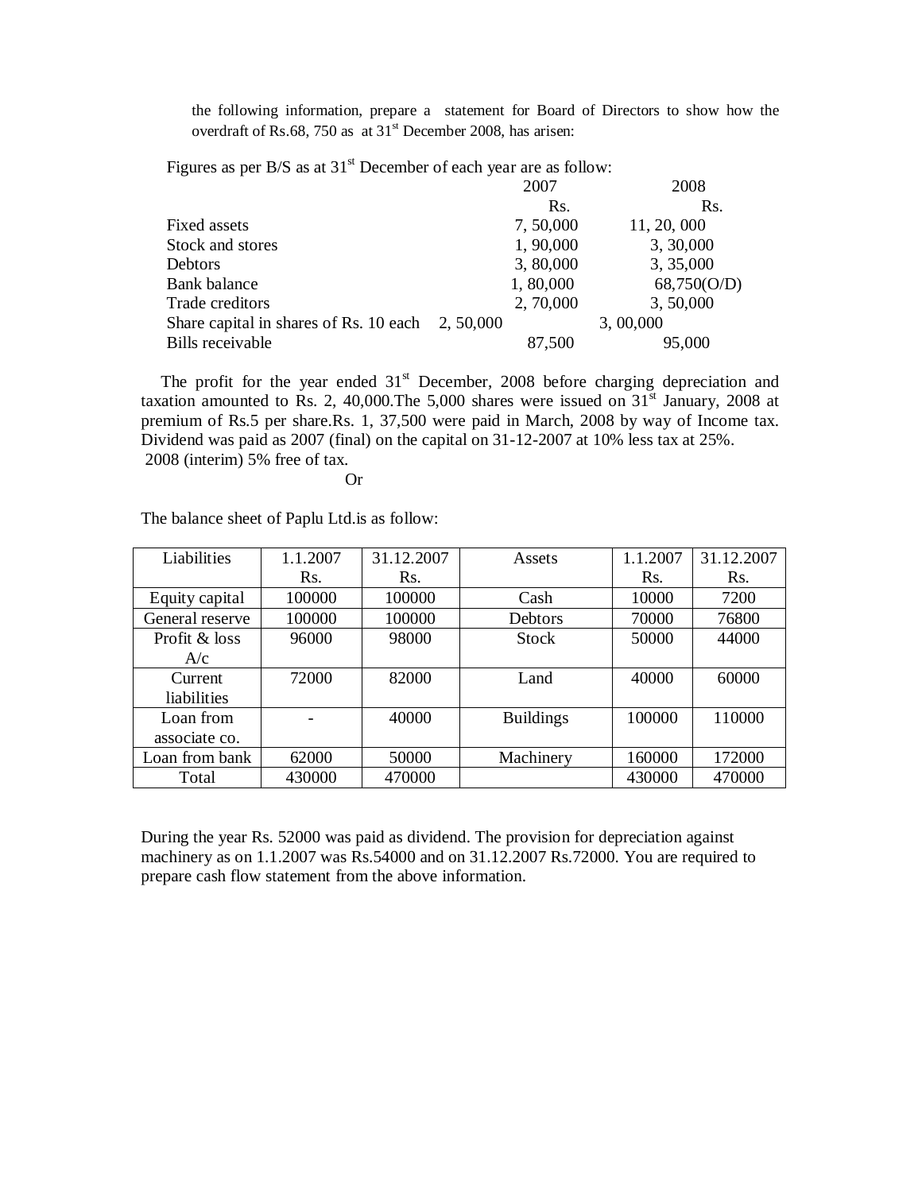the following information, prepare a statement for Board of Directors to show how the overdraft of Rs.68, 750 as at 31st December 2008, has arisen:

Figures as per B/S as at 31st December of each year are as follow:

| | 2007 Rs. | 2008 Rs. |
|---|---|---|
| Fixed assets | 7, 50,000 | 11, 20, 000 |
| Stock and stores | 1, 90,000 | 3, 30,000 |
| Debtors | 3, 80,000 | 3, 35,000 |
| Bank balance | 1, 80,000 | 68,750(O/D) |
| Trade creditors | 2, 70,000 | 3, 50,000 |
| Share capital in shares of Rs. 10 each | 2, 50,000 | 3, 00,000 |
| Bills receivable | 87,500 | 95,000 |

The profit for the year ended 31st December, 2008 before charging depreciation and taxation amounted to Rs. 2, 40,000.The 5,000 shares were issued on 31st January, 2008 at premium of Rs.5 per share.Rs. 1, 37,500 were paid in March, 2008 by way of Income tax. Dividend was paid as 2007 (final) on the capital on 31-12-2007 at 10% less tax at 25%.
2008 (interim) 5% free of tax.

Or

The balance sheet of Paplu Ltd.is as follow:

| Liabilities | 1.1.2007 Rs. | 31.12.2007 Rs. | Assets | 1.1.2007 Rs. | 31.12.2007 Rs. |
|---|---|---|---|---|---|
| Equity capital | 100000 | 100000 | Cash | 10000 | 7200 |
| General reserve | 100000 | 100000 | Debtors | 70000 | 76800 |
| Profit & loss A/c | 96000 | 98000 | Stock | 50000 | 44000 |
| Current liabilities | 72000 | 82000 | Land | 40000 | 60000 |
| Loan from associate co. | - | 40000 | Buildings | 100000 | 110000 |
| Loan from bank | 62000 | 50000 | Machinery | 160000 | 172000 |
| Total | 430000 | 470000 | | 430000 | 470000 |

During the year Rs. 52000 was paid as dividend. The provision for depreciation against machinery as on 1.1.2007 was Rs.54000 and on 31.12.2007 Rs.72000. You are required to prepare cash flow statement from the above information.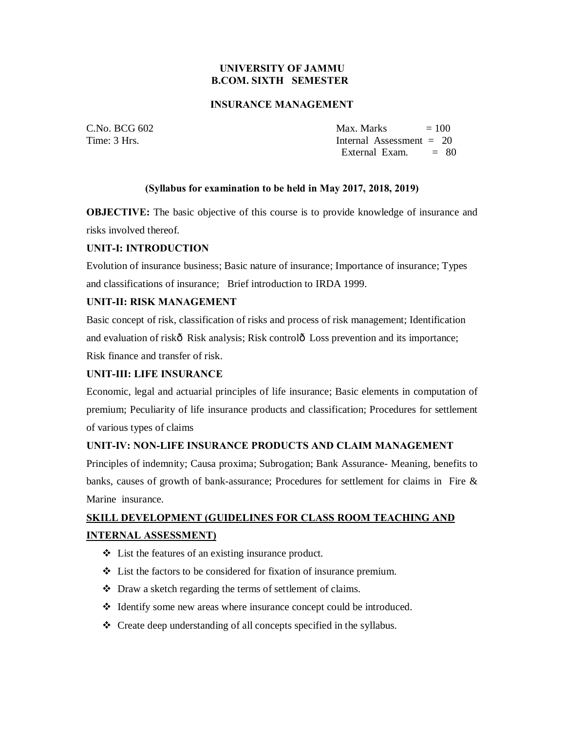# UNIVERSITY OF JAMMU
## B.COM. SIXTH SEMESTER

### INSURANCE MANAGEMENT

C.No. BCG 602  
Time: 3 Hrs.

Max. Marks = 100  
Internal Assessment = 20  
External Exam. = 80

**(Syllabus for examination to be held in May 2017, 2018, 2019)**

**OBJECTIVE:** The basic objective of this course is to provide knowledge of insurance and risks involved thereof.

**UNIT-I: INTRODUCTION**

Evolution of insurance business; Basic nature of insurance; Importance of insurance; Types and classifications of insurance; Brief introduction to IRDA 1999.

**UNIT-II: RISK MANAGEMENT**

Basic concept of risk, classification of risks and process of risk management; Identification and evaluation of riskð Risk analysis; Risk controlð Loss prevention and its importance; Risk finance and transfer of risk.

**UNIT-III: LIFE INSURANCE**

Economic, legal and actuarial principles of life insurance; Basic elements in computation of premium; Peculiarity of life insurance products and classification; Procedures for settlement of various types of claims

**UNIT-IV: NON-LIFE INSURANCE PRODUCTS AND CLAIM MANAGEMENT**

Principles of indemnity; Causa proxima; Subrogation; Bank Assurance- Meaning, benefits to banks, causes of growth of bank-assurance; Procedures for settlement for claims in Fire & Marine insurance.

**SKILL DEVELOPMENT (GUIDELINES FOR CLASS ROOM TEACHING AND INTERNAL ASSESSMENT)**

- List the features of an existing insurance product.
- List the factors to be considered for fixation of insurance premium.
- Draw a sketch regarding the terms of settlement of claims.
- Identify some new areas where insurance concept could be introduced.
- Create deep understanding of all concepts specified in the syllabus.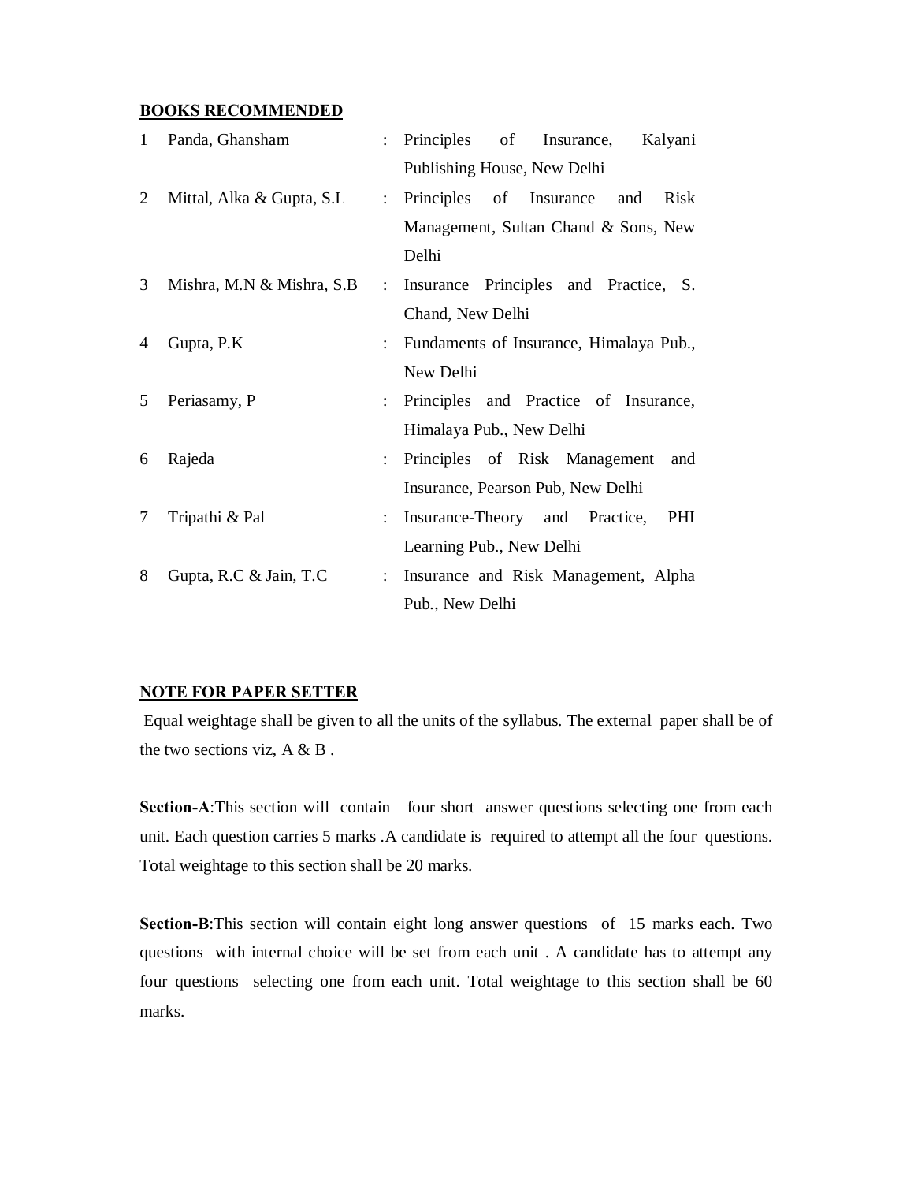**BOOKS RECOMMENDED**

| | | | |
|---|---|---|---|
| 1 | Panda, Ghansham | : | Principles of Insurance, Kalyani Publishing House, New Delhi |
| 2 | Mittal, Alka & Gupta, S.L | : | Principles of Insurance and Risk Management, Sultan Chand & Sons, New Delhi |
| 3 | Mishra, M.N & Mishra, S.B | : | Insurance Principles and Practice, S. Chand, New Delhi |
| 4 | Gupta, P.K | : | Fundaments of Insurance, Himalaya Pub., New Delhi |
| 5 | Periasamy, P | : | Principles and Practice of Insurance, Himalaya Pub., New Delhi |
| 6 | Rajeda | : | Principles of Risk Management and Insurance, Pearson Pub, New Delhi |
| 7 | Tripathi & Pal | : | Insurance-Theory and Practice, PHI Learning Pub., New Delhi |
| 8 | Gupta, R.C & Jain, T.C | : | Insurance and Risk Management, Alpha Pub., New Delhi |

**NOTE FOR PAPER SETTER**

Equal weightage shall be given to all the units of the syllabus. The external paper shall be of the two sections viz, A & B .

**Section-A**:This section will contain four short answer questions selecting one from each unit. Each question carries 5 marks .A candidate is required to attempt all the four questions. Total weightage to this section shall be 20 marks.

**Section-B**:This section will contain eight long answer questions of 15 marks each. Two questions with internal choice will be set from each unit . A candidate has to attempt any four questions selecting one from each unit. Total weightage to this section shall be 60 marks.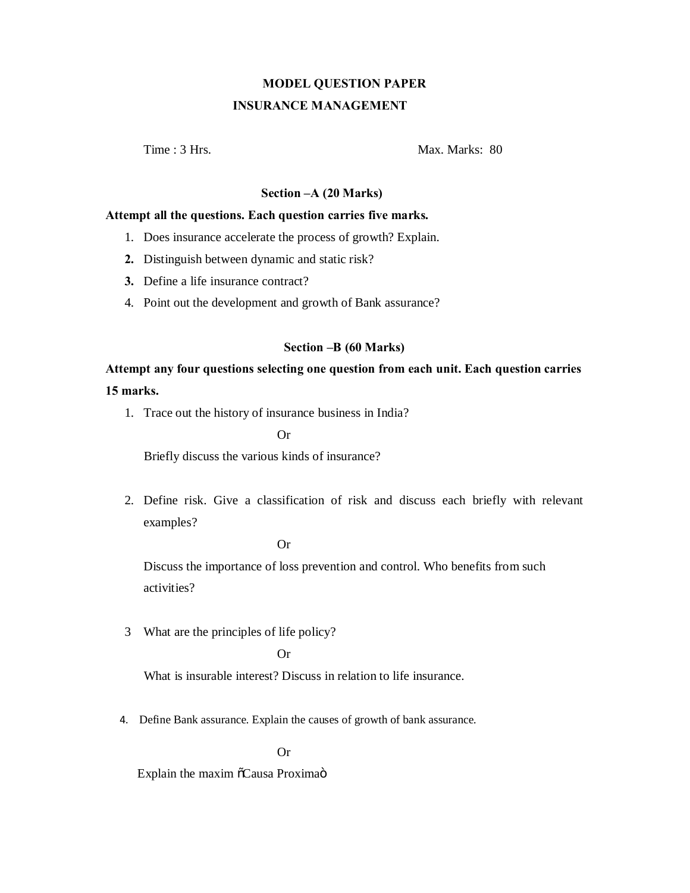# MODEL QUESTION PAPER

## INSURANCE MANAGEMENT

Time : 3 Hrs. Max. Marks: 80

### Section –A (20 Marks)

**Attempt all the questions. Each question carries five marks.**

1. Does insurance accelerate the process of growth? Explain.
2. Distinguish between dynamic and static risk?
3. Define a life insurance contract?
4. Point out the development and growth of Bank assurance?

### Section –B (60 Marks)

**Attempt any four questions selecting one question from each unit. Each question carries 15 marks.**

1. Trace out the history of insurance business in India?

   Or

   Briefly discuss the various kinds of insurance?

2. Define risk. Give a classification of risk and discuss each briefly with relevant examples?

   Or

   Discuss the importance of loss prevention and control. Who benefits from such activities?

3. What are the principles of life policy?

   Or

   What is insurable interest? Discuss in relation to life insurance.

4. Define Bank assurance. Explain the causes of growth of bank assurance.

   Or

   Explain the maxim õCausa Proximaò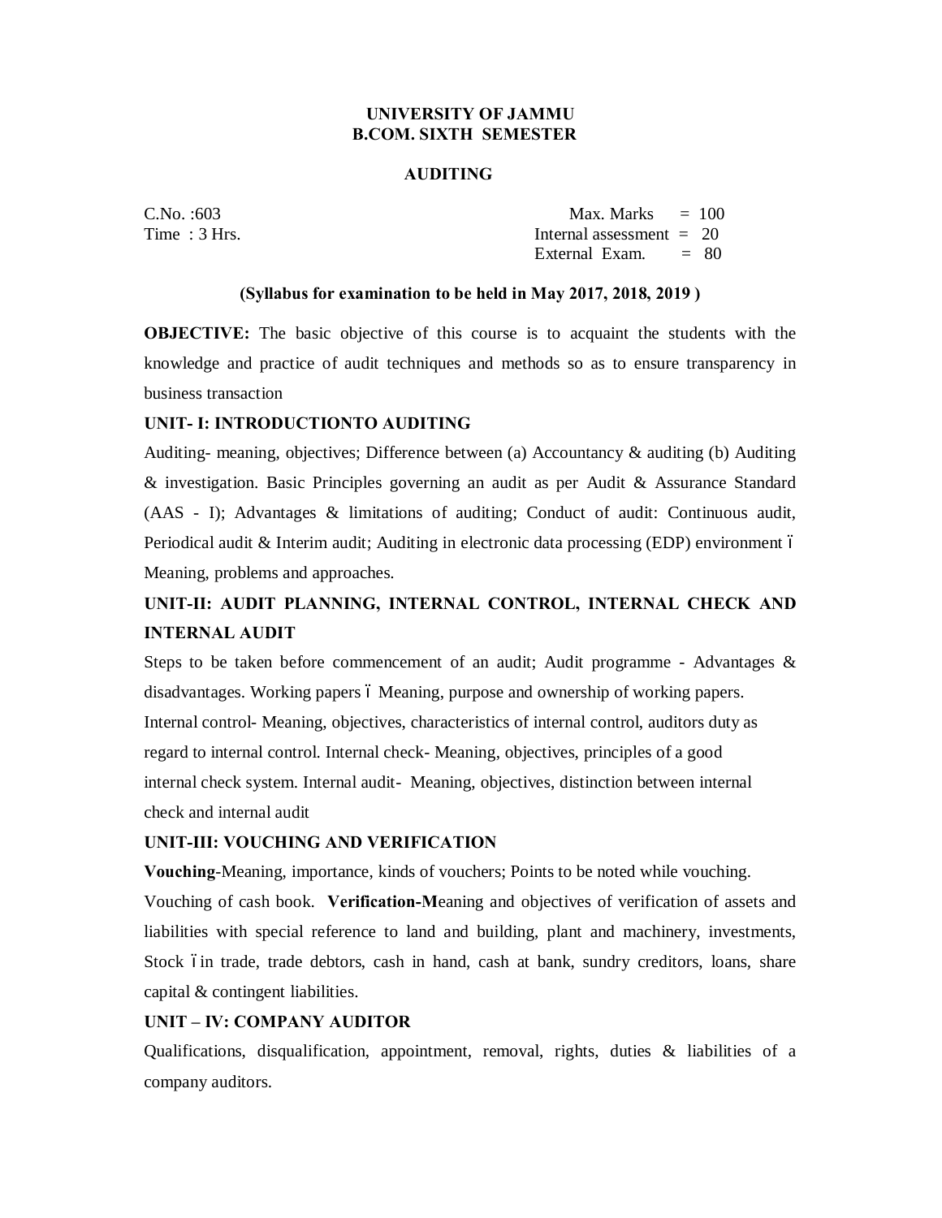# UNIVERSITY OF JAMMU
## B.COM. SIXTH SEMESTER

### AUDITING

C.No. :603 — Max. Marks = 100
Time : 3 Hrs. — Internal assessment = 20
External Exam. = 80

**(Syllabus for examination to be held in May 2017, 2018, 2019 )**

**OBJECTIVE:** The basic objective of this course is to acquaint the students with the knowledge and practice of audit techniques and methods so as to ensure transparency in business transaction

**UNIT- I: INTRODUCTIONTO AUDITING**

Auditing- meaning, objectives; Difference between (a) Accountancy & auditing (b) Auditing & investigation. Basic Principles governing an audit as per Audit & Assurance Standard (AAS - I); Advantages & limitations of auditing; Conduct of audit: Continuous audit, Periodical audit & Interim audit; Auditing in electronic data processing (EDP) environment – Meaning, problems and approaches.

**UNIT-II: AUDIT PLANNING, INTERNAL CONTROL, INTERNAL CHECK AND INTERNAL AUDIT**

Steps to be taken before commencement of an audit; Audit programme - Advantages & disadvantages. Working papers – Meaning, purpose and ownership of working papers. Internal control- Meaning, objectives, characteristics of internal control, auditors duty as regard to internal control. Internal check- Meaning, objectives, principles of a good internal check system. Internal audit- Meaning, objectives, distinction between internal check and internal audit

**UNIT-III: VOUCHING AND VERIFICATION**

**Vouching**-Meaning, importance, kinds of vouchers; Points to be noted while vouching. Vouching of cash book. **Verification-M**eaning and objectives of verification of assets and liabilities with special reference to land and building, plant and machinery, investments, Stock –in trade, trade debtors, cash in hand, cash at bank, sundry creditors, loans, share capital & contingent liabilities.

**UNIT – IV: COMPANY AUDITOR**

Qualifications, disqualification, appointment, removal, rights, duties & liabilities of a company auditors.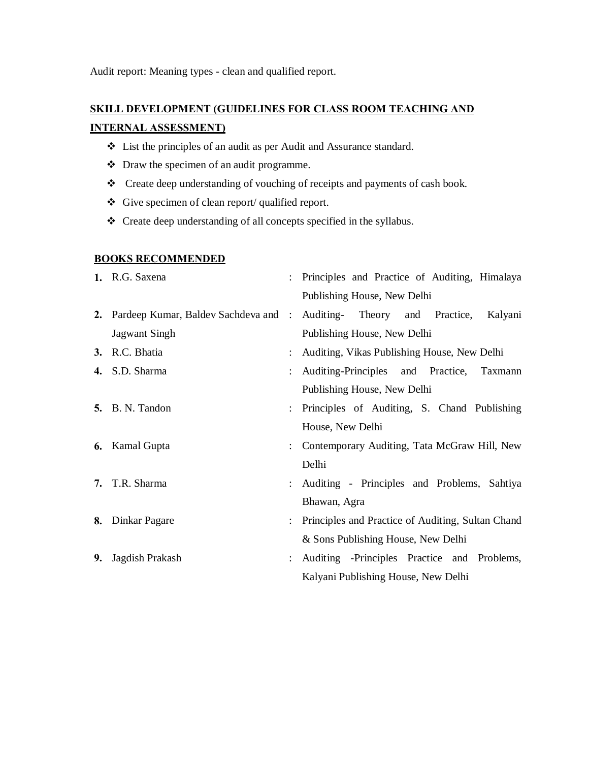Audit report: Meaning types - clean and qualified report.

**SKILL DEVELOPMENT (GUIDELINES FOR CLASS ROOM TEACHING AND INTERNAL ASSESSMENT)**

- List the principles of an audit as per Audit and Assurance standard.
- Draw the specimen of an audit programme.
- Create deep understanding of vouching of receipts and payments of cash book.
- Give specimen of clean report/ qualified report.
- Create deep understanding of all concepts specified in the syllabus.

**BOOKS RECOMMENDED**

1. R.G. Saxena : Principles and Practice of Auditing, Himalaya Publishing House, New Delhi
2. Pardeep Kumar, Baldev Sachdeva and Jagwant Singh : Auditing- Theory and Practice, Kalyani Publishing House, New Delhi
3. R.C. Bhatia : Auditing, Vikas Publishing House, New Delhi
4. S.D. Sharma : Auditing-Principles and Practice, Taxmann Publishing House, New Delhi
5. B. N. Tandon : Principles of Auditing, S. Chand Publishing House, New Delhi
6. Kamal Gupta : Contemporary Auditing, Tata McGraw Hill, New Delhi
7. T.R. Sharma : Auditing - Principles and Problems, Sahtiya Bhawan, Agra
8. Dinkar Pagare : Principles and Practice of Auditing, Sultan Chand & Sons Publishing House, New Delhi
9. Jagdish Prakash : Auditing -Principles Practice and Problems, Kalyani Publishing House, New Delhi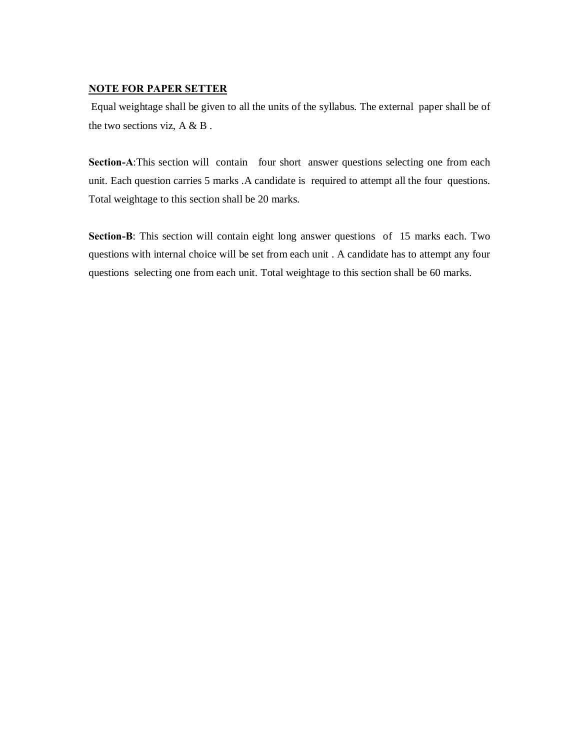**NOTE FOR PAPER SETTER**

Equal weightage shall be given to all the units of the syllabus. The external paper shall be of the two sections viz, A & B .

**Section-A**:This section will contain four short answer questions selecting one from each unit. Each question carries 5 marks .A candidate is required to attempt all the four questions. Total weightage to this section shall be 20 marks.

**Section-B**: This section will contain eight long answer questions of 15 marks each. Two questions with internal choice will be set from each unit . A candidate has to attempt any four questions selecting one from each unit. Total weightage to this section shall be 60 marks.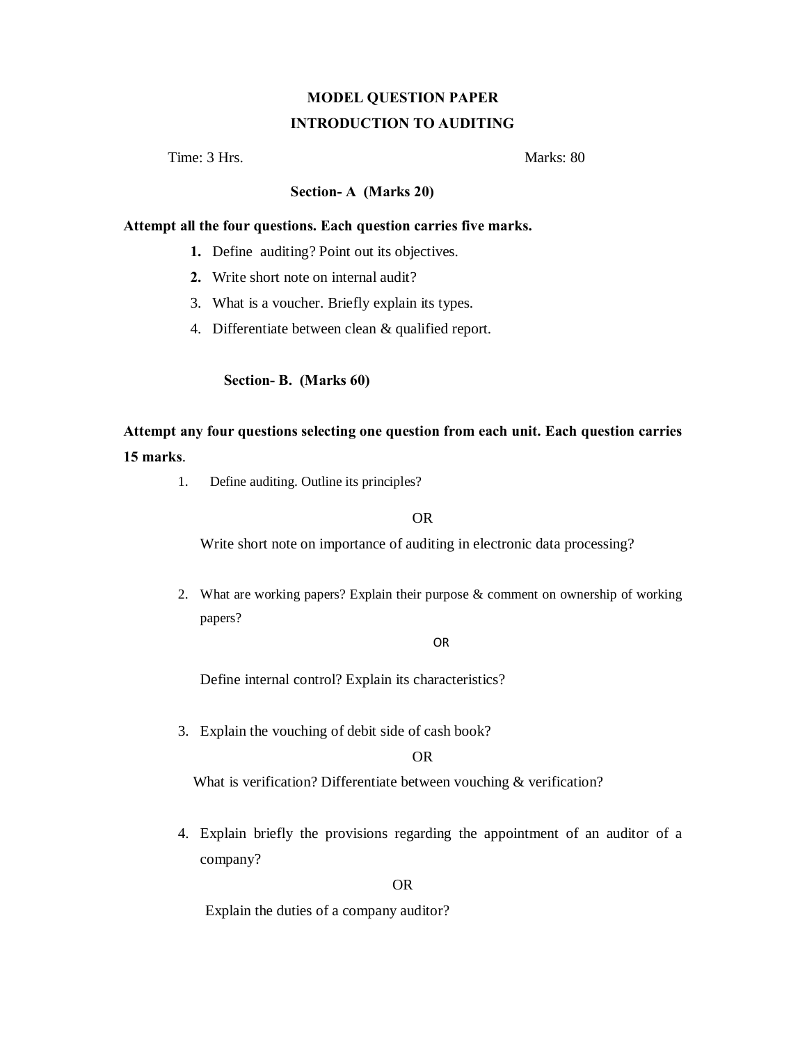# MODEL QUESTION PAPER

## INTRODUCTION TO AUDITING

Time: 3 Hrs. Marks: 80

### Section- A (Marks 20)

**Attempt all the four questions. Each question carries five marks.**

1. Define auditing? Point out its objectives.
2. Write short note on internal audit?
3. What is a voucher. Briefly explain its types.
4. Differentiate between clean & qualified report.

### Section- B. (Marks 60)

**Attempt any four questions selecting one question from each unit. Each question carries 15 marks**.

1. Define auditing. Outline its principles?

   OR

   Write short note on importance of auditing in electronic data processing?

2. What are working papers? Explain their purpose & comment on ownership of working papers?

   OR

   Define internal control? Explain its characteristics?

3. Explain the vouching of debit side of cash book?

   OR

   What is verification? Differentiate between vouching & verification?

4. Explain briefly the provisions regarding the appointment of an auditor of a company?

   OR

   Explain the duties of a company auditor?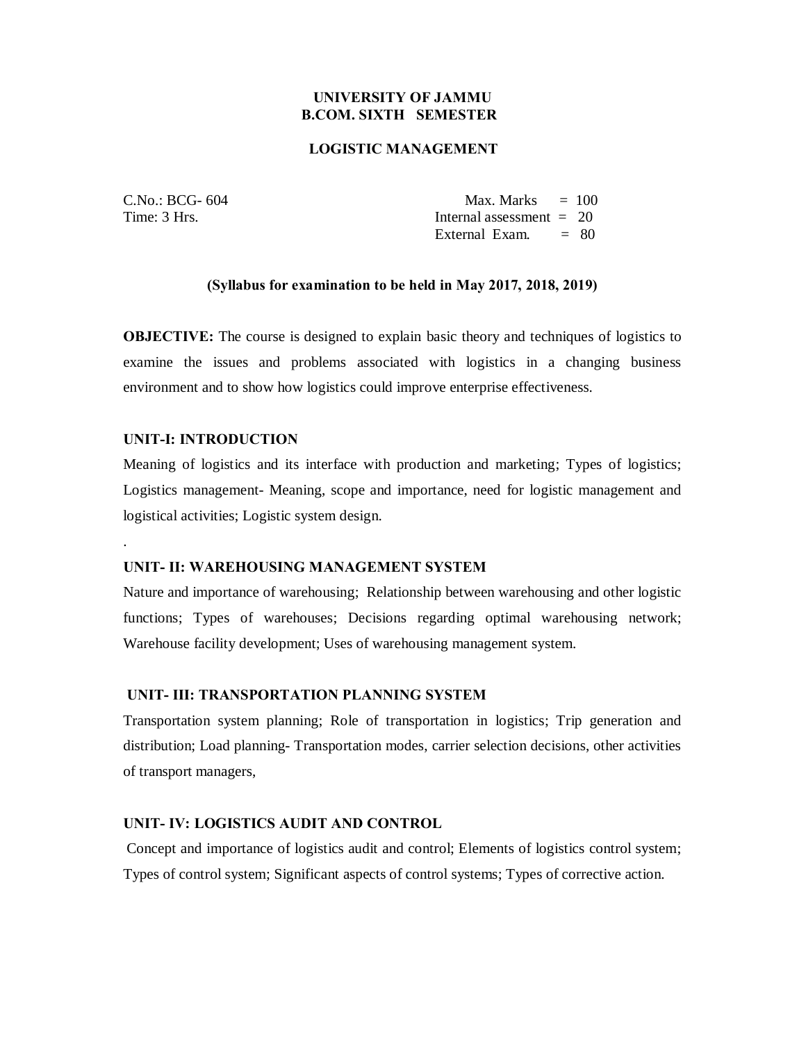**UNIVERSITY OF JAMMU**
**B.COM. SIXTH SEMESTER**

**LOGISTIC MANAGEMENT**

| | |
|---|---|
| C.No.: BCG- 604 | Max. Marks = 100 |
| Time: 3 Hrs. | Internal assessment = 20 |
| | External Exam. = 80 |

**(Syllabus for examination to be held in May 2017, 2018, 2019)**

**OBJECTIVE:** The course is designed to explain basic theory and techniques of logistics to examine the issues and problems associated with logistics in a changing business environment and to show how logistics could improve enterprise effectiveness.

**UNIT-I: INTRODUCTION**

Meaning of logistics and its interface with production and marketing; Types of logistics; Logistics management- Meaning, scope and importance, need for logistic management and logistical activities; Logistic system design.

**UNIT- II: WAREHOUSING MANAGEMENT SYSTEM**

Nature and importance of warehousing; Relationship between warehousing and other logistic functions; Types of warehouses; Decisions regarding optimal warehousing network; Warehouse facility development; Uses of warehousing management system.

**UNIT- III: TRANSPORTATION PLANNING SYSTEM**

Transportation system planning; Role of transportation in logistics; Trip generation and distribution; Load planning- Transportation modes, carrier selection decisions, other activities of transport managers,

**UNIT- IV: LOGISTICS AUDIT AND CONTROL**

Concept and importance of logistics audit and control; Elements of logistics control system; Types of control system; Significant aspects of control systems; Types of corrective action.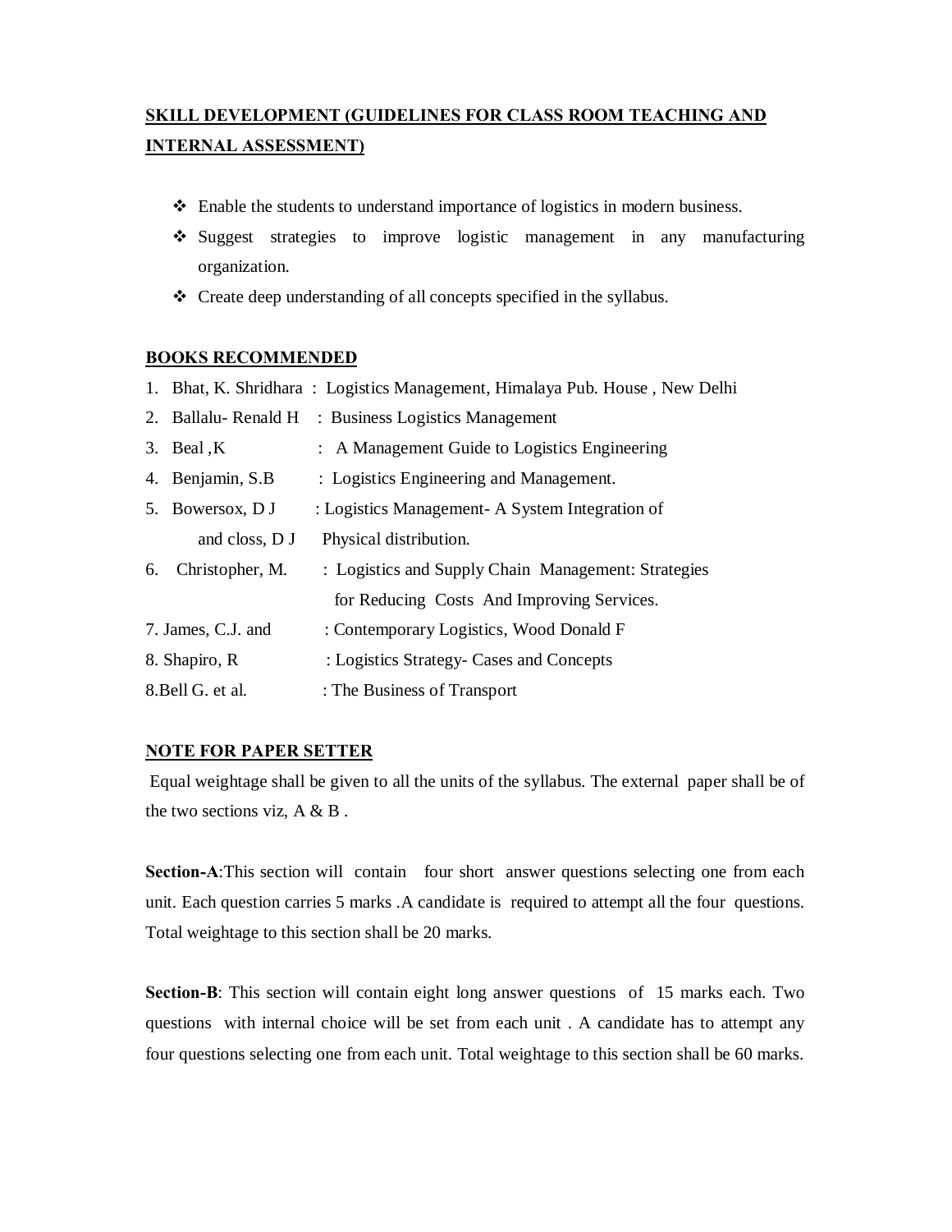**SKILL DEVELOPMENT (GUIDELINES FOR CLASS ROOM TEACHING AND INTERNAL ASSESSMENT)**

- Enable the students to understand importance of logistics in modern business.
- Suggest strategies to improve logistic management in any manufacturing organization.
- Create deep understanding of all concepts specified in the syllabus.

**BOOKS RECOMMENDED**

1. Bhat, K. Shridhara : Logistics Management, Himalaya Pub. House , New Delhi
2. Ballalu- Renald H : Business Logistics Management
3. Beal ,K : A Management Guide to Logistics Engineering
4. Benjamin, S.B : Logistics Engineering and Management.
5. Bowersox, D J and closs, D J : Logistics Management- A System Integration of Physical distribution.
6. Christopher, M. : Logistics and Supply Chain Management: Strategies for Reducing Costs And Improving Services.
7. James, C.J. and : Contemporary Logistics, Wood Donald F
8. Shapiro, R : Logistics Strategy- Cases and Concepts
8. Bell G. et al. : The Business of Transport

**NOTE FOR PAPER SETTER**

Equal weightage shall be given to all the units of the syllabus. The external paper shall be of the two sections viz, A & B .

**Section-A**:This section will contain four short answer questions selecting one from each unit. Each question carries 5 marks .A candidate is required to attempt all the four questions. Total weightage to this section shall be 20 marks.

**Section-B**: This section will contain eight long answer questions of 15 marks each. Two questions with internal choice will be set from each unit . A candidate has to attempt any four questions selecting one from each unit. Total weightage to this section shall be 60 marks.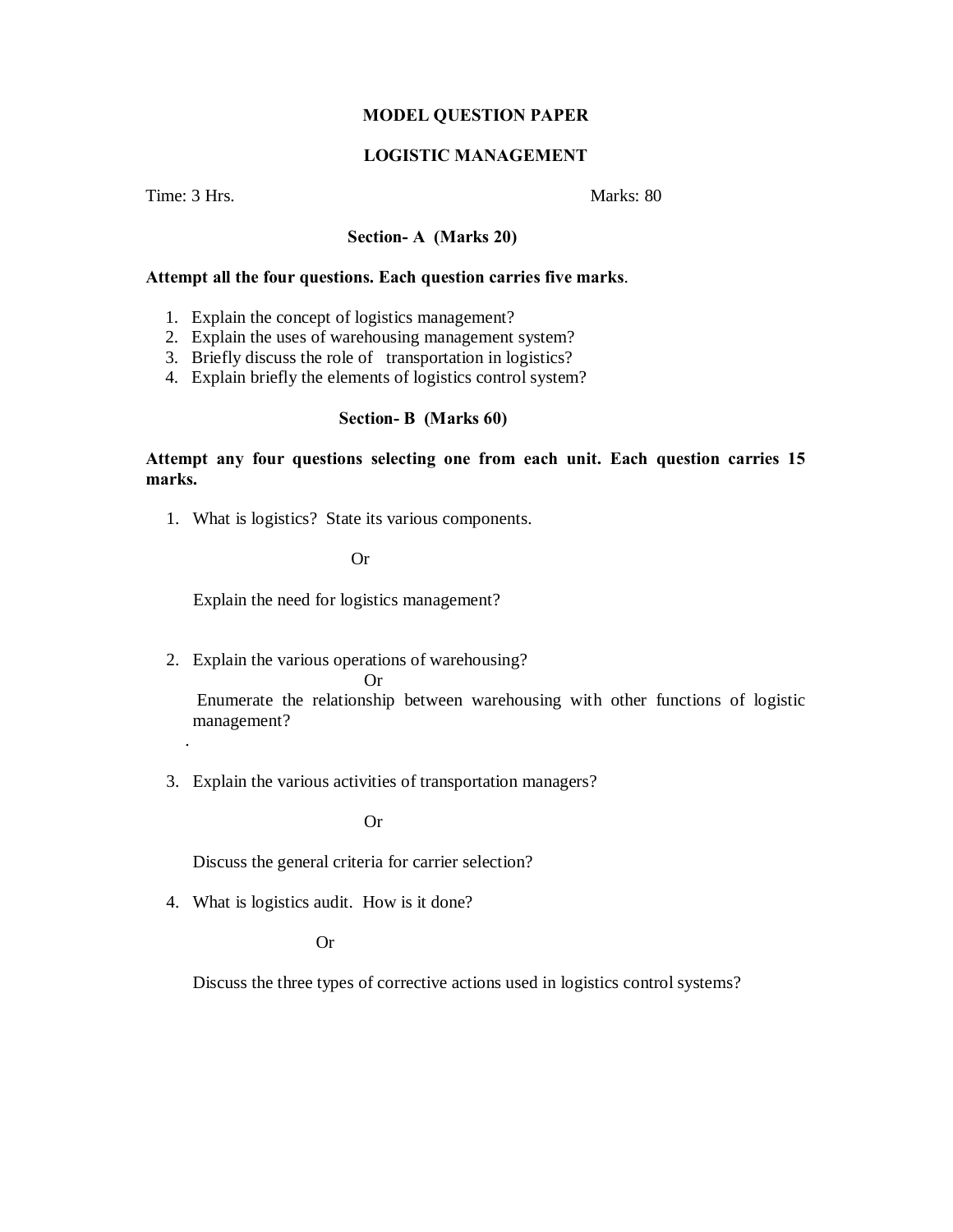# MODEL QUESTION PAPER

## LOGISTIC MANAGEMENT

Time: 3 Hrs. Marks: 80

### Section- A (Marks 20)

**Attempt all the four questions. Each question carries five marks**.

1. Explain the concept of logistics management?
2. Explain the uses of warehousing management system?
3. Briefly discuss the role of transportation in logistics?
4. Explain briefly the elements of logistics control system?

### Section- B (Marks 60)

**Attempt any four questions selecting one from each unit. Each question carries 15 marks.**

1. What is logistics? State its various components.

   Or

   Explain the need for logistics management?

2. Explain the various operations of warehousing?

   Or

   Enumerate the relationship between warehousing with other functions of logistic management?

3. Explain the various activities of transportation managers?

   Or

   Discuss the general criteria for carrier selection?

4. What is logistics audit. How is it done?

   Or

   Discuss the three types of corrective actions used in logistics control systems?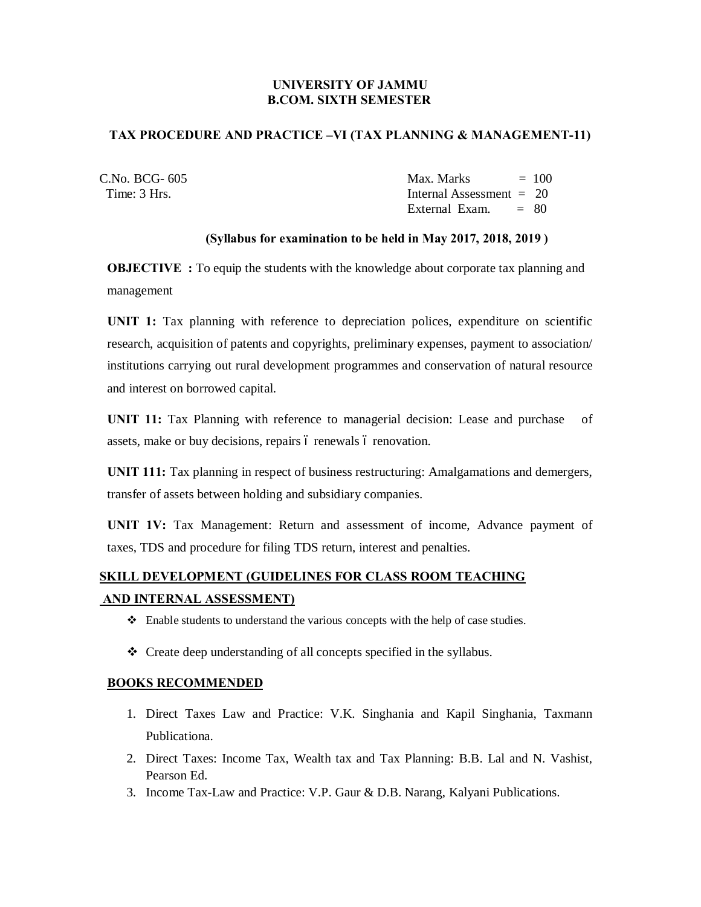# UNIVERSITY OF JAMMU
## B.COM. SIXTH SEMESTER

### TAX PROCEDURE AND PRACTICE –VI (TAX PLANNING & MANAGEMENT-11)

C.No. BCG- 605
Time: 3 Hrs.

Max. Marks = 100
Internal Assessment = 20
External Exam. = 80

**(Syllabus for examination to be held in May 2017, 2018, 2019 )**

**OBJECTIVE :** To equip the students with the knowledge about corporate tax planning and management

**UNIT 1:** Tax planning with reference to depreciation polices, expenditure on scientific research, acquisition of patents and copyrights, preliminary expenses, payment to association/ institutions carrying out rural development programmes and conservation of natural resource and interest on borrowed capital.

**UNIT 11:** Tax Planning with reference to managerial decision: Lease and purchase of assets, make or buy decisions, repairs ó renewals ó renovation.

**UNIT 111:** Tax planning in respect of business restructuring: Amalgamations and demergers, transfer of assets between holding and subsidiary companies.

**UNIT 1V:** Tax Management: Return and assessment of income, Advance payment of taxes, TDS and procedure for filing TDS return, interest and penalties.

**SKILL DEVELOPMENT (GUIDELINES FOR CLASS ROOM TEACHING AND INTERNAL ASSESSMENT)**

- Enable students to understand the various concepts with the help of case studies.
- Create deep understanding of all concepts specified in the syllabus.

**BOOKS RECOMMENDED**

1. Direct Taxes Law and Practice: V.K. Singhania and Kapil Singhania, Taxmann Publicationa.
2. Direct Taxes: Income Tax, Wealth tax and Tax Planning: B.B. Lal and N. Vashist, Pearson Ed.
3. Income Tax-Law and Practice: V.P. Gaur & D.B. Narang, Kalyani Publications.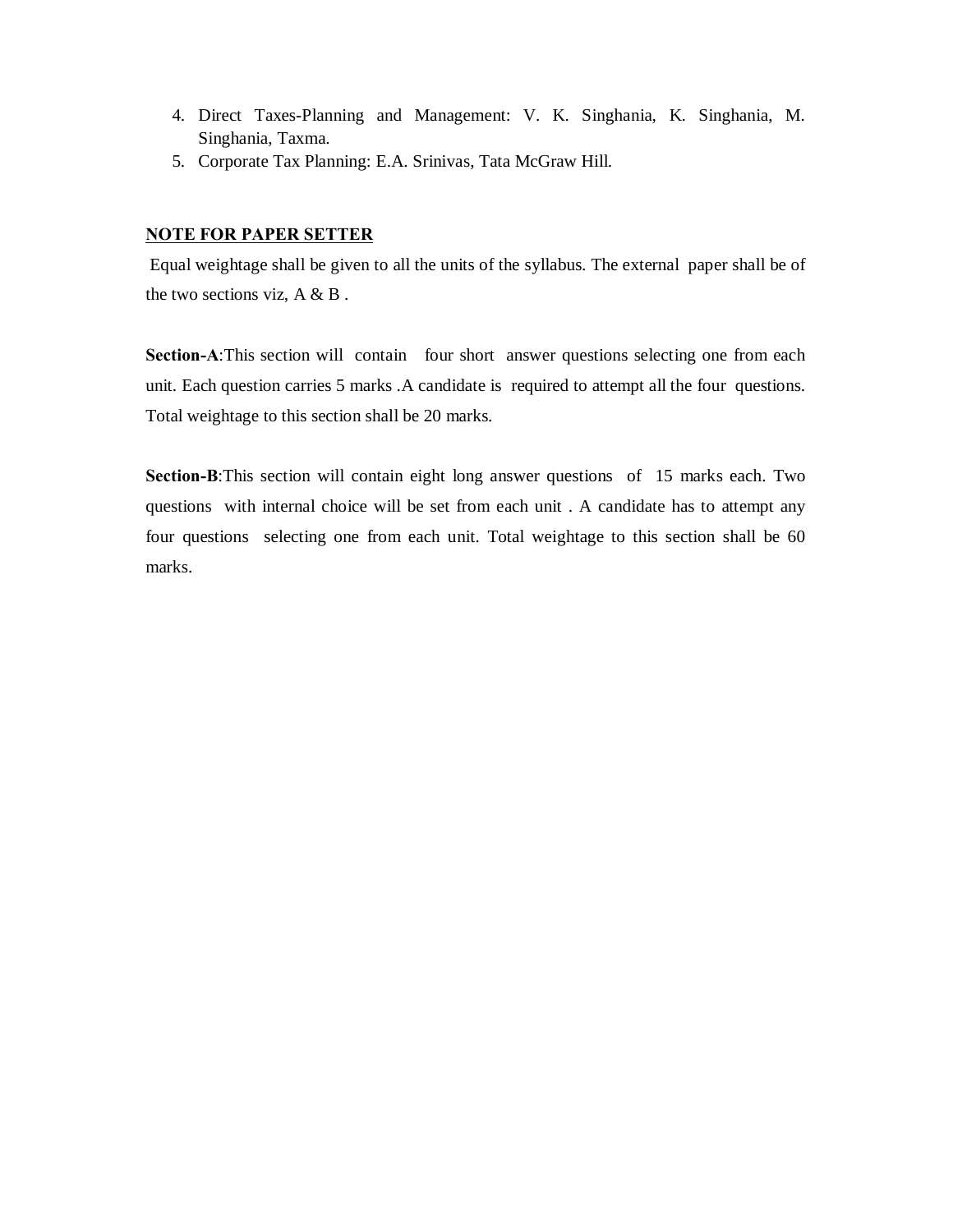4. Direct Taxes-Planning and Management: V. K. Singhania, K. Singhania, M. Singhania, Taxma.
5. Corporate Tax Planning: E.A. Srinivas, Tata McGraw Hill.

**NOTE FOR PAPER SETTER**

Equal weightage shall be given to all the units of the syllabus. The external paper shall be of the two sections viz, A & B .

**Section-A**:This section will contain four short answer questions selecting one from each unit. Each question carries 5 marks .A candidate is required to attempt all the four questions. Total weightage to this section shall be 20 marks.

**Section-B**:This section will contain eight long answer questions of 15 marks each. Two questions with internal choice will be set from each unit . A candidate has to attempt any four questions selecting one from each unit. Total weightage to this section shall be 60 marks.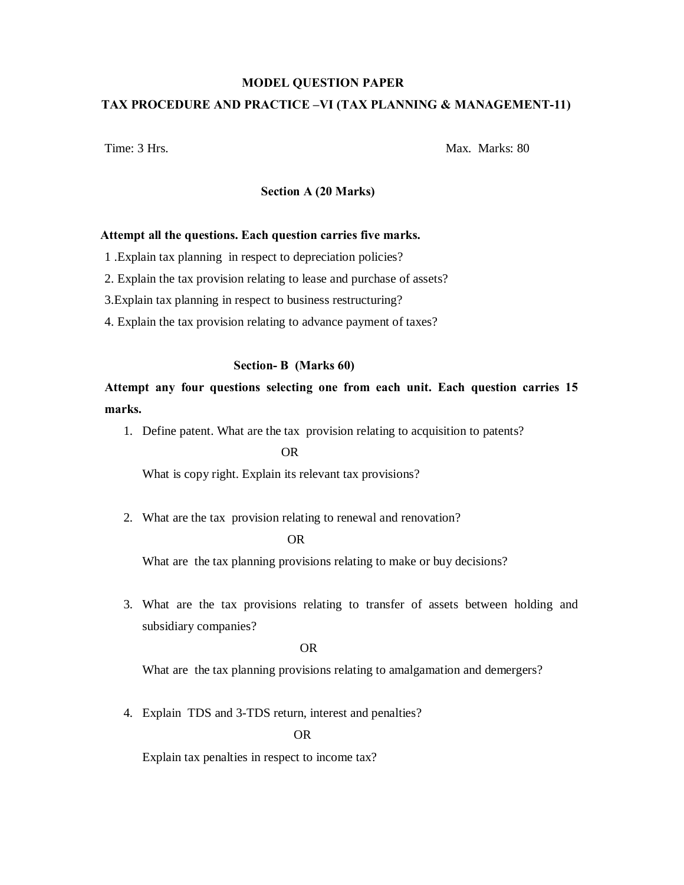# MODEL QUESTION PAPER

## TAX PROCEDURE AND PRACTICE –VI (TAX PLANNING & MANAGEMENT-11)

Time: 3 Hrs. Max. Marks: 80

### Section A (20 Marks)

**Attempt all the questions. Each question carries five marks.**

1 .Explain tax planning in respect to depreciation policies?

2. Explain the tax provision relating to lease and purchase of assets?

3.Explain tax planning in respect to business restructuring?

4. Explain the tax provision relating to advance payment of taxes?

### Section- B (Marks 60)

**Attempt any four questions selecting one from each unit. Each question carries 15 marks.**

1. Define patent. What are the tax provision relating to acquisition to patents?

   OR

   What is copy right. Explain its relevant tax provisions?

2. What are the tax provision relating to renewal and renovation?

   OR

   What are the tax planning provisions relating to make or buy decisions?

3. What are the tax provisions relating to transfer of assets between holding and subsidiary companies?

   OR

   What are the tax planning provisions relating to amalgamation and demergers?

4. Explain TDS and 3-TDS return, interest and penalties?

   OR

   Explain tax penalties in respect to income tax?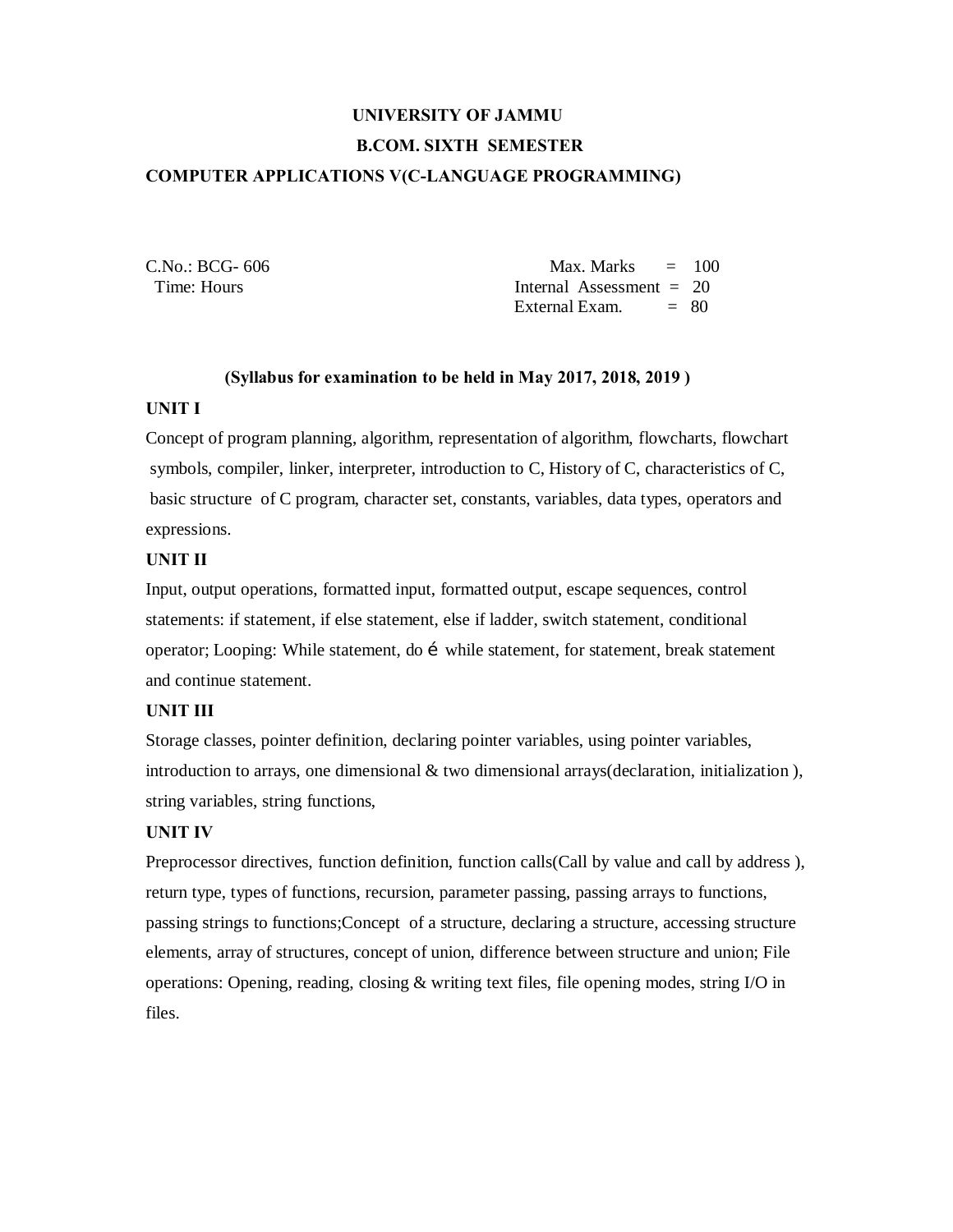**UNIVERSITY OF JAMMU**

**B.COM. SIXTH SEMESTER**

**COMPUTER APPLICATIONS V(C-LANGUAGE PROGRAMMING)**

C.No.: BCG- 606

Time: Hours

Max. Marks = 100

Internal Assessment = 20

External Exam. = 80

**(Syllabus for examination to be held in May 2017, 2018, 2019 )**

**UNIT I**

Concept of program planning, algorithm, representation of algorithm, flowcharts, flowchart symbols, compiler, linker, interpreter, introduction to C, History of C, characteristics of C, basic structure of C program, character set, constants, variables, data types, operators and expressions.

**UNIT II**

Input, output operations, formatted input, formatted output, escape sequences, control statements: if statement, if else statement, else if ladder, switch statement, conditional operator; Looping: While statement, do é while statement, for statement, break statement and continue statement.

**UNIT III**

Storage classes, pointer definition, declaring pointer variables, using pointer variables, introduction to arrays, one dimensional & two dimensional arrays(declaration, initialization ), string variables, string functions,

**UNIT IV**

Preprocessor directives, function definition, function calls(Call by value and call by address ), return type, types of functions, recursion, parameter passing, passing arrays to functions, passing strings to functions;Concept of a structure, declaring a structure, accessing structure elements, array of structures, concept of union, difference between structure and union; File operations: Opening, reading, closing & writing text files, file opening modes, string I/O in files.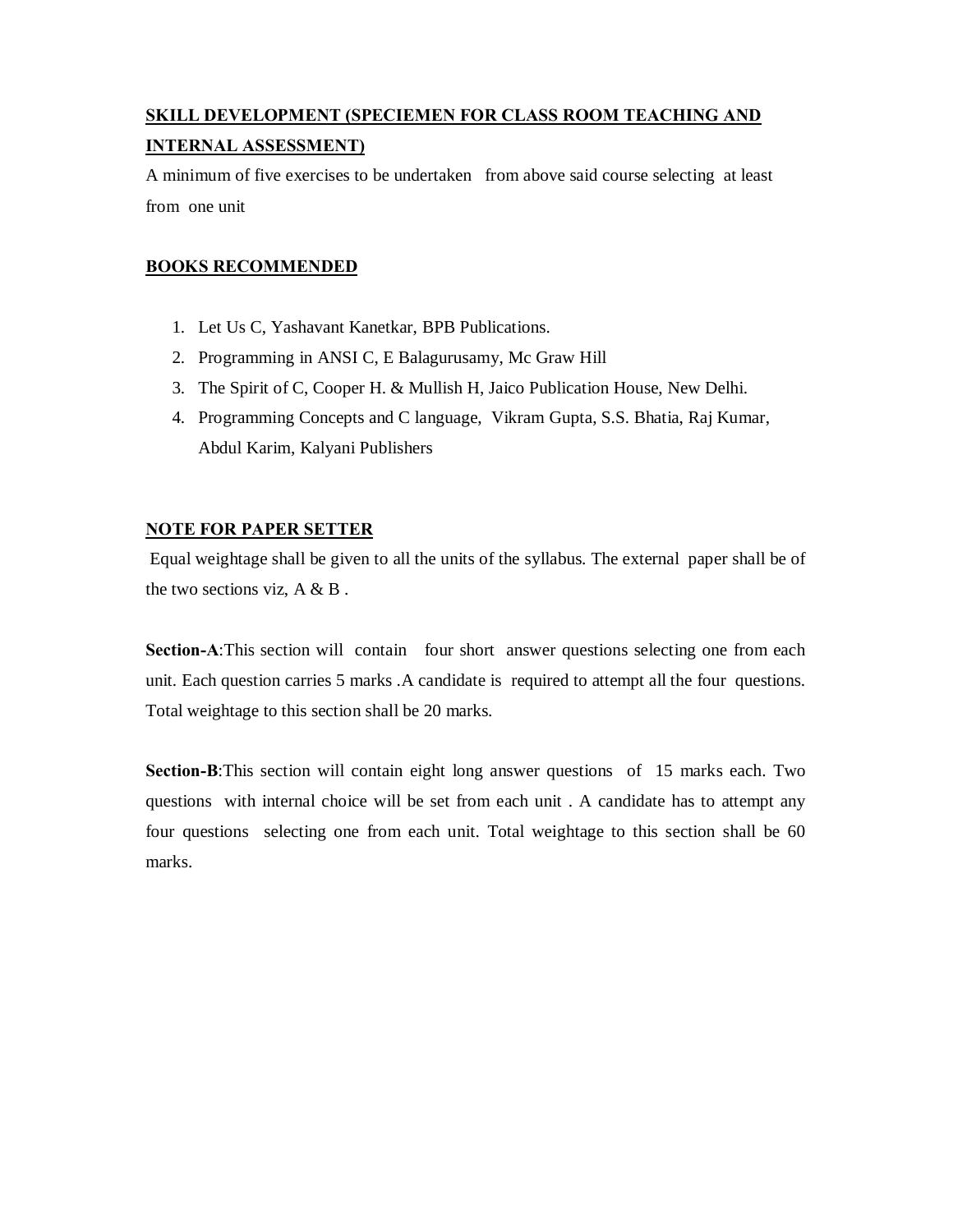**SKILL DEVELOPMENT (SPECIEMEN FOR CLASS ROOM TEACHING AND INTERNAL ASSESSMENT)**

A minimum of five exercises to be undertaken from above said course selecting at least from one unit

**BOOKS RECOMMENDED**

1. Let Us C, Yashavant Kanetkar, BPB Publications.
2. Programming in ANSI C, E Balagurusamy, Mc Graw Hill
3. The Spirit of C, Cooper H. & Mullish H, Jaico Publication House, New Delhi.
4. Programming Concepts and C language, Vikram Gupta, S.S. Bhatia, Raj Kumar, Abdul Karim, Kalyani Publishers

**NOTE FOR PAPER SETTER**

Equal weightage shall be given to all the units of the syllabus. The external paper shall be of the two sections viz, A & B .

**Section-A**:This section will contain four short answer questions selecting one from each unit. Each question carries 5 marks .A candidate is required to attempt all the four questions. Total weightage to this section shall be 20 marks.

**Section-B**:This section will contain eight long answer questions of 15 marks each. Two questions with internal choice will be set from each unit . A candidate has to attempt any four questions selecting one from each unit. Total weightage to this section shall be 60 marks.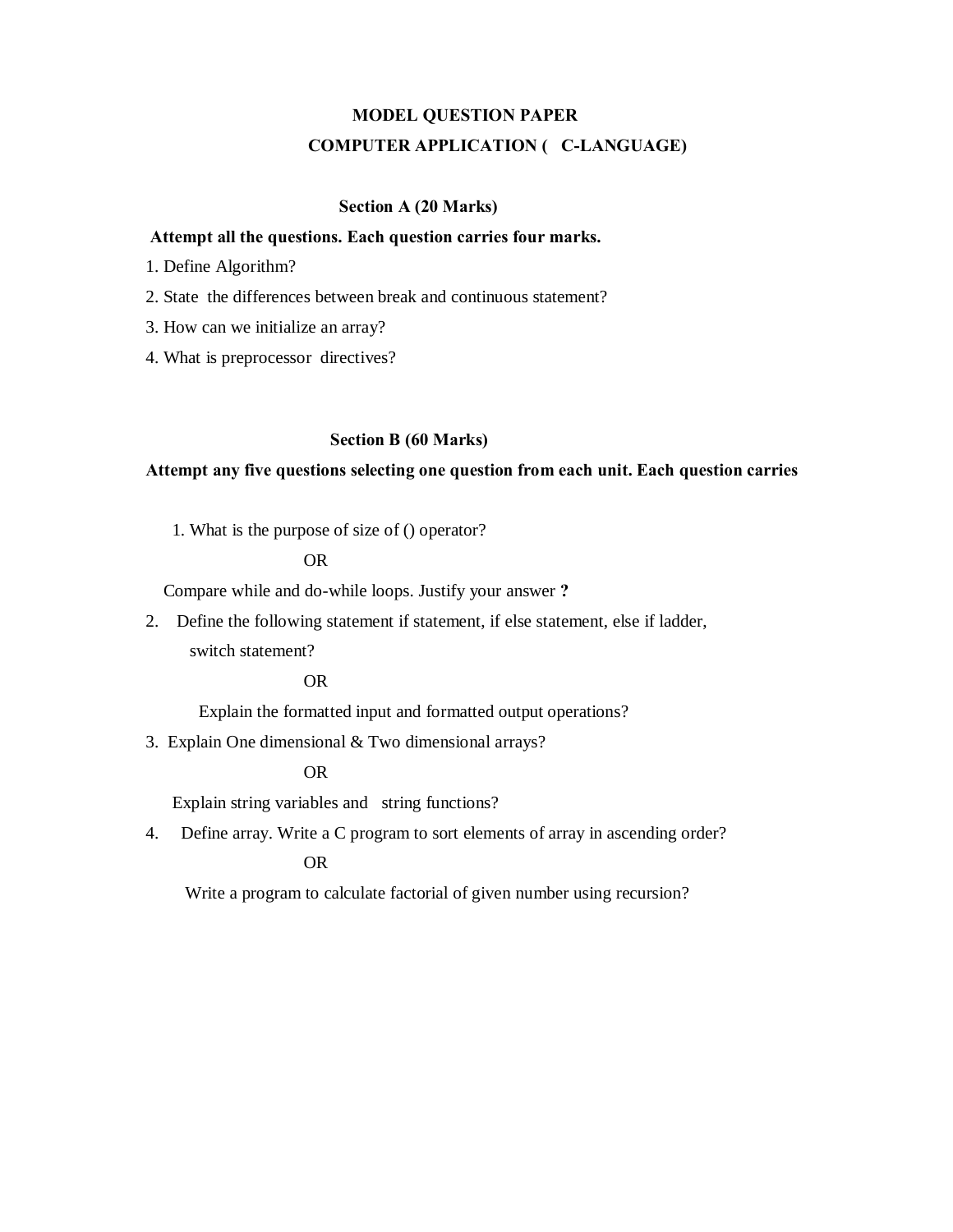**MODEL QUESTION PAPER**

**COMPUTER APPLICATION ( C-LANGUAGE)**

**Section A (20 Marks)**

**Attempt all the questions. Each question carries four marks.**

1. Define Algorithm?
2. State the differences between break and continuous statement?
3. How can we initialize an array?
4. What is preprocessor directives?

**Section B (60 Marks)**

**Attempt any five questions selecting one question from each unit. Each question carries**

1. What is the purpose of size of () operator?

   OR

   Compare while and do-while loops. Justify your answer **?**

2. Define the following statement if statement, if else statement, else if ladder, switch statement?

   OR

   Explain the formatted input and formatted output operations?

3. Explain One dimensional & Two dimensional arrays?

   OR

   Explain string variables and string functions?

4. Define array. Write a C program to sort elements of array in ascending order?

   OR

   Write a program to calculate factorial of given number using recursion?